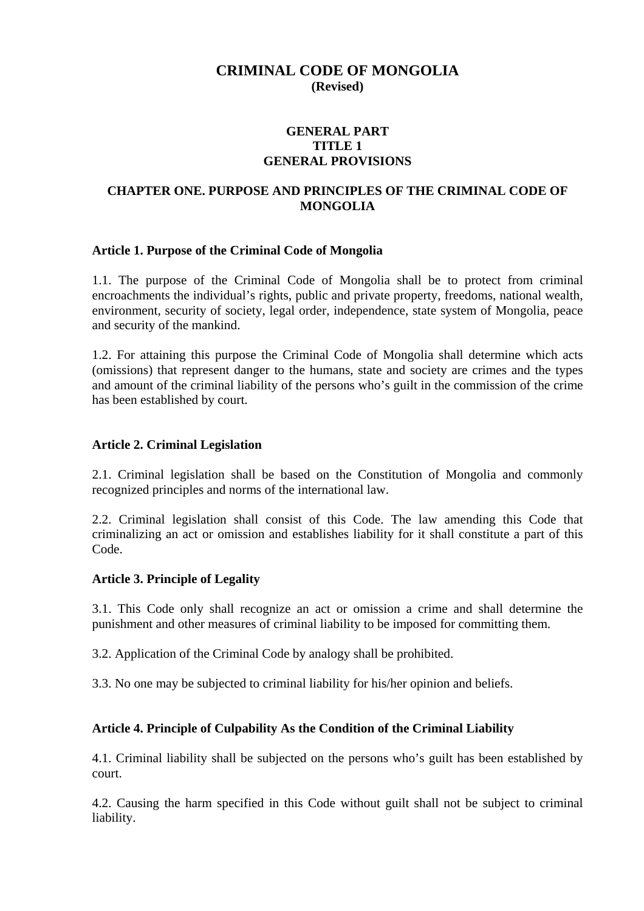# CRIMINAL CODE OF MONGOLIA
**(Revised)**

## GENERAL PART
## TITLE 1
## GENERAL PROVISIONS

### CHAPTER ONE. PURPOSE AND PRINCIPLES OF THE CRIMINAL CODE OF MONGOLIA

**Article 1. Purpose of the Criminal Code of Mongolia**

1.1. The purpose of the Criminal Code of Mongolia shall be to protect from criminal encroachments the individual's rights, public and private property, freedoms, national wealth, environment, security of society, legal order, independence, state system of Mongolia, peace and security of the mankind.

1.2. For attaining this purpose the Criminal Code of Mongolia shall determine which acts (omissions) that represent danger to the humans, state and society are crimes and the types and amount of the criminal liability of the persons who's guilt in the commission of the crime has been established by court.

**Article 2. Criminal Legislation**

2.1. Criminal legislation shall be based on the Constitution of Mongolia and commonly recognized principles and norms of the international law.

2.2. Criminal legislation shall consist of this Code. The law amending this Code that criminalizing an act or omission and establishes liability for it shall constitute a part of this Code.

**Article 3. Principle of Legality**

3.1. This Code only shall recognize an act or omission a crime and shall determine the punishment and other measures of criminal liability to be imposed for committing them.

3.2. Application of the Criminal Code by analogy shall be prohibited.

3.3. No one may be subjected to criminal liability for his/her opinion and beliefs.

**Article 4. Principle of Culpability As the Condition of the Criminal Liability**

4.1. Criminal liability shall be subjected on the persons who's guilt has been established by court.

4.2. Causing the harm specified in this Code without guilt shall not be subject to criminal liability.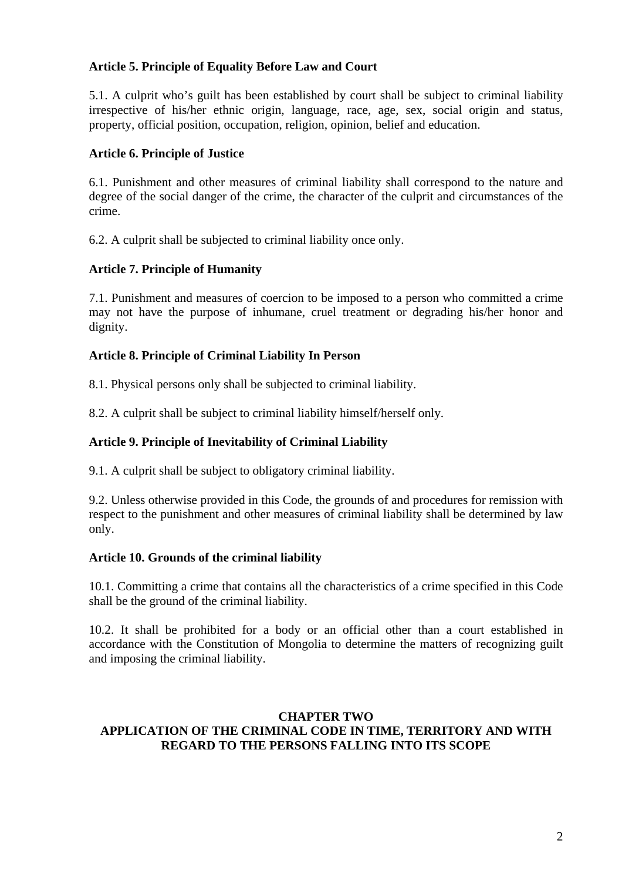**Article 5. Principle of Equality Before Law and Court**

5.1. A culprit who's guilt has been established by court shall be subject to criminal liability irrespective of his/her ethnic origin, language, race, age, sex, social origin and status, property, official position, occupation, religion, opinion, belief and education.

**Article 6. Principle of Justice**

6.1. Punishment and other measures of criminal liability shall correspond to the nature and degree of the social danger of the crime, the character of the culprit and circumstances of the crime.

6.2. A culprit shall be subjected to criminal liability once only.

**Article 7. Principle of Humanity**

7.1. Punishment and measures of coercion to be imposed to a person who committed a crime may not have the purpose of inhumane, cruel treatment or degrading his/her honor and dignity.

**Article 8. Principle of Criminal Liability In Person**

8.1. Physical persons only shall be subjected to criminal liability.

8.2. A culprit shall be subject to criminal liability himself/herself only.

**Article 9. Principle of Inevitability of Criminal Liability**

9.1. A culprit shall be subject to obligatory criminal liability.

9.2. Unless otherwise provided in this Code, the grounds of and procedures for remission with respect to the punishment and other measures of criminal liability shall be determined by law only.

**Article 10. Grounds of the criminal liability**

10.1. Committing a crime that contains all the characteristics of a crime specified in this Code shall be the ground of the criminal liability.

10.2. It shall be prohibited for a body or an official other than a court established in accordance with the Constitution of Mongolia to determine the matters of recognizing guilt and imposing the criminal liability.

## CHAPTER TWO
## APPLICATION OF THE CRIMINAL CODE IN TIME, TERRITORY AND WITH REGARD TO THE PERSONS FALLING INTO ITS SCOPE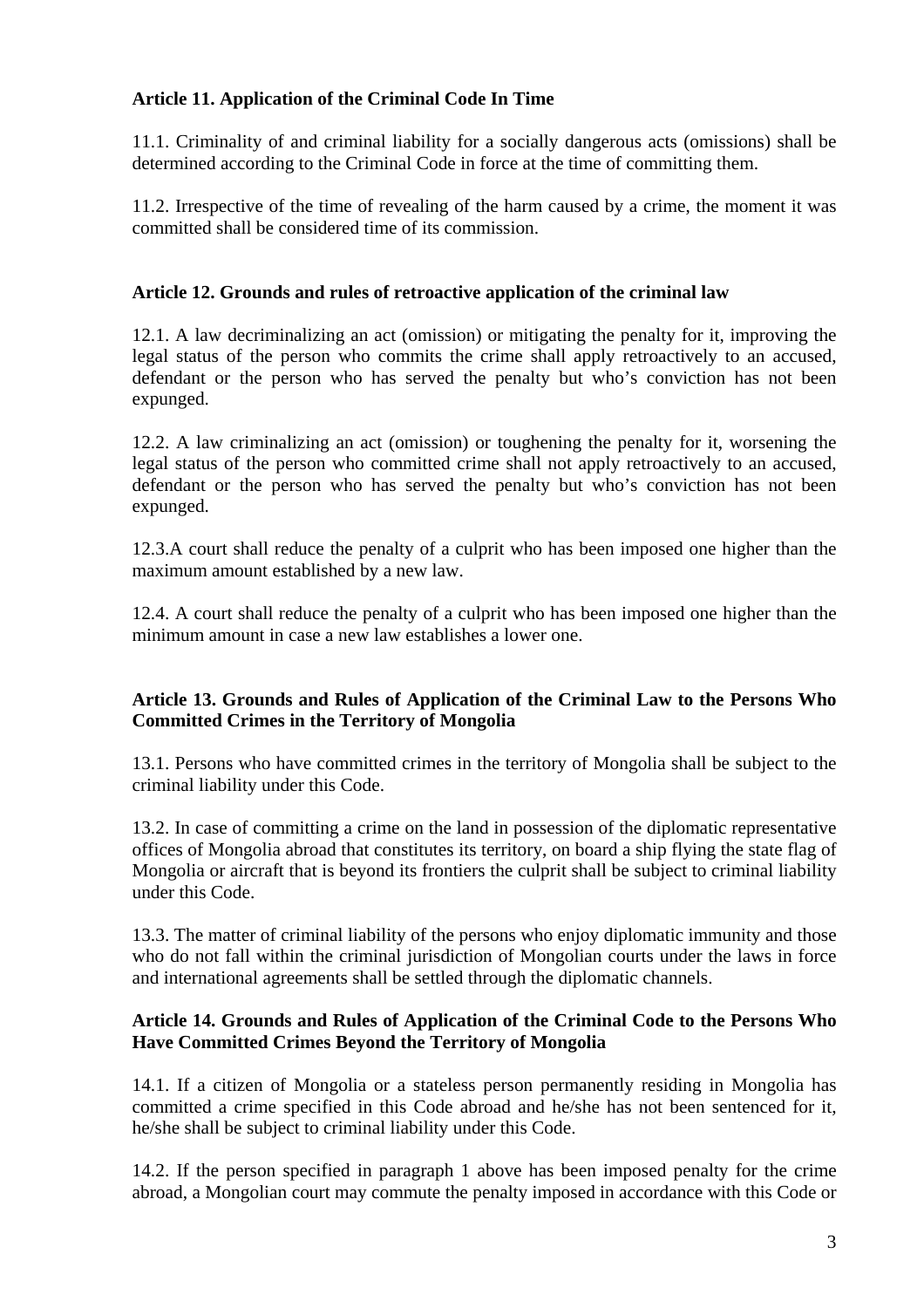**Article 11. Application of the Criminal Code In Time**

11.1. Criminality of and criminal liability for a socially dangerous acts (omissions) shall be determined according to the Criminal Code in force at the time of committing them.

11.2. Irrespective of the time of revealing of the harm caused by a crime, the moment it was committed shall be considered time of its commission.

**Article 12. Grounds and rules of retroactive application of the criminal law**

12.1. A law decriminalizing an act (omission) or mitigating the penalty for it, improving the legal status of the person who commits the crime shall apply retroactively to an accused, defendant or the person who has served the penalty but who's conviction has not been expunged.

12.2. A law criminalizing an act (omission) or toughening the penalty for it, worsening the legal status of the person who committed crime shall not apply retroactively to an accused, defendant or the person who has served the penalty but who's conviction has not been expunged.

12.3.A court shall reduce the penalty of a culprit who has been imposed one higher than the maximum amount established by a new law.

12.4. A court shall reduce the penalty of a culprit who has been imposed one higher than the minimum amount in case a new law establishes a lower one.

**Article 13. Grounds and Rules of Application of the Criminal Law to the Persons Who Committed Crimes in the Territory of Mongolia**

13.1. Persons who have committed crimes in the territory of Mongolia shall be subject to the criminal liability under this Code.

13.2. In case of committing a crime on the land in possession of the diplomatic representative offices of Mongolia abroad that constitutes its territory, on board a ship flying the state flag of Mongolia or aircraft that is beyond its frontiers the culprit shall be subject to criminal liability under this Code.

13.3. The matter of criminal liability of the persons who enjoy diplomatic immunity and those who do not fall within the criminal jurisdiction of Mongolian courts under the laws in force and international agreements shall be settled through the diplomatic channels.

**Article 14. Grounds and Rules of Application of the Criminal Code to the Persons Who Have Committed Crimes Beyond the Territory of Mongolia**

14.1. If a citizen of Mongolia or a stateless person permanently residing in Mongolia has committed a crime specified in this Code abroad and he/she has not been sentenced for it, he/she shall be subject to criminal liability under this Code.

14.2. If the person specified in paragraph 1 above has been imposed penalty for the crime abroad, a Mongolian court may commute the penalty imposed in accordance with this Code or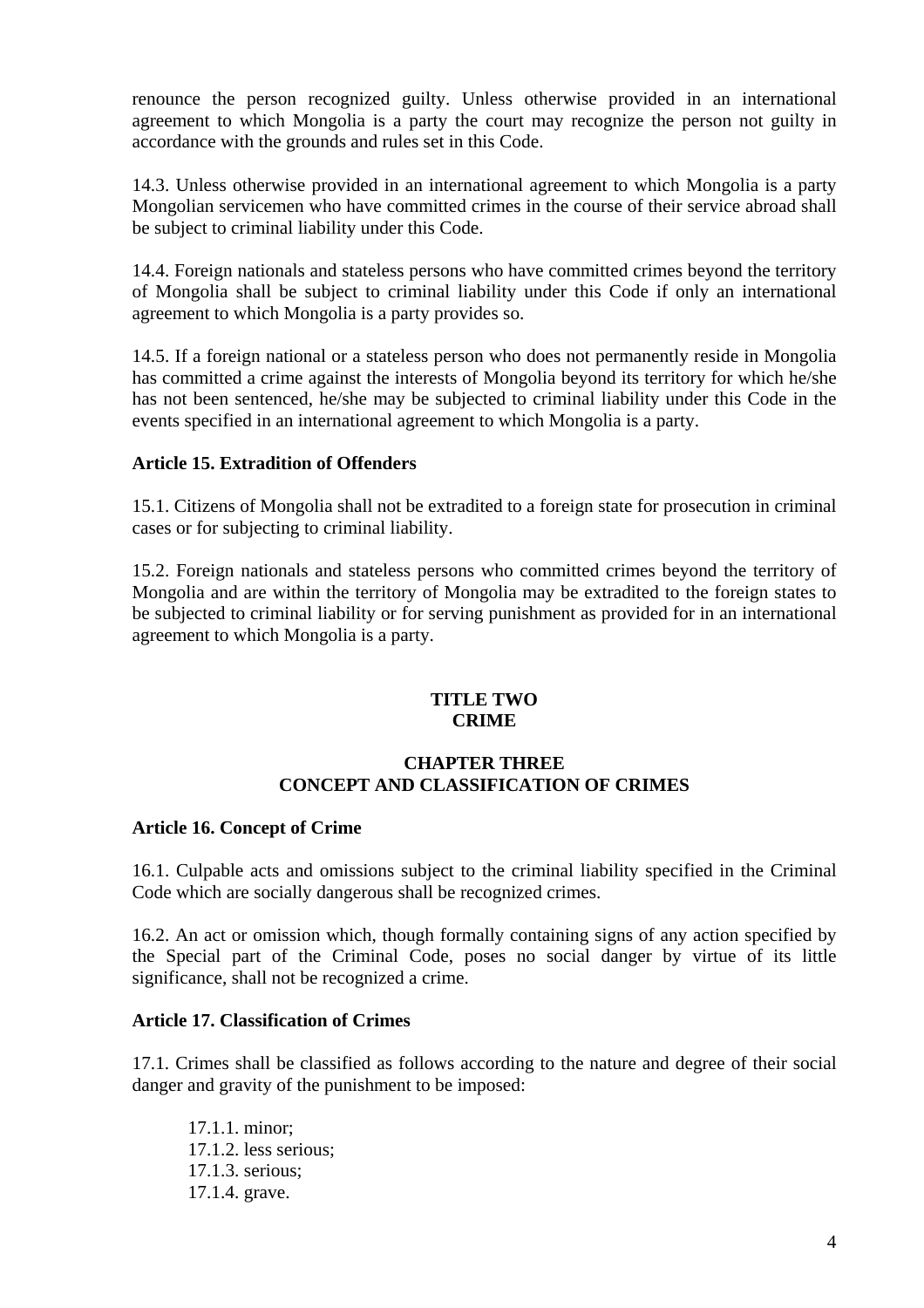renounce the person recognized guilty. Unless otherwise provided in an international agreement to which Mongolia is a party the court may recognize the person not guilty in accordance with the grounds and rules set in this Code.

14.3. Unless otherwise provided in an international agreement to which Mongolia is a party Mongolian servicemen who have committed crimes in the course of their service abroad shall be subject to criminal liability under this Code.

14.4. Foreign nationals and stateless persons who have committed crimes beyond the territory of Mongolia shall be subject to criminal liability under this Code if only an international agreement to which Mongolia is a party provides so.

14.5. If a foreign national or a stateless person who does not permanently reside in Mongolia has committed a crime against the interests of Mongolia beyond its territory for which he/she has not been sentenced, he/she may be subjected to criminal liability under this Code in the events specified in an international agreement to which Mongolia is a party.

**Article 15. Extradition of Offenders**

15.1. Citizens of Mongolia shall not be extradited to a foreign state for prosecution in criminal cases or for subjecting to criminal liability.

15.2. Foreign nationals and stateless persons who committed crimes beyond the territory of Mongolia and are within the territory of Mongolia may be extradited to the foreign states to be subjected to criminal liability or for serving punishment as provided for in an international agreement to which Mongolia is a party.

# TITLE TWO
# CRIME

## CHAPTER THREE
## CONCEPT AND CLASSIFICATION OF CRIMES

**Article 16. Concept of Crime**

16.1. Culpable acts and omissions subject to the criminal liability specified in the Criminal Code which are socially dangerous shall be recognized crimes.

16.2. An act or omission which, though formally containing signs of any action specified by the Special part of the Criminal Code, poses no social danger by virtue of its little significance, shall not be recognized a crime.

**Article 17. Classification of Crimes**

17.1. Crimes shall be classified as follows according to the nature and degree of their social danger and gravity of the punishment to be imposed:

17.1.1. minor;
17.1.2. less serious;
17.1.3. serious;
17.1.4. grave.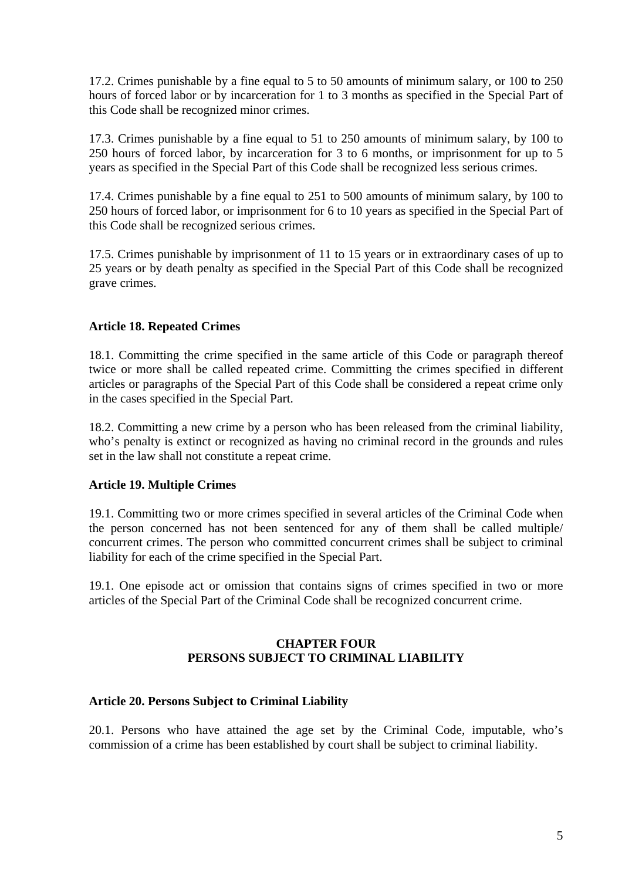17.2. Crimes punishable by a fine equal to 5 to 50 amounts of minimum salary, or 100 to 250 hours of forced labor or by incarceration for 1 to 3 months as specified in the Special Part of this Code shall be recognized minor crimes.

17.3. Crimes punishable by a fine equal to 51 to 250 amounts of minimum salary, by 100 to 250 hours of forced labor, by incarceration for 3 to 6 months, or imprisonment for up to 5 years as specified in the Special Part of this Code shall be recognized less serious crimes.

17.4. Crimes punishable by a fine equal to 251 to 500 amounts of minimum salary, by 100 to 250 hours of forced labor, or imprisonment for 6 to 10 years as specified in the Special Part of this Code shall be recognized serious crimes.

17.5. Crimes punishable by imprisonment of 11 to 15 years or in extraordinary cases of up to 25 years or by death penalty as specified in the Special Part of this Code shall be recognized grave crimes.

### Article 18. Repeated Crimes

18.1. Committing the crime specified in the same article of this Code or paragraph thereof twice or more shall be called repeated crime. Committing the crimes specified in different articles or paragraphs of the Special Part of this Code shall be considered a repeat crime only in the cases specified in the Special Part.

18.2. Committing a new crime by a person who has been released from the criminal liability, who's penalty is extinct or recognized as having no criminal record in the grounds and rules set in the law shall not constitute a repeat crime.

### Article 19. Multiple Crimes

19.1. Committing two or more crimes specified in several articles of the Criminal Code when the person concerned has not been sentenced for any of them shall be called multiple/ concurrent crimes. The person who committed concurrent crimes shall be subject to criminal liability for each of the crime specified in the Special Part.

19.1. One episode act or omission that contains signs of crimes specified in two or more articles of the Special Part of the Criminal Code shall be recognized concurrent crime.

## CHAPTER FOUR
## PERSONS SUBJECT TO CRIMINAL LIABILITY

### Article 20. Persons Subject to Criminal Liability

20.1. Persons who have attained the age set by the Criminal Code, imputable, who's commission of a crime has been established by court shall be subject to criminal liability.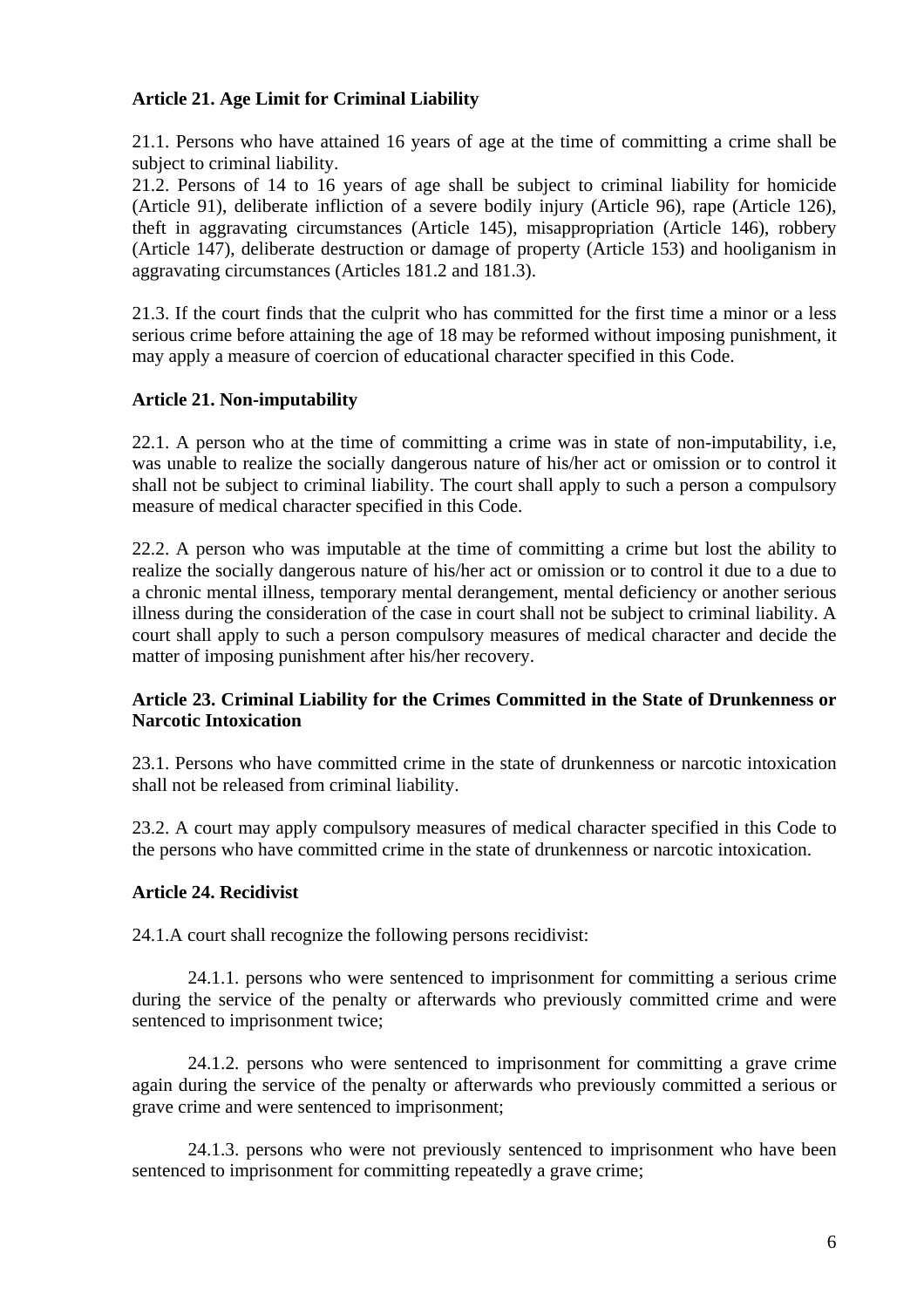**Article 21. Age Limit for Criminal Liability**

21.1. Persons who have attained 16 years of age at the time of committing a crime shall be subject to criminal liability.
21.2. Persons of 14 to 16 years of age shall be subject to criminal liability for homicide (Article 91), deliberate infliction of a severe bodily injury (Article 96), rape (Article 126), theft in aggravating circumstances (Article 145), misappropriation (Article 146), robbery (Article 147), deliberate destruction or damage of property (Article 153) and hooliganism in aggravating circumstances (Articles 181.2 and 181.3).

21.3. If the court finds that the culprit who has committed for the first time a minor or a less serious crime before attaining the age of 18 may be reformed without imposing punishment, it may apply a measure of coercion of educational character specified in this Code.

**Article 21. Non-imputability**

22.1. A person who at the time of committing a crime was in state of non-imputability, i.e, was unable to realize the socially dangerous nature of his/her act or omission or to control it shall not be subject to criminal liability. The court shall apply to such a person a compulsory measure of medical character specified in this Code.

22.2. A person who was imputable at the time of committing a crime but lost the ability to realize the socially dangerous nature of his/her act or omission or to control it due to a due to a chronic mental illness, temporary mental derangement, mental deficiency or another serious illness during the consideration of the case in court shall not be subject to criminal liability. A court shall apply to such a person compulsory measures of medical character and decide the matter of imposing punishment after his/her recovery.

**Article 23. Criminal Liability for the Crimes Committed in the State of Drunkenness or Narcotic Intoxication**

23.1. Persons who have committed crime in the state of drunkenness or narcotic intoxication shall not be released from criminal liability.

23.2. A court may apply compulsory measures of medical character specified in this Code to the persons who have committed crime in the state of drunkenness or narcotic intoxication.

**Article 24. Recidivist**

24.1.A court shall recognize the following persons recidivist:

24.1.1. persons who were sentenced to imprisonment for committing a serious crime during the service of the penalty or afterwards who previously committed crime and were sentenced to imprisonment twice;

24.1.2. persons who were sentenced to imprisonment for committing a grave crime again during the service of the penalty or afterwards who previously committed a serious or grave crime and were sentenced to imprisonment;

24.1.3. persons who were not previously sentenced to imprisonment who have been sentenced to imprisonment for committing repeatedly a grave crime;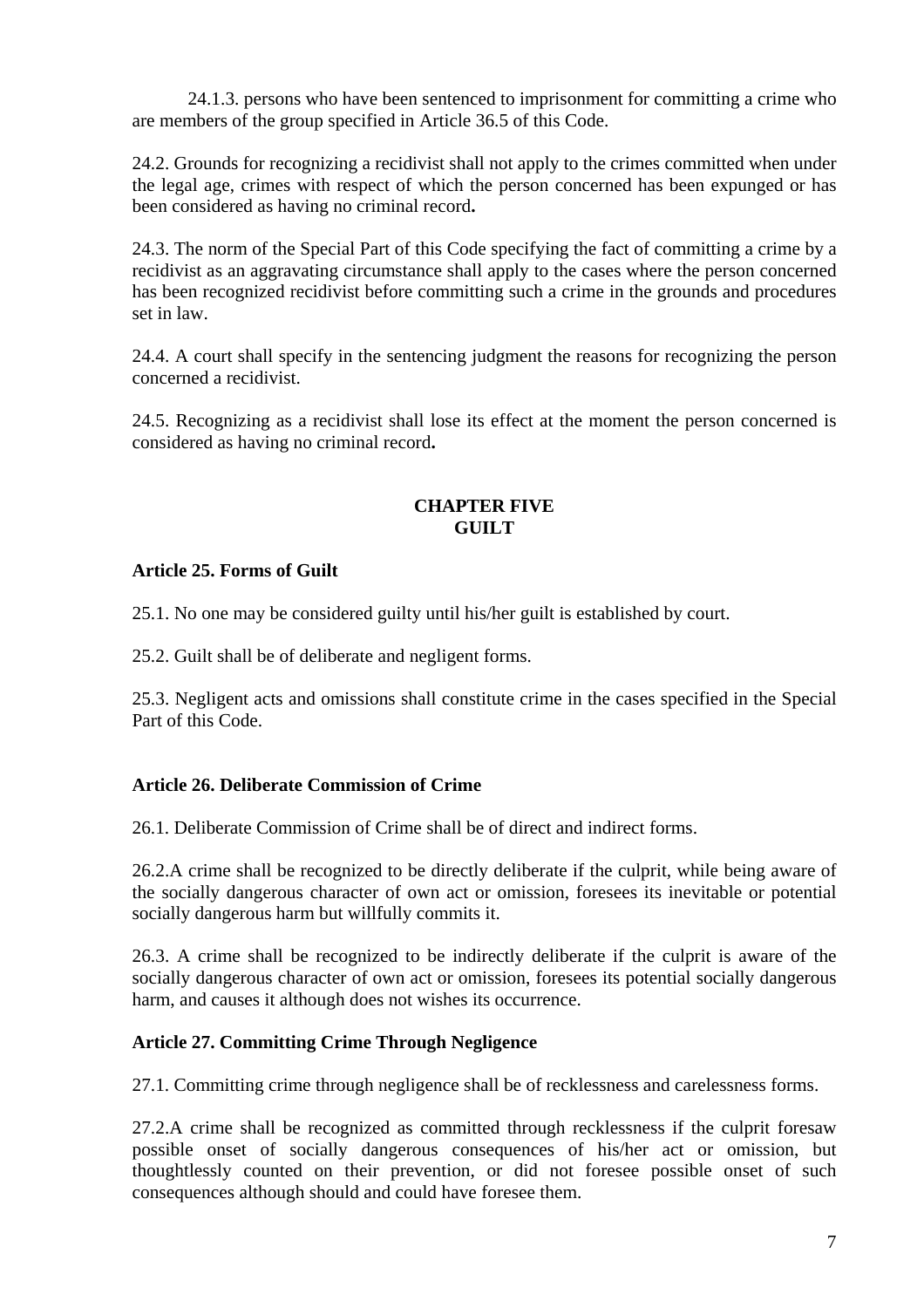24.1.3. persons who have been sentenced to imprisonment for committing a crime who are members of the group specified in Article 36.5 of this Code.

24.2. Grounds for recognizing a recidivist shall not apply to the crimes committed when under the legal age, crimes with respect of which the person concerned has been expunged or has been considered as having no criminal record**.**

24.3. The norm of the Special Part of this Code specifying the fact of committing a crime by a recidivist as an aggravating circumstance shall apply to the cases where the person concerned has been recognized recidivist before committing such a crime in the grounds and procedures set in law.

24.4. A court shall specify in the sentencing judgment the reasons for recognizing the person concerned a recidivist.

24.5. Recognizing as a recidivist shall lose its effect at the moment the person concerned is considered as having no criminal record**.**

## CHAPTER FIVE
## GUILT

### Article 25. Forms of Guilt

25.1. No one may be considered guilty until his/her guilt is established by court.

25.2. Guilt shall be of deliberate and negligent forms.

25.3. Negligent acts and omissions shall constitute crime in the cases specified in the Special Part of this Code.

### Article 26. Deliberate Commission of Crime

26.1. Deliberate Commission of Crime shall be of direct and indirect forms.

26.2.A crime shall be recognized to be directly deliberate if the culprit, while being aware of the socially dangerous character of own act or omission, foresees its inevitable or potential socially dangerous harm but willfully commits it.

26.3. A crime shall be recognized to be indirectly deliberate if the culprit is aware of the socially dangerous character of own act or omission, foresees its potential socially dangerous harm, and causes it although does not wishes its occurrence.

### Article 27. Committing Crime Through Negligence

27.1. Committing crime through negligence shall be of recklessness and carelessness forms.

27.2.A crime shall be recognized as committed through recklessness if the culprit foresaw possible onset of socially dangerous consequences of his/her act or omission, but thoughtlessly counted on their prevention, or did not foresee possible onset of such consequences although should and could have foresee them.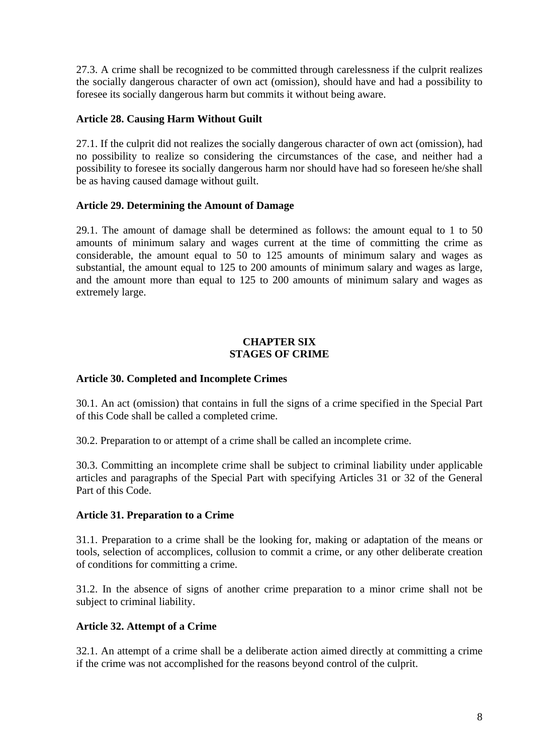27.3. A crime shall be recognized to be committed through carelessness if the culprit realizes the socially dangerous character of own act (omission), should have and had a possibility to foresee its socially dangerous harm but commits it without being aware.

### Article 28. Causing Harm Without Guilt

27.1. If the culprit did not realizes the socially dangerous character of own act (omission), had no possibility to realize so considering the circumstances of the case, and neither had a possibility to foresee its socially dangerous harm nor should have had so foreseen he/she shall be as having caused damage without guilt.

### Article 29. Determining the Amount of Damage

29.1. The amount of damage shall be determined as follows: the amount equal to 1 to 50 amounts of minimum salary and wages current at the time of committing the crime as considerable, the amount equal to 50 to 125 amounts of minimum salary and wages as substantial, the amount equal to 125 to 200 amounts of minimum salary and wages as large, and the amount more than equal to 125 to 200 amounts of minimum salary and wages as extremely large.

## CHAPTER SIX
## STAGES OF CRIME

### Article 30. Completed and Incomplete Crimes

30.1. An act (omission) that contains in full the signs of a crime specified in the Special Part of this Code shall be called a completed crime.

30.2. Preparation to or attempt of a crime shall be called an incomplete crime.

30.3. Committing an incomplete crime shall be subject to criminal liability under applicable articles and paragraphs of the Special Part with specifying Articles 31 or 32 of the General Part of this Code.

### Article 31. Preparation to a Crime

31.1. Preparation to a crime shall be the looking for, making or adaptation of the means or tools, selection of accomplices, collusion to commit a crime, or any other deliberate creation of conditions for committing a crime.

31.2. In the absence of signs of another crime preparation to a minor crime shall not be subject to criminal liability.

### Article 32. Attempt of a Crime

32.1. An attempt of a crime shall be a deliberate action aimed directly at committing a crime if the crime was not accomplished for the reasons beyond control of the culprit.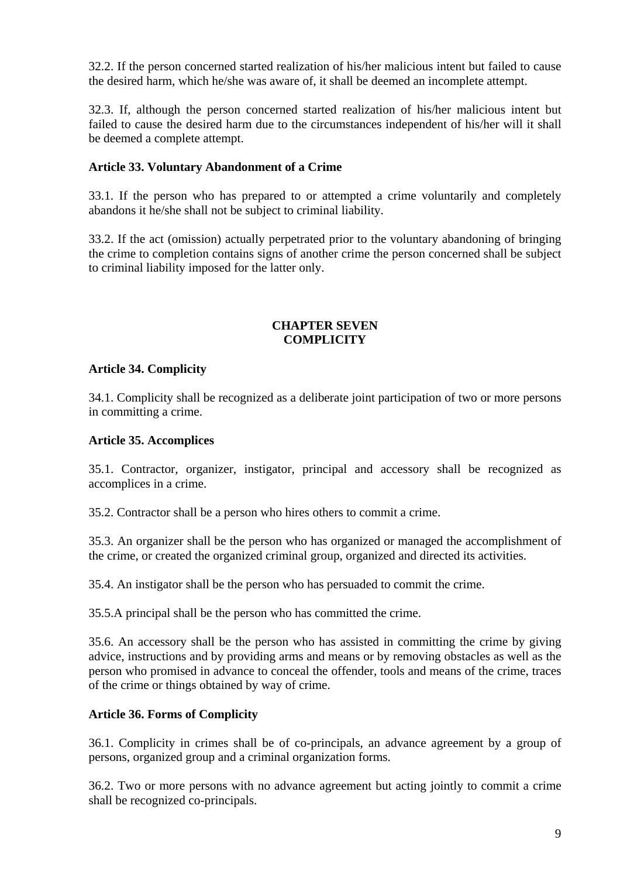32.2. If the person concerned started realization of his/her malicious intent but failed to cause the desired harm, which he/she was aware of, it shall be deemed an incomplete attempt.

32.3. If, although the person concerned started realization of his/her malicious intent but failed to cause the desired harm due to the circumstances independent of his/her will it shall be deemed a complete attempt.

**Article 33. Voluntary Abandonment of a Crime**

33.1. If the person who has prepared to or attempted a crime voluntarily and completely abandons it he/she shall not be subject to criminal liability.

33.2. If the act (omission) actually perpetrated prior to the voluntary abandoning of bringing the crime to completion contains signs of another crime the person concerned shall be subject to criminal liability imposed for the latter only.

## CHAPTER SEVEN
## COMPLICITY

**Article 34. Complicity**

34.1. Complicity shall be recognized as a deliberate joint participation of two or more persons in committing a crime.

**Article 35. Accomplices**

35.1. Contractor, organizer, instigator, principal and accessory shall be recognized as accomplices in a crime.

35.2. Contractor shall be a person who hires others to commit a crime.

35.3. An organizer shall be the person who has organized or managed the accomplishment of the crime, or created the organized criminal group, organized and directed its activities.

35.4. An instigator shall be the person who has persuaded to commit the crime.

35.5.A principal shall be the person who has committed the crime.

35.6. An accessory shall be the person who has assisted in committing the crime by giving advice, instructions and by providing arms and means or by removing obstacles as well as the person who promised in advance to conceal the offender, tools and means of the crime, traces of the crime or things obtained by way of crime.

**Article 36. Forms of Complicity**

36.1. Complicity in crimes shall be of co-principals, an advance agreement by a group of persons, organized group and a criminal organization forms.

36.2. Two or more persons with no advance agreement but acting jointly to commit a crime shall be recognized co-principals.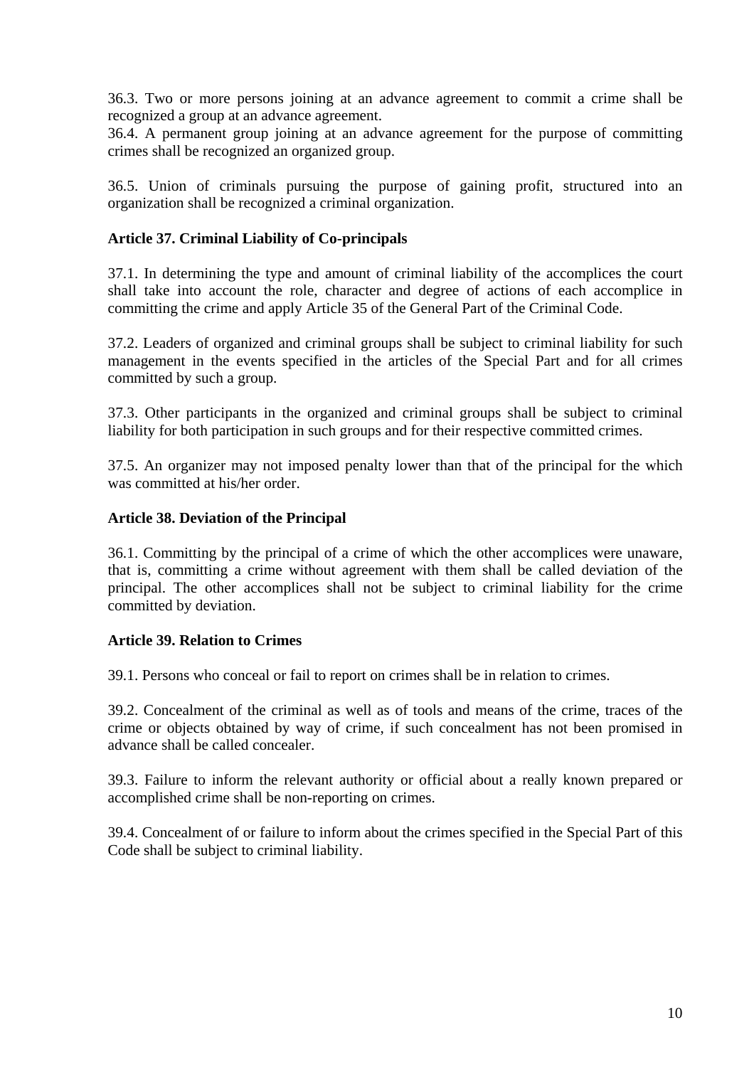36.3. Two or more persons joining at an advance agreement to commit a crime shall be recognized a group at an advance agreement.

36.4. A permanent group joining at an advance agreement for the purpose of committing crimes shall be recognized an organized group.

36.5. Union of criminals pursuing the purpose of gaining profit, structured into an organization shall be recognized a criminal organization.

**Article 37. Criminal Liability of Co-principals**

37.1. In determining the type and amount of criminal liability of the accomplices the court shall take into account the role, character and degree of actions of each accomplice in committing the crime and apply Article 35 of the General Part of the Criminal Code.

37.2. Leaders of organized and criminal groups shall be subject to criminal liability for such management in the events specified in the articles of the Special Part and for all crimes committed by such a group.

37.3. Other participants in the organized and criminal groups shall be subject to criminal liability for both participation in such groups and for their respective committed crimes.

37.5. An organizer may not imposed penalty lower than that of the principal for the which was committed at his/her order.

**Article 38. Deviation of the Principal**

36.1. Committing by the principal of a crime of which the other accomplices were unaware, that is, committing a crime without agreement with them shall be called deviation of the principal. The other accomplices shall not be subject to criminal liability for the crime committed by deviation.

**Article 39. Relation to Crimes**

39.1. Persons who conceal or fail to report on crimes shall be in relation to crimes.

39.2. Concealment of the criminal as well as of tools and means of the crime, traces of the crime or objects obtained by way of crime, if such concealment has not been promised in advance shall be called concealer.

39.3. Failure to inform the relevant authority or official about a really known prepared or accomplished crime shall be non-reporting on crimes.

39.4. Concealment of or failure to inform about the crimes specified in the Special Part of this Code shall be subject to criminal liability.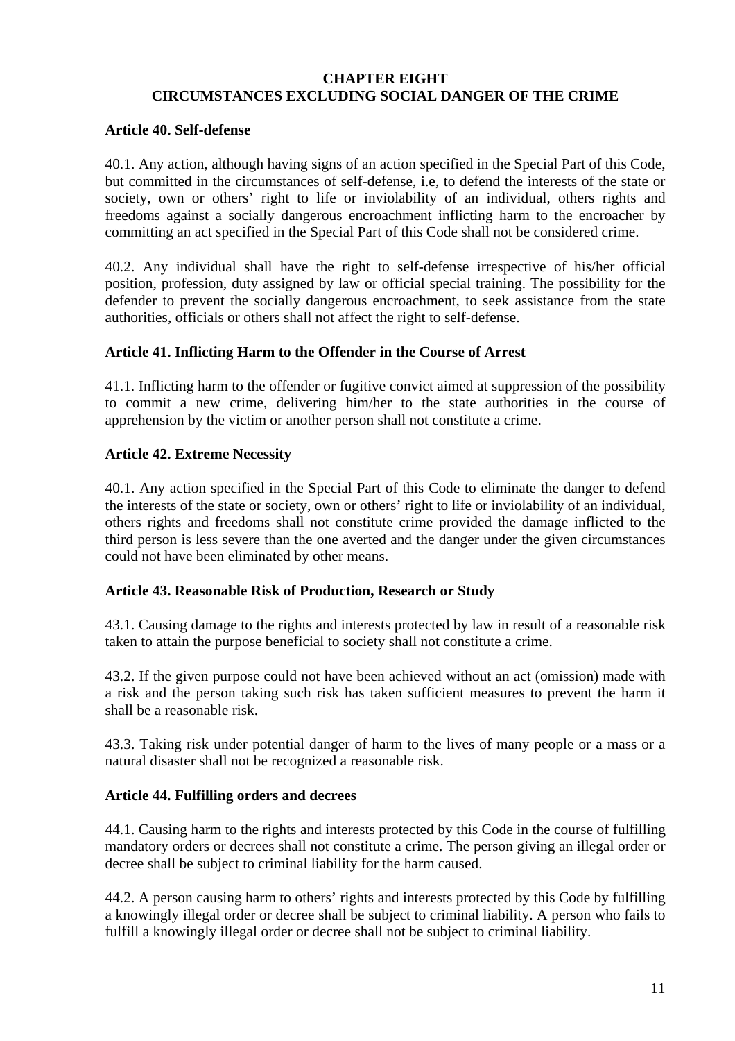## CHAPTER EIGHT
## CIRCUMSTANCES EXCLUDING SOCIAL DANGER OF THE CRIME

### Article 40. Self-defense

40.1. Any action, although having signs of an action specified in the Special Part of this Code, but committed in the circumstances of self-defense, i.e, to defend the interests of the state or society, own or others' right to life or inviolability of an individual, others rights and freedoms against a socially dangerous encroachment inflicting harm to the encroacher by committing an act specified in the Special Part of this Code shall not be considered crime.

40.2. Any individual shall have the right to self-defense irrespective of his/her official position, profession, duty assigned by law or official special training. The possibility for the defender to prevent the socially dangerous encroachment, to seek assistance from the state authorities, officials or others shall not affect the right to self-defense.

### Article 41. Inflicting Harm to the Offender in the Course of Arrest

41.1. Inflicting harm to the offender or fugitive convict aimed at suppression of the possibility to commit a new crime, delivering him/her to the state authorities in the course of apprehension by the victim or another person shall not constitute a crime.

### Article 42. Extreme Necessity

40.1. Any action specified in the Special Part of this Code to eliminate the danger to defend the interests of the state or society, own or others' right to life or inviolability of an individual, others rights and freedoms shall not constitute crime provided the damage inflicted to the third person is less severe than the one averted and the danger under the given circumstances could not have been eliminated by other means.

### Article 43. Reasonable Risk of Production, Research or Study

43.1. Causing damage to the rights and interests protected by law in result of a reasonable risk taken to attain the purpose beneficial to society shall not constitute a crime.

43.2. If the given purpose could not have been achieved without an act (omission) made with a risk and the person taking such risk has taken sufficient measures to prevent the harm it shall be a reasonable risk.

43.3. Taking risk under potential danger of harm to the lives of many people or a mass or a natural disaster shall not be recognized a reasonable risk.

### Article 44. Fulfilling orders and decrees

44.1. Causing harm to the rights and interests protected by this Code in the course of fulfilling mandatory orders or decrees shall not constitute a crime. The person giving an illegal order or decree shall be subject to criminal liability for the harm caused.

44.2. A person causing harm to others' rights and interests protected by this Code by fulfilling a knowingly illegal order or decree shall be subject to criminal liability. A person who fails to fulfill a knowingly illegal order or decree shall not be subject to criminal liability.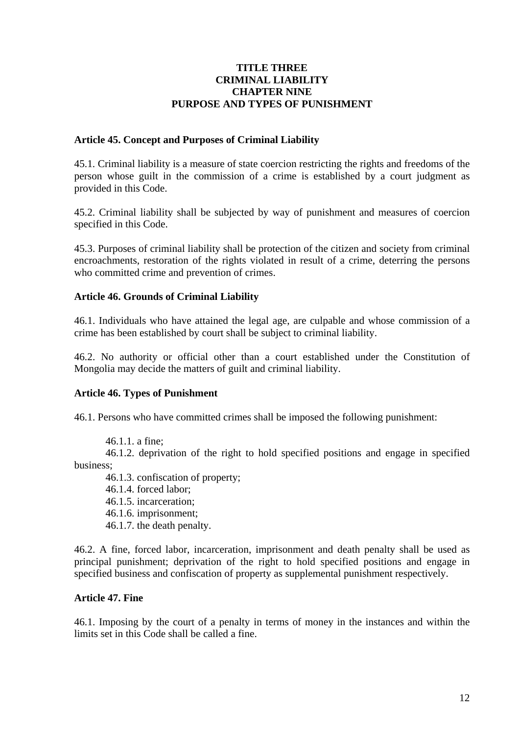# TITLE THREE
# CRIMINAL LIABILITY
## CHAPTER NINE
## PURPOSE AND TYPES OF PUNISHMENT

### Article 45. Concept and Purposes of Criminal Liability

45.1. Criminal liability is a measure of state coercion restricting the rights and freedoms of the person whose guilt in the commission of a crime is established by a court judgment as provided in this Code.

45.2. Criminal liability shall be subjected by way of punishment and measures of coercion specified in this Code.

45.3. Purposes of criminal liability shall be protection of the citizen and society from criminal encroachments, restoration of the rights violated in result of a crime, deterring the persons who committed crime and prevention of crimes.

### Article 46. Grounds of Criminal Liability

46.1. Individuals who have attained the legal age, are culpable and whose commission of a crime has been established by court shall be subject to criminal liability.

46.2. No authority or official other than a court established under the Constitution of Mongolia may decide the matters of guilt and criminal liability.

### Article 46. Types of Punishment

46.1. Persons who have committed crimes shall be imposed the following punishment:

46.1.1. a fine;
46.1.2. deprivation of the right to hold specified positions and engage in specified business;
46.1.3. confiscation of property;
46.1.4. forced labor;
46.1.5. incarceration;
46.1.6. imprisonment;
46.1.7. the death penalty.

46.2. A fine, forced labor, incarceration, imprisonment and death penalty shall be used as principal punishment; deprivation of the right to hold specified positions and engage in specified business and confiscation of property as supplemental punishment respectively.

### Article 47. Fine

46.1. Imposing by the court of a penalty in terms of money in the instances and within the limits set in this Code shall be called a fine.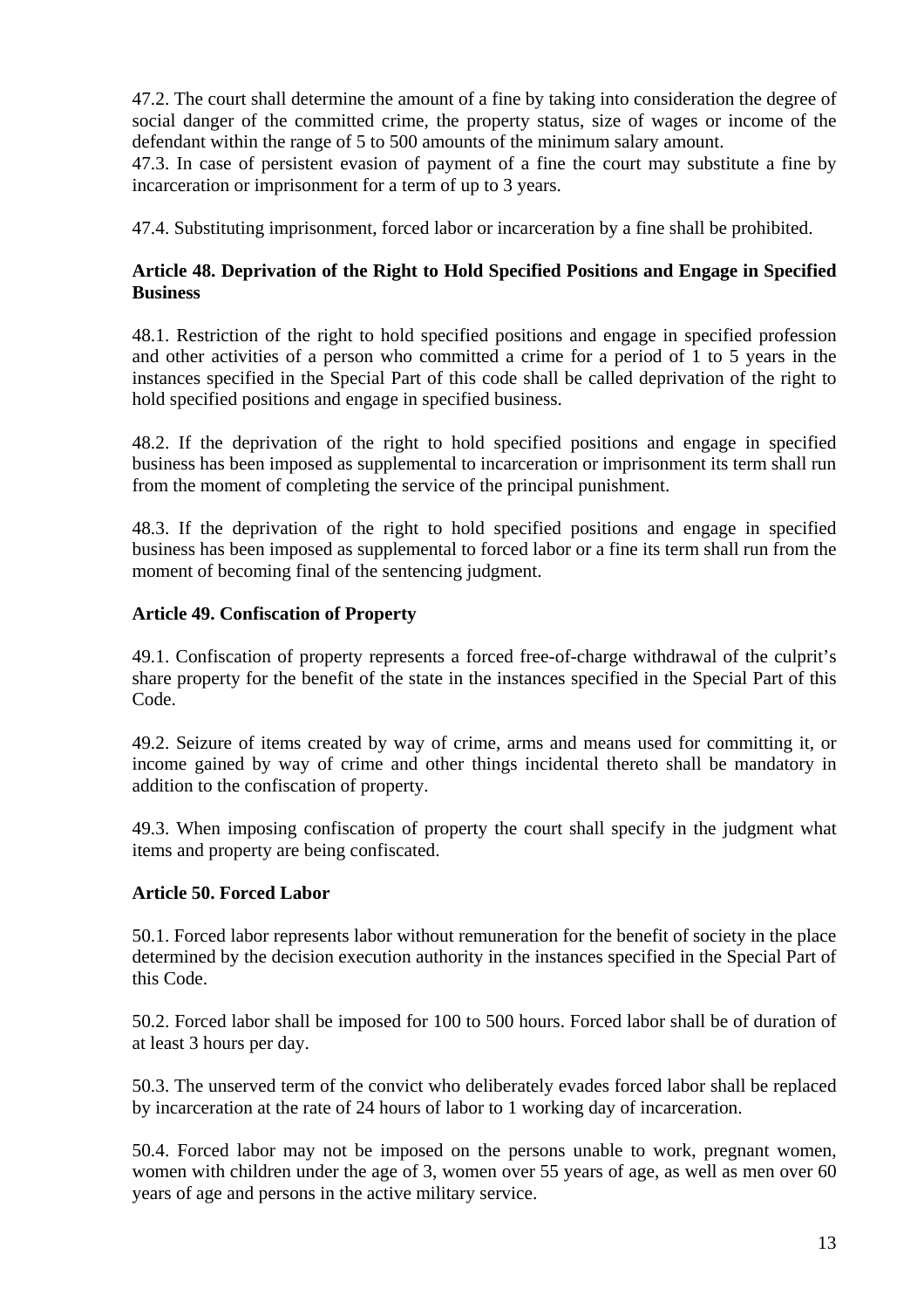47.2. The court shall determine the amount of a fine by taking into consideration the degree of social danger of the committed crime, the property status, size of wages or income of the defendant within the range of 5 to 500 amounts of the minimum salary amount.
47.3. In case of persistent evasion of payment of a fine the court may substitute a fine by incarceration or imprisonment for a term of up to 3 years.

47.4. Substituting imprisonment, forced labor or incarceration by a fine shall be prohibited.

**Article 48. Deprivation of the Right to Hold Specified Positions and Engage in Specified Business**

48.1. Restriction of the right to hold specified positions and engage in specified profession and other activities of a person who committed a crime for a period of 1 to 5 years in the instances specified in the Special Part of this code shall be called deprivation of the right to hold specified positions and engage in specified business.

48.2. If the deprivation of the right to hold specified positions and engage in specified business has been imposed as supplemental to incarceration or imprisonment its term shall run from the moment of completing the service of the principal punishment.

48.3. If the deprivation of the right to hold specified positions and engage in specified business has been imposed as supplemental to forced labor or a fine its term shall run from the moment of becoming final of the sentencing judgment.

**Article 49. Confiscation of Property**

49.1. Confiscation of property represents a forced free-of-charge withdrawal of the culprit's share property for the benefit of the state in the instances specified in the Special Part of this Code.

49.2. Seizure of items created by way of crime, arms and means used for committing it, or income gained by way of crime and other things incidental thereto shall be mandatory in addition to the confiscation of property.

49.3. When imposing confiscation of property the court shall specify in the judgment what items and property are being confiscated.

**Article 50. Forced Labor**

50.1. Forced labor represents labor without remuneration for the benefit of society in the place determined by the decision execution authority in the instances specified in the Special Part of this Code.

50.2. Forced labor shall be imposed for 100 to 500 hours. Forced labor shall be of duration of at least 3 hours per day.

50.3. The unserved term of the convict who deliberately evades forced labor shall be replaced by incarceration at the rate of 24 hours of labor to 1 working day of incarceration.

50.4. Forced labor may not be imposed on the persons unable to work, pregnant women, women with children under the age of 3, women over 55 years of age, as well as men over 60 years of age and persons in the active military service.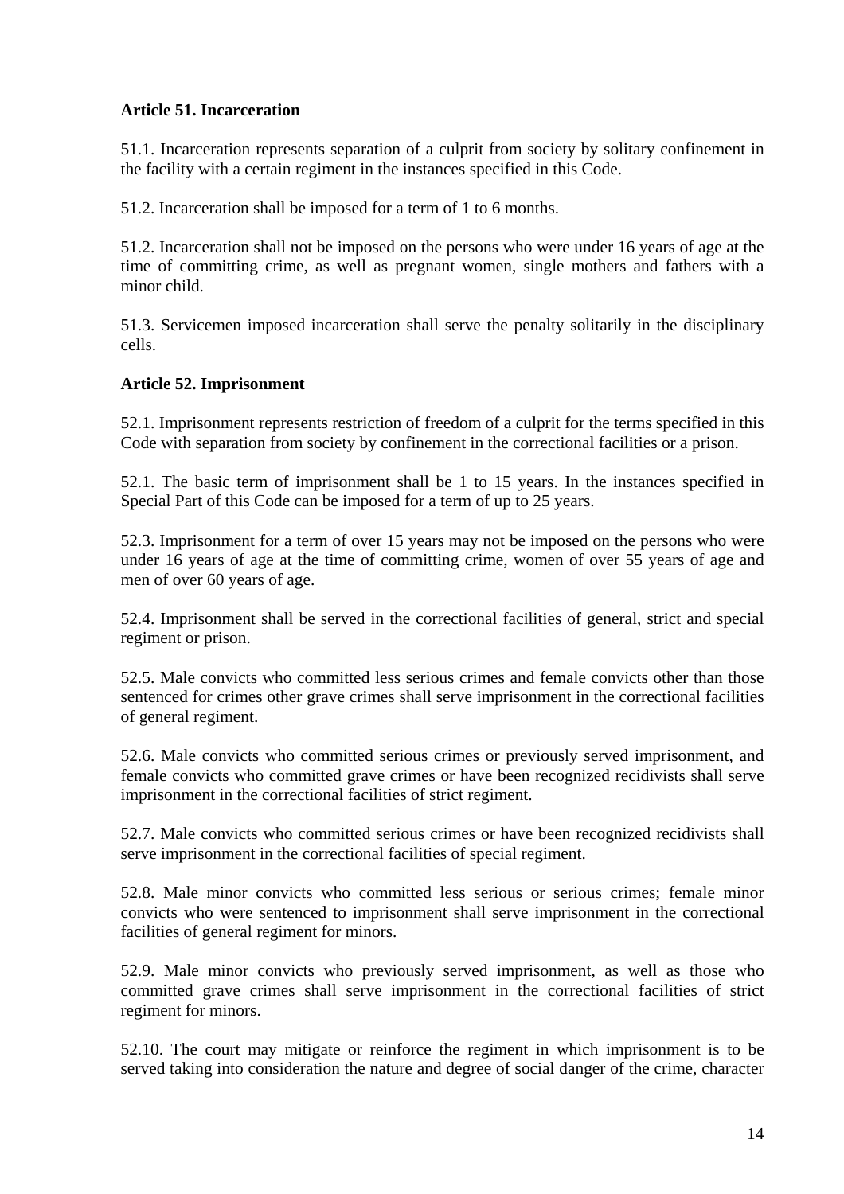**Article 51. Incarceration**

51.1. Incarceration represents separation of a culprit from society by solitary confinement in the facility with a certain regiment in the instances specified in this Code.

51.2. Incarceration shall be imposed for a term of 1 to 6 months.

51.2. Incarceration shall not be imposed on the persons who were under 16 years of age at the time of committing crime, as well as pregnant women, single mothers and fathers with a minor child.

51.3. Servicemen imposed incarceration shall serve the penalty solitarily in the disciplinary cells.

**Article 52. Imprisonment**

52.1. Imprisonment represents restriction of freedom of a culprit for the terms specified in this Code with separation from society by confinement in the correctional facilities or a prison.

52.1. The basic term of imprisonment shall be 1 to 15 years. In the instances specified in Special Part of this Code can be imposed for a term of up to 25 years.

52.3. Imprisonment for a term of over 15 years may not be imposed on the persons who were under 16 years of age at the time of committing crime, women of over 55 years of age and men of over 60 years of age.

52.4. Imprisonment shall be served in the correctional facilities of general, strict and special regiment or prison.

52.5. Male convicts who committed less serious crimes and female convicts other than those sentenced for crimes other grave crimes shall serve imprisonment in the correctional facilities of general regiment.

52.6. Male convicts who committed serious crimes or previously served imprisonment, and female convicts who committed grave crimes or have been recognized recidivists shall serve imprisonment in the correctional facilities of strict regiment.

52.7. Male convicts who committed serious crimes or have been recognized recidivists shall serve imprisonment in the correctional facilities of special regiment.

52.8. Male minor convicts who committed less serious or serious crimes; female minor convicts who were sentenced to imprisonment shall serve imprisonment in the correctional facilities of general regiment for minors.

52.9. Male minor convicts who previously served imprisonment, as well as those who committed grave crimes shall serve imprisonment in the correctional facilities of strict regiment for minors.

52.10. The court may mitigate or reinforce the regiment in which imprisonment is to be served taking into consideration the nature and degree of social danger of the crime, character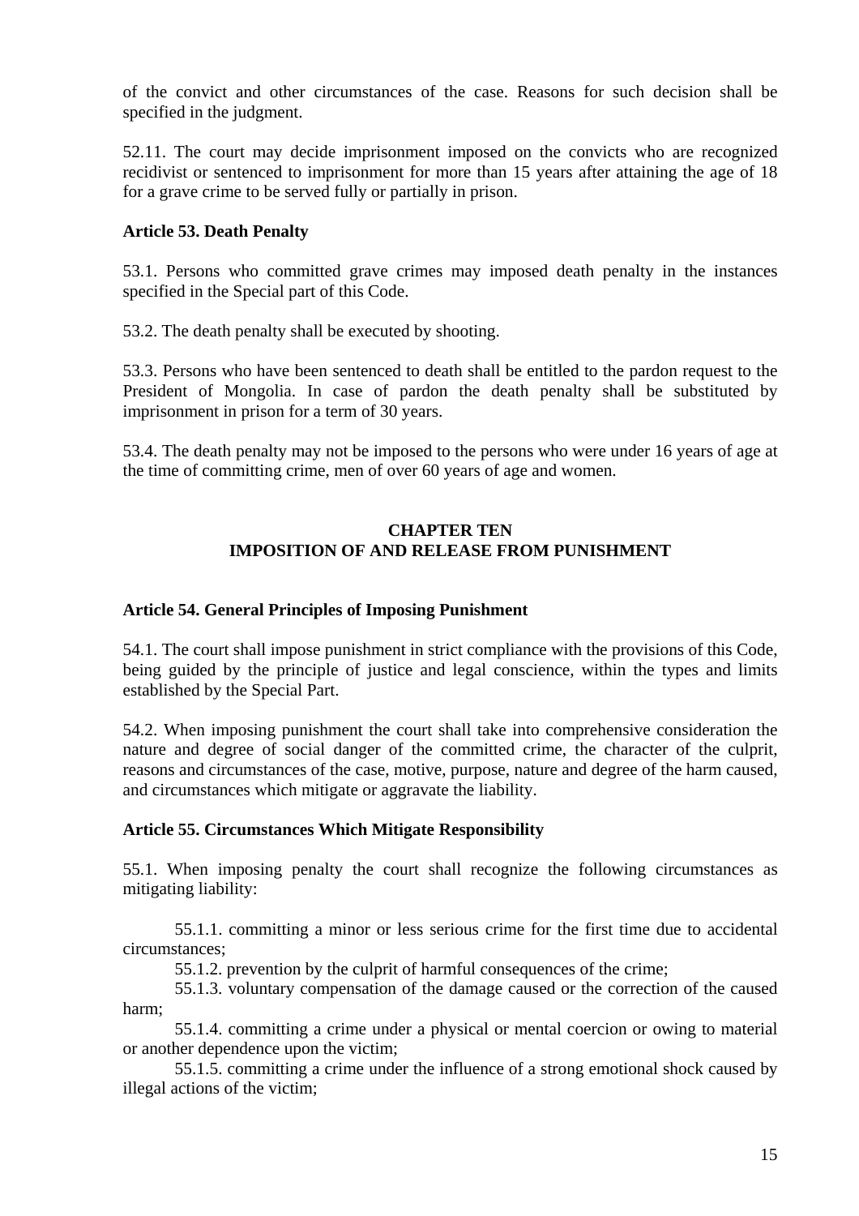of the convict and other circumstances of the case. Reasons for such decision shall be specified in the judgment.

52.11. The court may decide imprisonment imposed on the convicts who are recognized recidivist or sentenced to imprisonment for more than 15 years after attaining the age of 18 for a grave crime to be served fully or partially in prison.

**Article 53. Death Penalty**

53.1. Persons who committed grave crimes may imposed death penalty in the instances specified in the Special part of this Code.

53.2. The death penalty shall be executed by shooting.

53.3. Persons who have been sentenced to death shall be entitled to the pardon request to the President of Mongolia. In case of pardon the death penalty shall be substituted by imprisonment in prison for a term of 30 years.

53.4. The death penalty may not be imposed to the persons who were under 16 years of age at the time of committing crime, men of over 60 years of age and women.

## CHAPTER TEN
## IMPOSITION OF AND RELEASE FROM PUNISHMENT

**Article 54. General Principles of Imposing Punishment**

54.1. The court shall impose punishment in strict compliance with the provisions of this Code, being guided by the principle of justice and legal conscience, within the types and limits established by the Special Part.

54.2. When imposing punishment the court shall take into comprehensive consideration the nature and degree of social danger of the committed crime, the character of the culprit, reasons and circumstances of the case, motive, purpose, nature and degree of the harm caused, and circumstances which mitigate or aggravate the liability.

**Article 55. Circumstances Which Mitigate Responsibility**

55.1. When imposing penalty the court shall recognize the following circumstances as mitigating liability:

55.1.1. committing a minor or less serious crime for the first time due to accidental circumstances;
55.1.2. prevention by the culprit of harmful consequences of the crime;
55.1.3. voluntary compensation of the damage caused or the correction of the caused harm;
55.1.4. committing a crime under a physical or mental coercion or owing to material or another dependence upon the victim;
55.1.5. committing a crime under the influence of a strong emotional shock caused by illegal actions of the victim;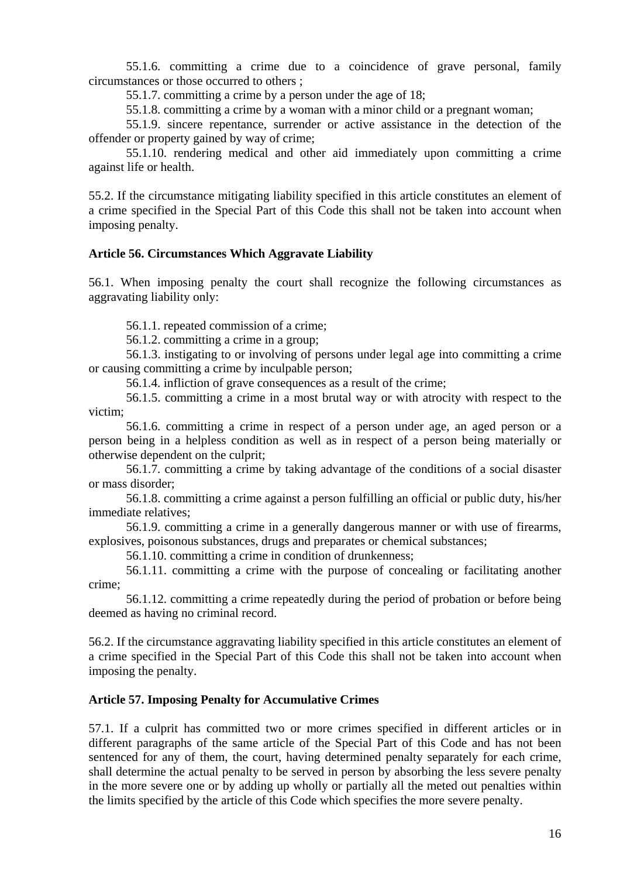55.1.6. committing a crime due to a coincidence of grave personal, family circumstances or those occurred to others ;

55.1.7. committing a crime by a person under the age of 18;

55.1.8. committing a crime by a woman with a minor child or a pregnant woman;

55.1.9. sincere repentance, surrender or active assistance in the detection of the offender or property gained by way of crime;

55.1.10. rendering medical and other aid immediately upon committing a crime against life or health.

55.2. If the circumstance mitigating liability specified in this article constitutes an element of a crime specified in the Special Part of this Code this shall not be taken into account when imposing penalty.

**Article 56. Circumstances Which Aggravate Liability**

56.1. When imposing penalty the court shall recognize the following circumstances as aggravating liability only:

56.1.1. repeated commission of a crime;

56.1.2. committing a crime in a group;

56.1.3. instigating to or involving of persons under legal age into committing a crime or causing committing a crime by inculpable person;

56.1.4. infliction of grave consequences as a result of the crime;

56.1.5. committing a crime in a most brutal way or with atrocity with respect to the victim;

56.1.6. committing a crime in respect of a person under age, an aged person or a person being in a helpless condition as well as in respect of a person being materially or otherwise dependent on the culprit;

56.1.7. committing a crime by taking advantage of the conditions of a social disaster or mass disorder;

56.1.8. committing a crime against a person fulfilling an official or public duty, his/her immediate relatives;

56.1.9. committing a crime in a generally dangerous manner or with use of firearms, explosives, poisonous substances, drugs and preparates or chemical substances;

56.1.10. committing a crime in condition of drunkenness;

56.1.11. committing a crime with the purpose of concealing or facilitating another crime;

56.1.12. committing a crime repeatedly during the period of probation or before being deemed as having no criminal record.

56.2. If the circumstance aggravating liability specified in this article constitutes an element of a crime specified in the Special Part of this Code this shall not be taken into account when imposing the penalty.

**Article 57. Imposing Penalty for Accumulative Crimes**

57.1. If a culprit has committed two or more crimes specified in different articles or in different paragraphs of the same article of the Special Part of this Code and has not been sentenced for any of them, the court, having determined penalty separately for each crime, shall determine the actual penalty to be served in person by absorbing the less severe penalty in the more severe one or by adding up wholly or partially all the meted out penalties within the limits specified by the article of this Code which specifies the more severe penalty.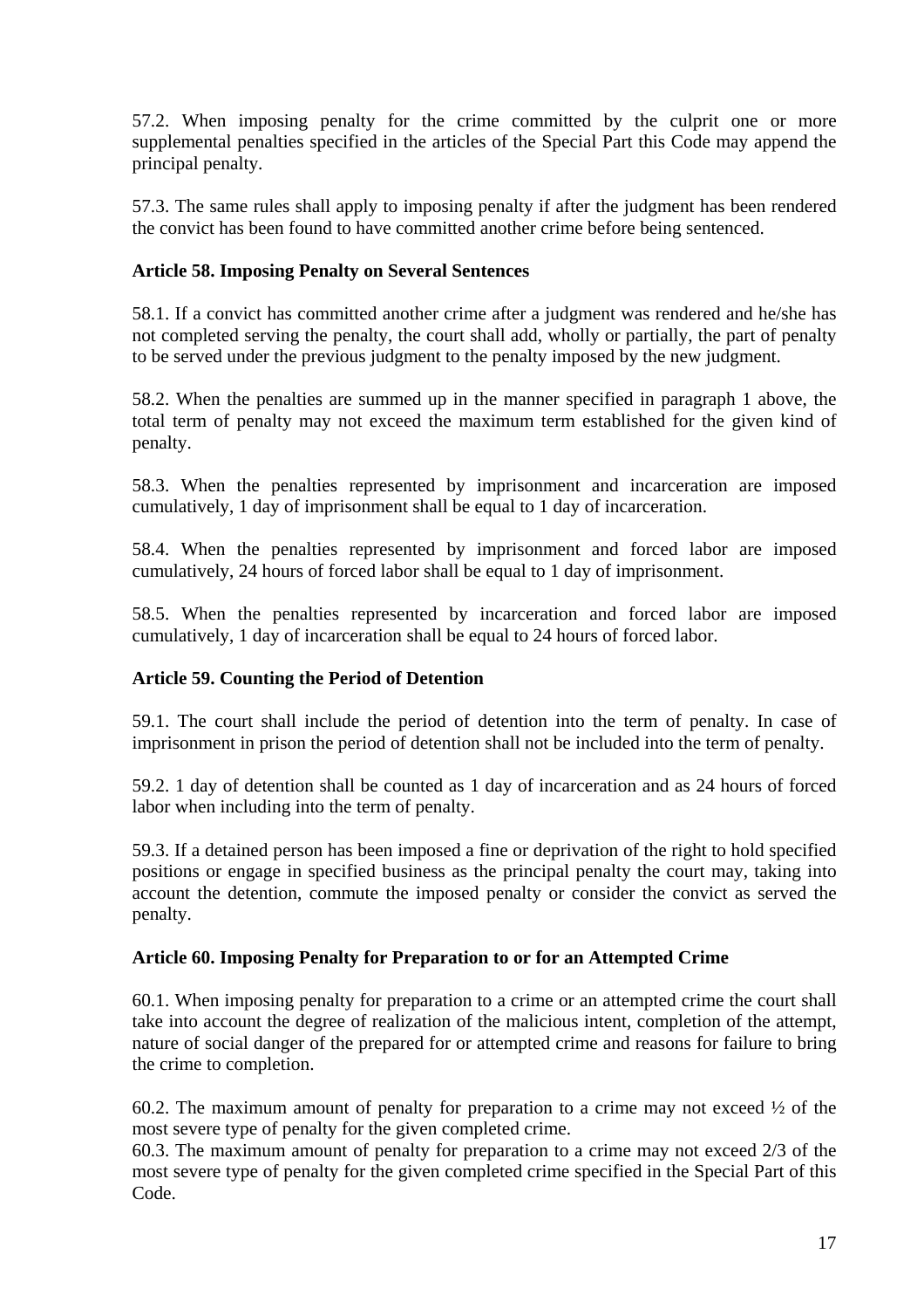57.2. When imposing penalty for the crime committed by the culprit one or more supplemental penalties specified in the articles of the Special Part this Code may append the principal penalty.

57.3. The same rules shall apply to imposing penalty if after the judgment has been rendered the convict has been found to have committed another crime before being sentenced.

**Article 58. Imposing Penalty on Several Sentences**

58.1. If a convict has committed another crime after a judgment was rendered and he/she has not completed serving the penalty, the court shall add, wholly or partially, the part of penalty to be served under the previous judgment to the penalty imposed by the new judgment.

58.2. When the penalties are summed up in the manner specified in paragraph 1 above, the total term of penalty may not exceed the maximum term established for the given kind of penalty.

58.3. When the penalties represented by imprisonment and incarceration are imposed cumulatively, 1 day of imprisonment shall be equal to 1 day of incarceration.

58.4. When the penalties represented by imprisonment and forced labor are imposed cumulatively, 24 hours of forced labor shall be equal to 1 day of imprisonment.

58.5. When the penalties represented by incarceration and forced labor are imposed cumulatively, 1 day of incarceration shall be equal to 24 hours of forced labor.

**Article 59. Counting the Period of Detention**

59.1. The court shall include the period of detention into the term of penalty. In case of imprisonment in prison the period of detention shall not be included into the term of penalty.

59.2. 1 day of detention shall be counted as 1 day of incarceration and as 24 hours of forced labor when including into the term of penalty.

59.3. If a detained person has been imposed a fine or deprivation of the right to hold specified positions or engage in specified business as the principal penalty the court may, taking into account the detention, commute the imposed penalty or consider the convict as served the penalty.

**Article 60. Imposing Penalty for Preparation to or for an Attempted Crime**

60.1. When imposing penalty for preparation to a crime or an attempted crime the court shall take into account the degree of realization of the malicious intent, completion of the attempt, nature of social danger of the prepared for or attempted crime and reasons for failure to bring the crime to completion.

60.2. The maximum amount of penalty for preparation to a crime may not exceed ½ of the most severe type of penalty for the given completed crime.

60.3. The maximum amount of penalty for preparation to a crime may not exceed 2/3 of the most severe type of penalty for the given completed crime specified in the Special Part of this Code.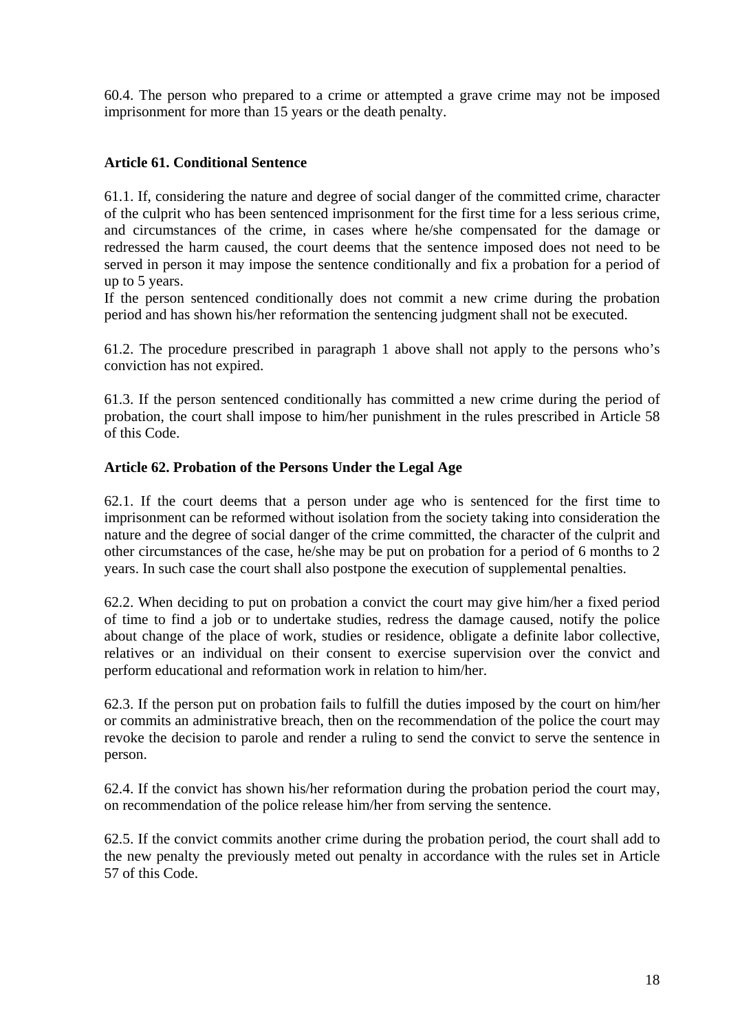60.4. The person who prepared to a crime or attempted a grave crime may not be imposed imprisonment for more than 15 years or the death penalty.

**Article 61. Conditional Sentence**

61.1. If, considering the nature and degree of social danger of the committed crime, character of the culprit who has been sentenced imprisonment for the first time for a less serious crime, and circumstances of the crime, in cases where he/she compensated for the damage or redressed the harm caused, the court deems that the sentence imposed does not need to be served in person it may impose the sentence conditionally and fix a probation for a period of up to 5 years.
If the person sentenced conditionally does not commit a new crime during the probation period and has shown his/her reformation the sentencing judgment shall not be executed.

61.2. The procedure prescribed in paragraph 1 above shall not apply to the persons who's conviction has not expired.

61.3. If the person sentenced conditionally has committed a new crime during the period of probation, the court shall impose to him/her punishment in the rules prescribed in Article 58 of this Code.

**Article 62. Probation of the Persons Under the Legal Age**

62.1. If the court deems that a person under age who is sentenced for the first time to imprisonment can be reformed without isolation from the society taking into consideration the nature and the degree of social danger of the crime committed, the character of the culprit and other circumstances of the case, he/she may be put on probation for a period of 6 months to 2 years. In such case the court shall also postpone the execution of supplemental penalties.

62.2. When deciding to put on probation a convict the court may give him/her a fixed period of time to find a job or to undertake studies, redress the damage caused, notify the police about change of the place of work, studies or residence, obligate a definite labor collective, relatives or an individual on their consent to exercise supervision over the convict and perform educational and reformation work in relation to him/her.

62.3. If the person put on probation fails to fulfill the duties imposed by the court on him/her or commits an administrative breach, then on the recommendation of the police the court may revoke the decision to parole and render a ruling to send the convict to serve the sentence in person.

62.4. If the convict has shown his/her reformation during the probation period the court may, on recommendation of the police release him/her from serving the sentence.

62.5. If the convict commits another crime during the probation period, the court shall add to the new penalty the previously meted out penalty in accordance with the rules set in Article 57 of this Code.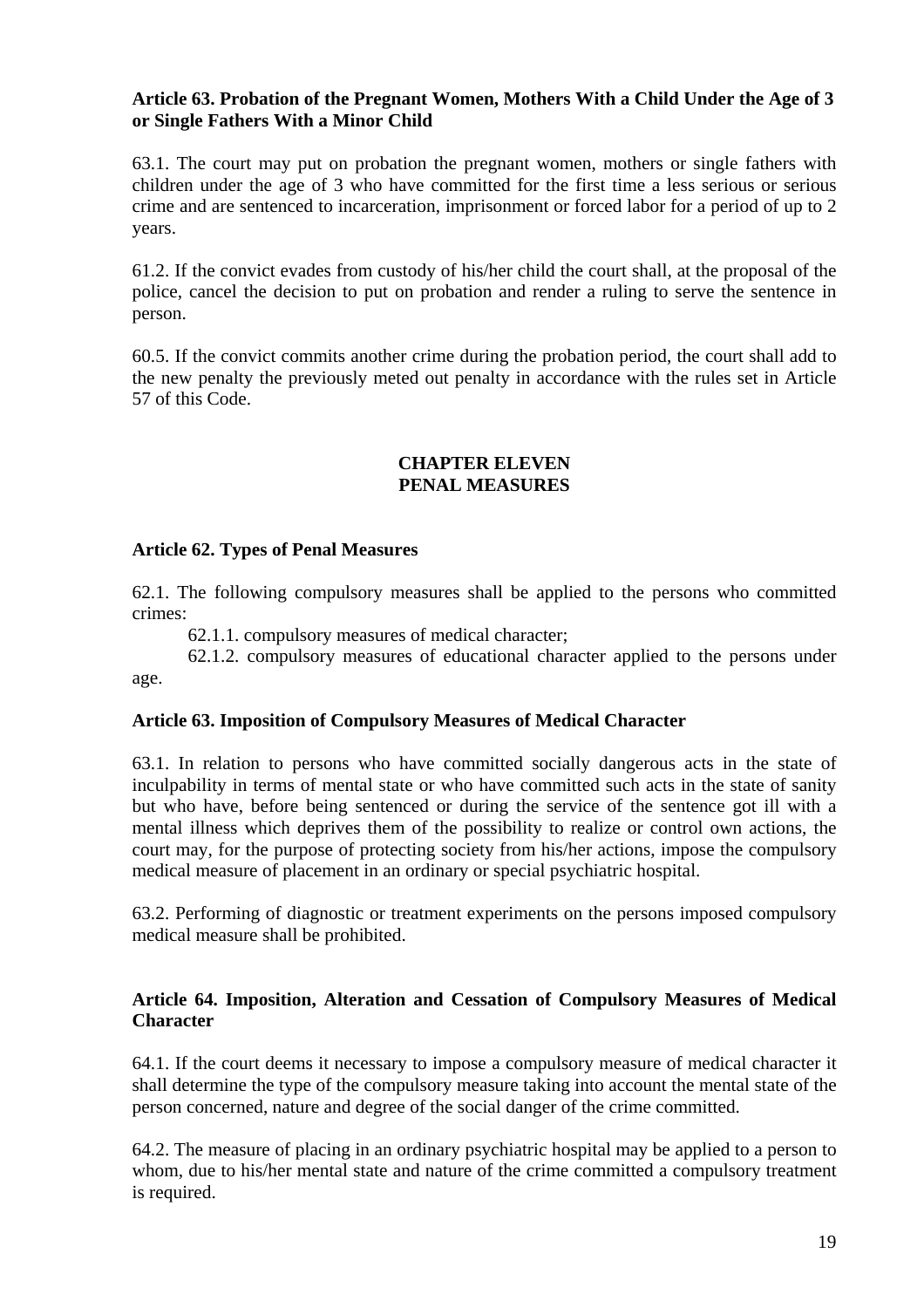**Article 63. Probation of the Pregnant Women, Mothers With a Child Under the Age of 3 or Single Fathers With a Minor Child**

63.1. The court may put on probation the pregnant women, mothers or single fathers with children under the age of 3 who have committed for the first time a less serious or serious crime and are sentenced to incarceration, imprisonment or forced labor for a period of up to 2 years.

61.2. If the convict evades from custody of his/her child the court shall, at the proposal of the police, cancel the decision to put on probation and render a ruling to serve the sentence in person.

60.5. If the convict commits another crime during the probation period, the court shall add to the new penalty the previously meted out penalty in accordance with the rules set in Article 57 of this Code.

## CHAPTER ELEVEN
## PENAL MEASURES

**Article 62. Types of Penal Measures**

62.1. The following compulsory measures shall be applied to the persons who committed crimes:

62.1.1. compulsory measures of medical character;

62.1.2. compulsory measures of educational character applied to the persons under age.

**Article 63. Imposition of Compulsory Measures of Medical Character**

63.1. In relation to persons who have committed socially dangerous acts in the state of inculpability in terms of mental state or who have committed such acts in the state of sanity but who have, before being sentenced or during the service of the sentence got ill with a mental illness which deprives them of the possibility to realize or control own actions, the court may, for the purpose of protecting society from his/her actions, impose the compulsory medical measure of placement in an ordinary or special psychiatric hospital.

63.2. Performing of diagnostic or treatment experiments on the persons imposed compulsory medical measure shall be prohibited.

**Article 64. Imposition, Alteration and Cessation of Compulsory Measures of Medical Character**

64.1. If the court deems it necessary to impose a compulsory measure of medical character it shall determine the type of the compulsory measure taking into account the mental state of the person concerned, nature and degree of the social danger of the crime committed.

64.2. The measure of placing in an ordinary psychiatric hospital may be applied to a person to whom, due to his/her mental state and nature of the crime committed a compulsory treatment is required.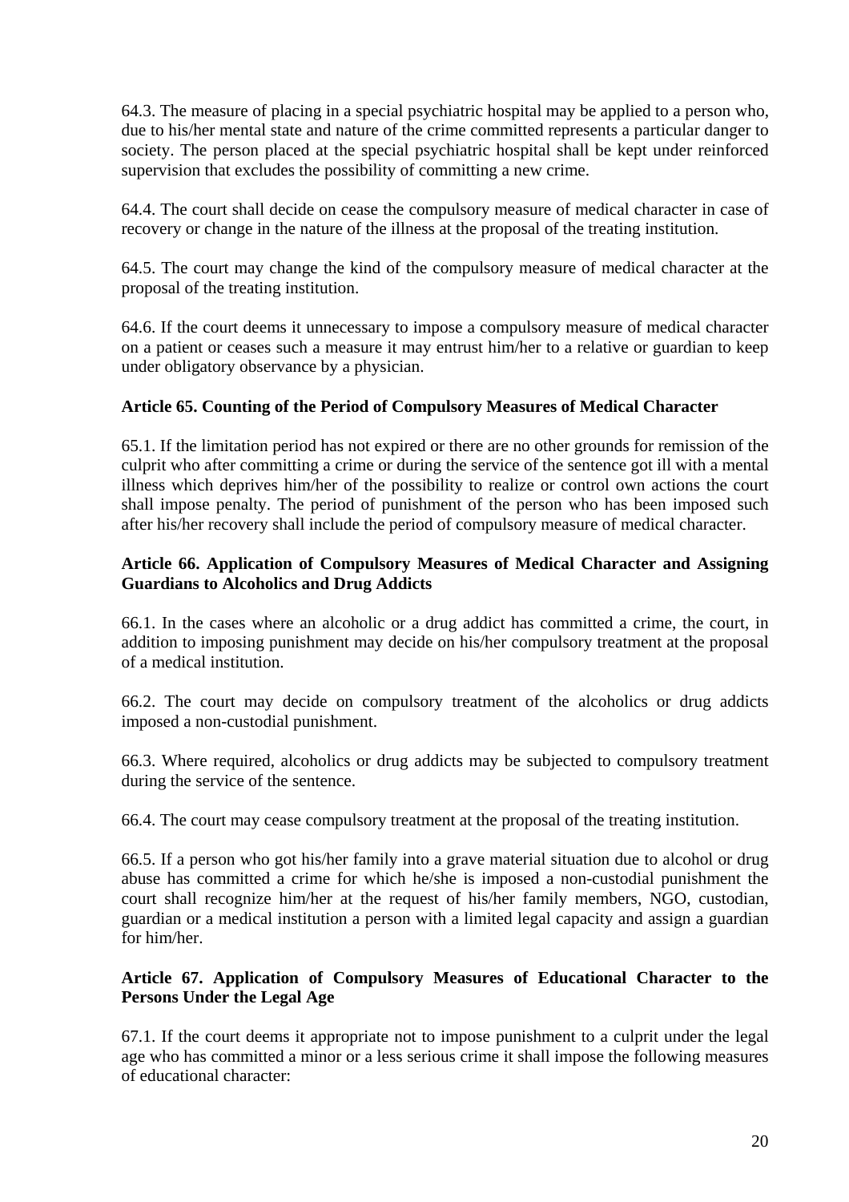64.3. The measure of placing in a special psychiatric hospital may be applied to a person who, due to his/her mental state and nature of the crime committed represents a particular danger to society. The person placed at the special psychiatric hospital shall be kept under reinforced supervision that excludes the possibility of committing a new crime.

64.4. The court shall decide on cease the compulsory measure of medical character in case of recovery or change in the nature of the illness at the proposal of the treating institution.

64.5. The court may change the kind of the compulsory measure of medical character at the proposal of the treating institution.

64.6. If the court deems it unnecessary to impose a compulsory measure of medical character on a patient or ceases such a measure it may entrust him/her to a relative or guardian to keep under obligatory observance by a physician.

**Article 65. Counting of the Period of Compulsory Measures of Medical Character**

65.1. If the limitation period has not expired or there are no other grounds for remission of the culprit who after committing a crime or during the service of the sentence got ill with a mental illness which deprives him/her of the possibility to realize or control own actions the court shall impose penalty. The period of punishment of the person who has been imposed such after his/her recovery shall include the period of compulsory measure of medical character.

**Article 66. Application of Compulsory Measures of Medical Character and Assigning Guardians to Alcoholics and Drug Addicts**

66.1. In the cases where an alcoholic or a drug addict has committed a crime, the court, in addition to imposing punishment may decide on his/her compulsory treatment at the proposal of a medical institution.

66.2. The court may decide on compulsory treatment of the alcoholics or drug addicts imposed a non-custodial punishment.

66.3. Where required, alcoholics or drug addicts may be subjected to compulsory treatment during the service of the sentence.

66.4. The court may cease compulsory treatment at the proposal of the treating institution.

66.5. If a person who got his/her family into a grave material situation due to alcohol or drug abuse has committed a crime for which he/she is imposed a non-custodial punishment the court shall recognize him/her at the request of his/her family members, NGO, custodian, guardian or a medical institution a person with a limited legal capacity and assign a guardian for him/her.

**Article 67. Application of Compulsory Measures of Educational Character to the Persons Under the Legal Age**

67.1. If the court deems it appropriate not to impose punishment to a culprit under the legal age who has committed a minor or a less serious crime it shall impose the following measures of educational character: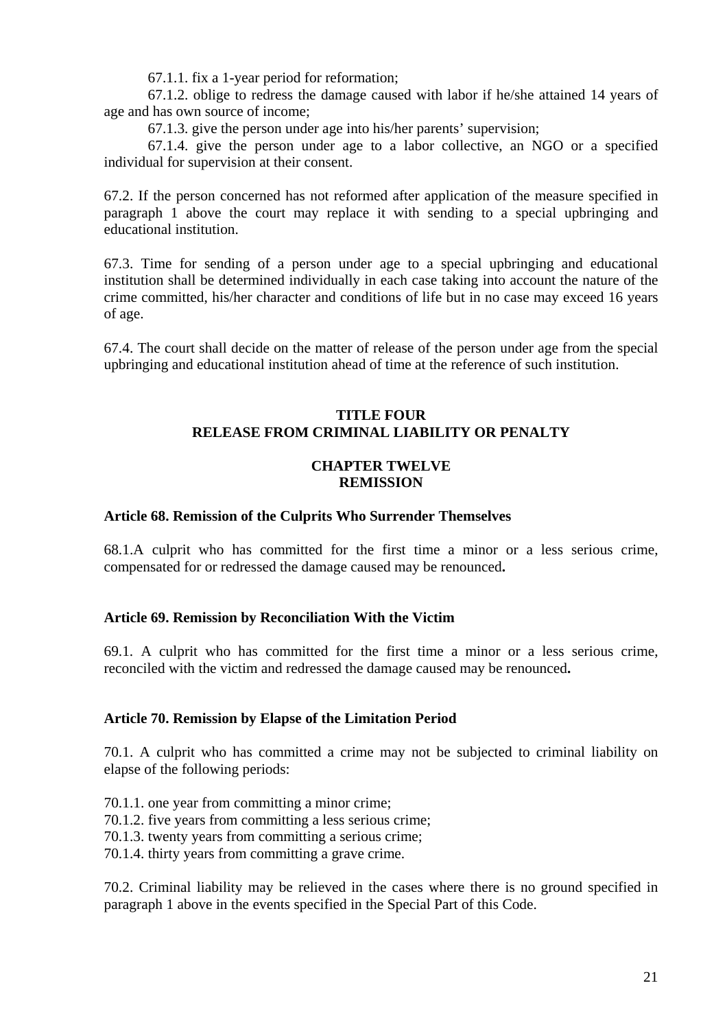67.1.1. fix a 1-year period for reformation;

67.1.2. oblige to redress the damage caused with labor if he/she attained 14 years of age and has own source of income;

67.1.3. give the person under age into his/her parents' supervision;

67.1.4. give the person under age to a labor collective, an NGO or a specified individual for supervision at their consent.

67.2. If the person concerned has not reformed after application of the measure specified in paragraph 1 above the court may replace it with sending to a special upbringing and educational institution.

67.3. Time for sending of a person under age to a special upbringing and educational institution shall be determined individually in each case taking into account the nature of the crime committed, his/her character and conditions of life but in no case may exceed 16 years of age.

67.4. The court shall decide on the matter of release of the person under age from the special upbringing and educational institution ahead of time at the reference of such institution.

# TITLE FOUR
# RELEASE FROM CRIMINAL LIABILITY OR PENALTY

## CHAPTER TWELVE
## REMISSION

### Article 68. Remission of the Culprits Who Surrender Themselves

68.1.A culprit who has committed for the first time a minor or a less serious crime, compensated for or redressed the damage caused may be renounced**.**

### Article 69. Remission by Reconciliation With the Victim

69.1. A culprit who has committed for the first time a minor or a less serious crime, reconciled with the victim and redressed the damage caused may be renounced**.**

### Article 70. Remission by Elapse of the Limitation Period

70.1. A culprit who has committed a crime may not be subjected to criminal liability on elapse of the following periods:

70.1.1. one year from committing a minor crime;
70.1.2. five years from committing a less serious crime;
70.1.3. twenty years from committing a serious crime;
70.1.4. thirty years from committing a grave crime.

70.2. Criminal liability may be relieved in the cases where there is no ground specified in paragraph 1 above in the events specified in the Special Part of this Code.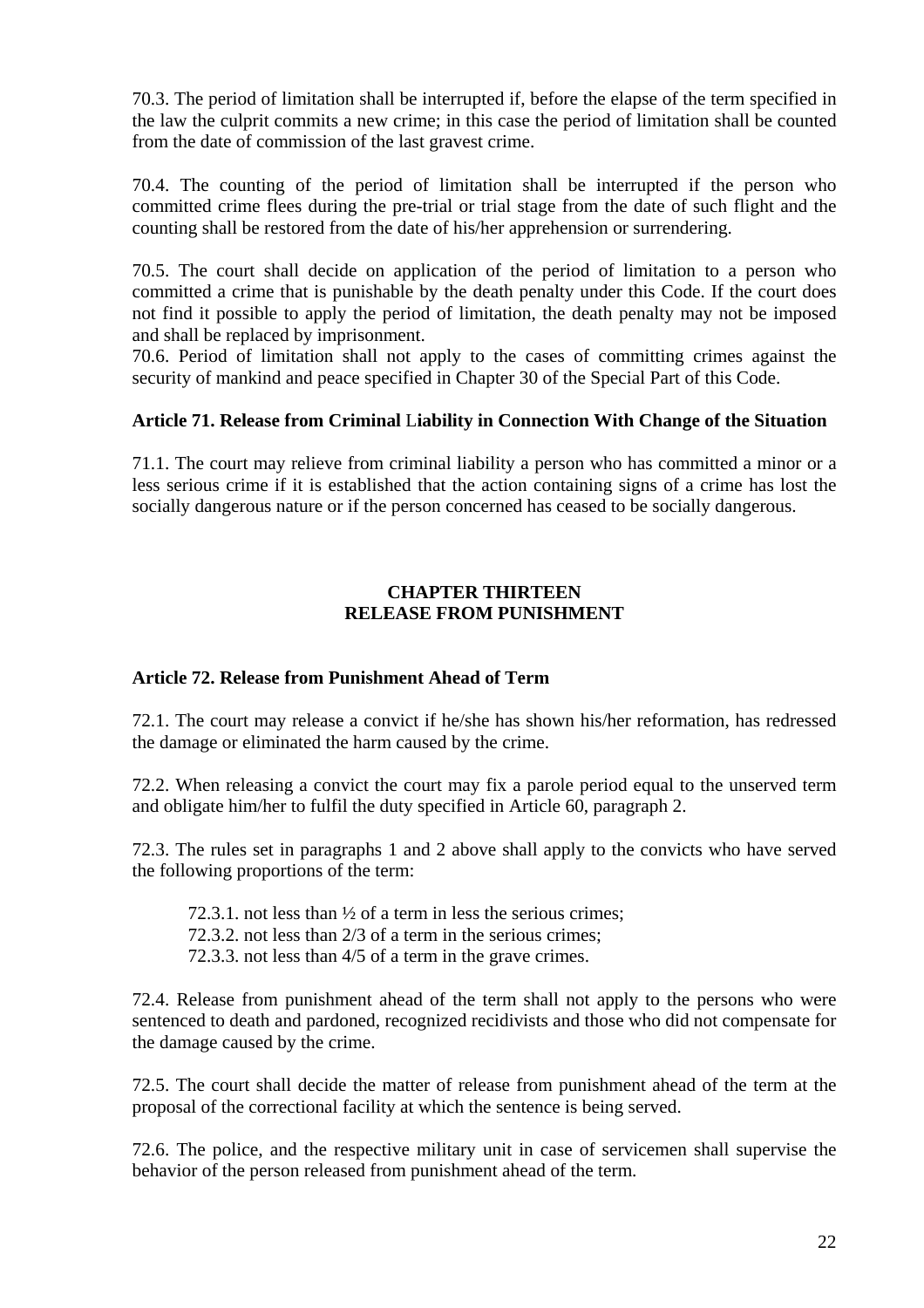70.3. The period of limitation shall be interrupted if, before the elapse of the term specified in the law the culprit commits a new crime; in this case the period of limitation shall be counted from the date of commission of the last gravest crime.

70.4. The counting of the period of limitation shall be interrupted if the person who committed crime flees during the pre-trial or trial stage from the date of such flight and the counting shall be restored from the date of his/her apprehension or surrendering.

70.5. The court shall decide on application of the period of limitation to a person who committed a crime that is punishable by the death penalty under this Code. If the court does not find it possible to apply the period of limitation, the death penalty may not be imposed and shall be replaced by imprisonment.

70.6. Period of limitation shall not apply to the cases of committing crimes against the security of mankind and peace specified in Chapter 30 of the Special Part of this Code.

**Article 71. Release from Criminal Liability in Connection With Change of the Situation**

71.1. The court may relieve from criminal liability a person who has committed a minor or a less serious crime if it is established that the action containing signs of a crime has lost the socially dangerous nature or if the person concerned has ceased to be socially dangerous.

## CHAPTER THIRTEEN
## RELEASE FROM PUNISHMENT

**Article 72. Release from Punishment Ahead of Term**

72.1. The court may release a convict if he/she has shown his/her reformation, has redressed the damage or eliminated the harm caused by the crime.

72.2. When releasing a convict the court may fix a parole period equal to the unserved term and obligate him/her to fulfil the duty specified in Article 60, paragraph 2.

72.3. The rules set in paragraphs 1 and 2 above shall apply to the convicts who have served the following proportions of the term:

72.3.1. not less than ½ of a term in less the serious crimes;
72.3.2. not less than 2/3 of a term in the serious crimes;
72.3.3. not less than 4/5 of a term in the grave crimes.

72.4. Release from punishment ahead of the term shall not apply to the persons who were sentenced to death and pardoned, recognized recidivists and those who did not compensate for the damage caused by the crime.

72.5. The court shall decide the matter of release from punishment ahead of the term at the proposal of the correctional facility at which the sentence is being served.

72.6. The police, and the respective military unit in case of servicemen shall supervise the behavior of the person released from punishment ahead of the term.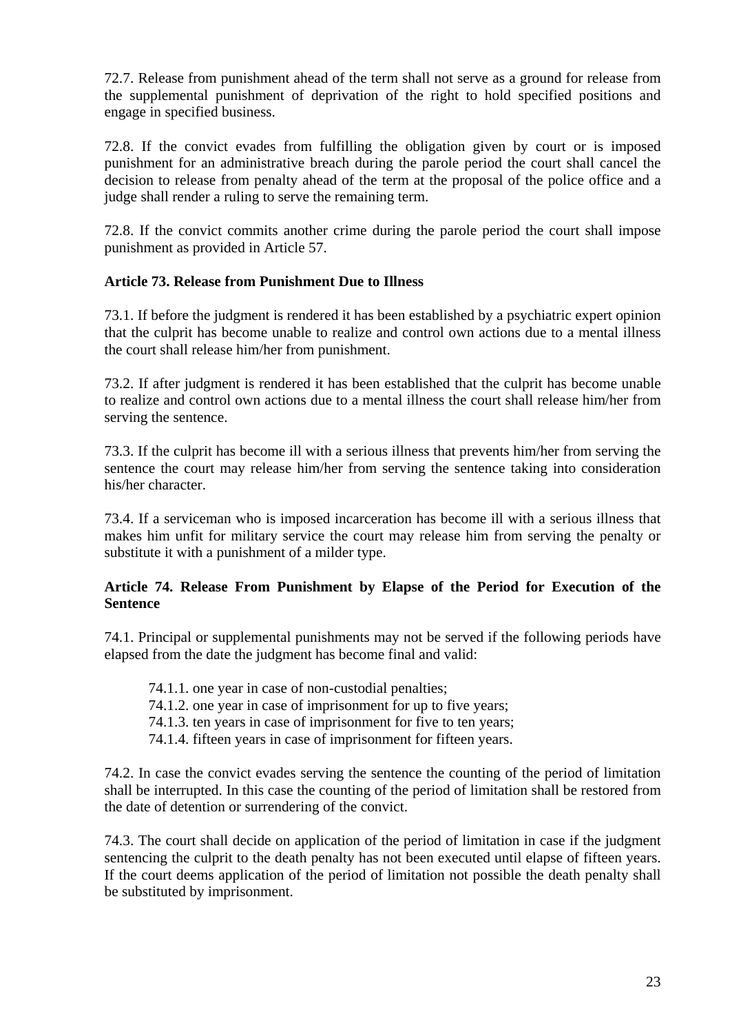72.7. Release from punishment ahead of the term shall not serve as a ground for release from the supplemental punishment of deprivation of the right to hold specified positions and engage in specified business.

72.8. If the convict evades from fulfilling the obligation given by court or is imposed punishment for an administrative breach during the parole period the court shall cancel the decision to release from penalty ahead of the term at the proposal of the police office and a judge shall render a ruling to serve the remaining term.

72.8. If the convict commits another crime during the parole period the court shall impose punishment as provided in Article 57.

### Article 73. Release from Punishment Due to Illness

73.1. If before the judgment is rendered it has been established by a psychiatric expert opinion that the culprit has become unable to realize and control own actions due to a mental illness the court shall release him/her from punishment.

73.2. If after judgment is rendered it has been established that the culprit has become unable to realize and control own actions due to a mental illness the court shall release him/her from serving the sentence.

73.3. If the culprit has become ill with a serious illness that prevents him/her from serving the sentence the court may release him/her from serving the sentence taking into consideration his/her character.

73.4. If a serviceman who is imposed incarceration has become ill with a serious illness that makes him unfit for military service the court may release him from serving the penalty or substitute it with a punishment of a milder type.

### Article 74. Release From Punishment by Elapse of the Period for Execution of the Sentence

74.1. Principal or supplemental punishments may not be served if the following periods have elapsed from the date the judgment has become final and valid:

- 74.1.1. one year in case of non-custodial penalties;
- 74.1.2. one year in case of imprisonment for up to five years;
- 74.1.3. ten years in case of imprisonment for five to ten years;
- 74.1.4. fifteen years in case of imprisonment for fifteen years.

74.2. In case the convict evades serving the sentence the counting of the period of limitation shall be interrupted. In this case the counting of the period of limitation shall be restored from the date of detention or surrendering of the convict.

74.3. The court shall decide on application of the period of limitation in case if the judgment sentencing the culprit to the death penalty has not been executed until elapse of fifteen years. If the court deems application of the period of limitation not possible the death penalty shall be substituted by imprisonment.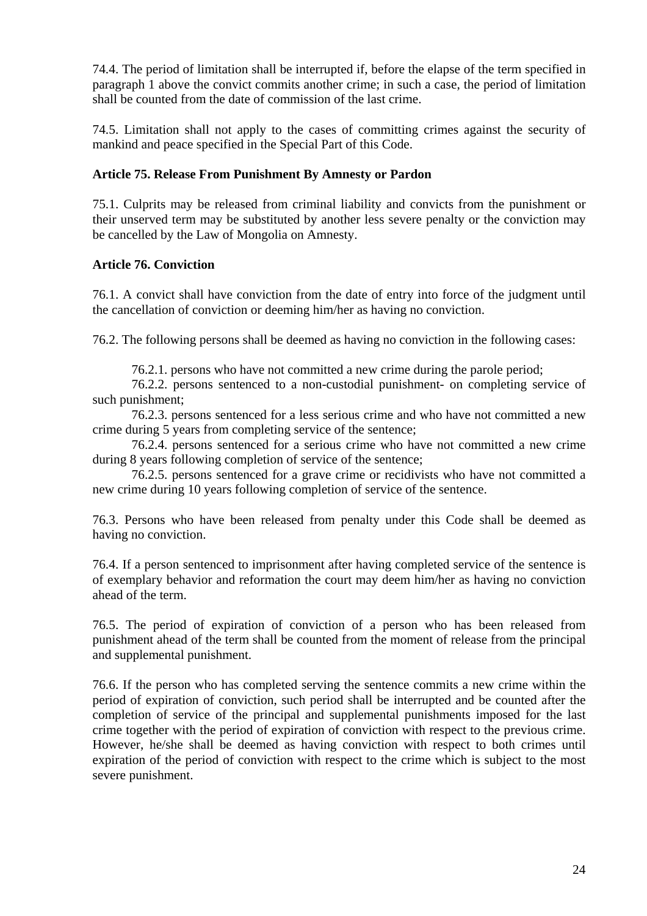74.4. The period of limitation shall be interrupted if, before the elapse of the term specified in paragraph 1 above the convict commits another crime; in such a case, the period of limitation shall be counted from the date of commission of the last crime.

74.5. Limitation shall not apply to the cases of committing crimes against the security of mankind and peace specified in the Special Part of this Code.

### Article 75. Release From Punishment By Amnesty or Pardon

75.1. Culprits may be released from criminal liability and convicts from the punishment or their unserved term may be substituted by another less severe penalty or the conviction may be cancelled by the Law of Mongolia on Amnesty.

### Article 76. Conviction

76.1. A convict shall have conviction from the date of entry into force of the judgment until the cancellation of conviction or deeming him/her as having no conviction.

76.2. The following persons shall be deemed as having no conviction in the following cases:

76.2.1. persons who have not committed a new crime during the parole period;

76.2.2. persons sentenced to a non-custodial punishment- on completing service of such punishment;

76.2.3. persons sentenced for a less serious crime and who have not committed a new crime during 5 years from completing service of the sentence;

76.2.4. persons sentenced for a serious crime who have not committed a new crime during 8 years following completion of service of the sentence;

76.2.5. persons sentenced for a grave crime or recidivists who have not committed a new crime during 10 years following completion of service of the sentence.

76.3. Persons who have been released from penalty under this Code shall be deemed as having no conviction.

76.4. If a person sentenced to imprisonment after having completed service of the sentence is of exemplary behavior and reformation the court may deem him/her as having no conviction ahead of the term.

76.5. The period of expiration of conviction of a person who has been released from punishment ahead of the term shall be counted from the moment of release from the principal and supplemental punishment.

76.6. If the person who has completed serving the sentence commits a new crime within the period of expiration of conviction, such period shall be interrupted and be counted after the completion of service of the principal and supplemental punishments imposed for the last crime together with the period of expiration of conviction with respect to the previous crime. However, he/she shall be deemed as having conviction with respect to both crimes until expiration of the period of conviction with respect to the crime which is subject to the most severe punishment.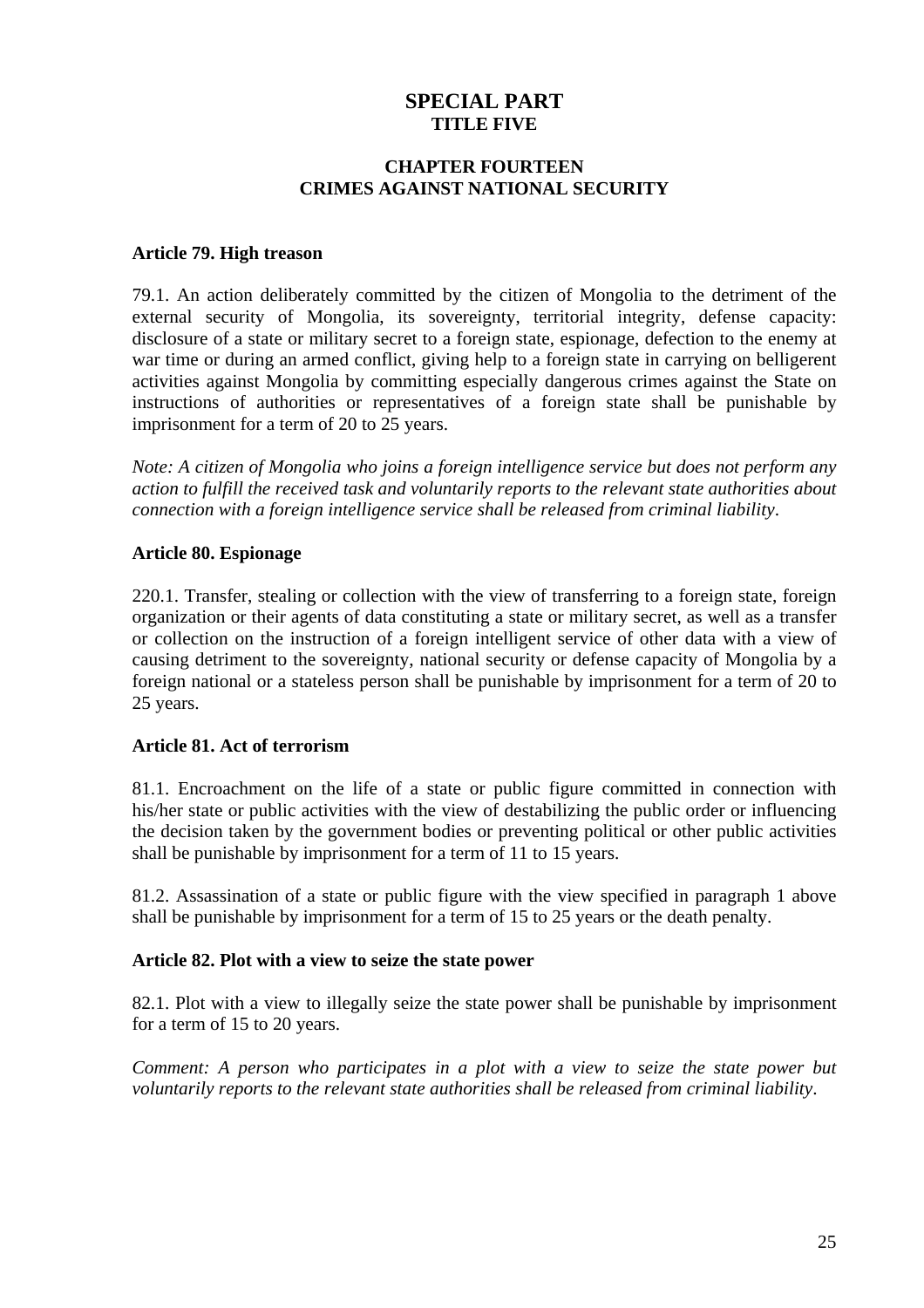# SPECIAL PART
## TITLE FIVE

## CHAPTER FOURTEEN
## CRIMES AGAINST NATIONAL SECURITY

**Article 79. High treason**

79.1. An action deliberately committed by the citizen of Mongolia to the detriment of the external security of Mongolia, its sovereignty, territorial integrity, defense capacity: disclosure of a state or military secret to a foreign state, espionage, defection to the enemy at war time or during an armed conflict, giving help to a foreign state in carrying on belligerent activities against Mongolia by committing especially dangerous crimes against the State on instructions of authorities or representatives of a foreign state shall be punishable by imprisonment for a term of 20 to 25 years.

*Note: A citizen of Mongolia who joins a foreign intelligence service but does not perform any action to fulfill the received task and voluntarily reports to the relevant state authorities about connection with a foreign intelligence service shall be released from criminal liability.*

**Article 80. Espionage**

220.1. Transfer, stealing or collection with the view of transferring to a foreign state, foreign organization or their agents of data constituting a state or military secret, as well as a transfer or collection on the instruction of a foreign intelligent service of other data with a view of causing detriment to the sovereignty, national security or defense capacity of Mongolia by a foreign national or a stateless person shall be punishable by imprisonment for a term of 20 to 25 years.

**Article 81. Act of terrorism**

81.1. Encroachment on the life of a state or public figure committed in connection with his/her state or public activities with the view of destabilizing the public order or influencing the decision taken by the government bodies or preventing political or other public activities shall be punishable by imprisonment for a term of 11 to 15 years.

81.2. Assassination of a state or public figure with the view specified in paragraph 1 above shall be punishable by imprisonment for a term of 15 to 25 years or the death penalty.

**Article 82. Plot with a view to seize the state power**

82.1. Plot with a view to illegally seize the state power shall be punishable by imprisonment for a term of 15 to 20 years.

*Comment: A person who participates in a plot with a view to seize the state power but voluntarily reports to the relevant state authorities shall be released from criminal liability.*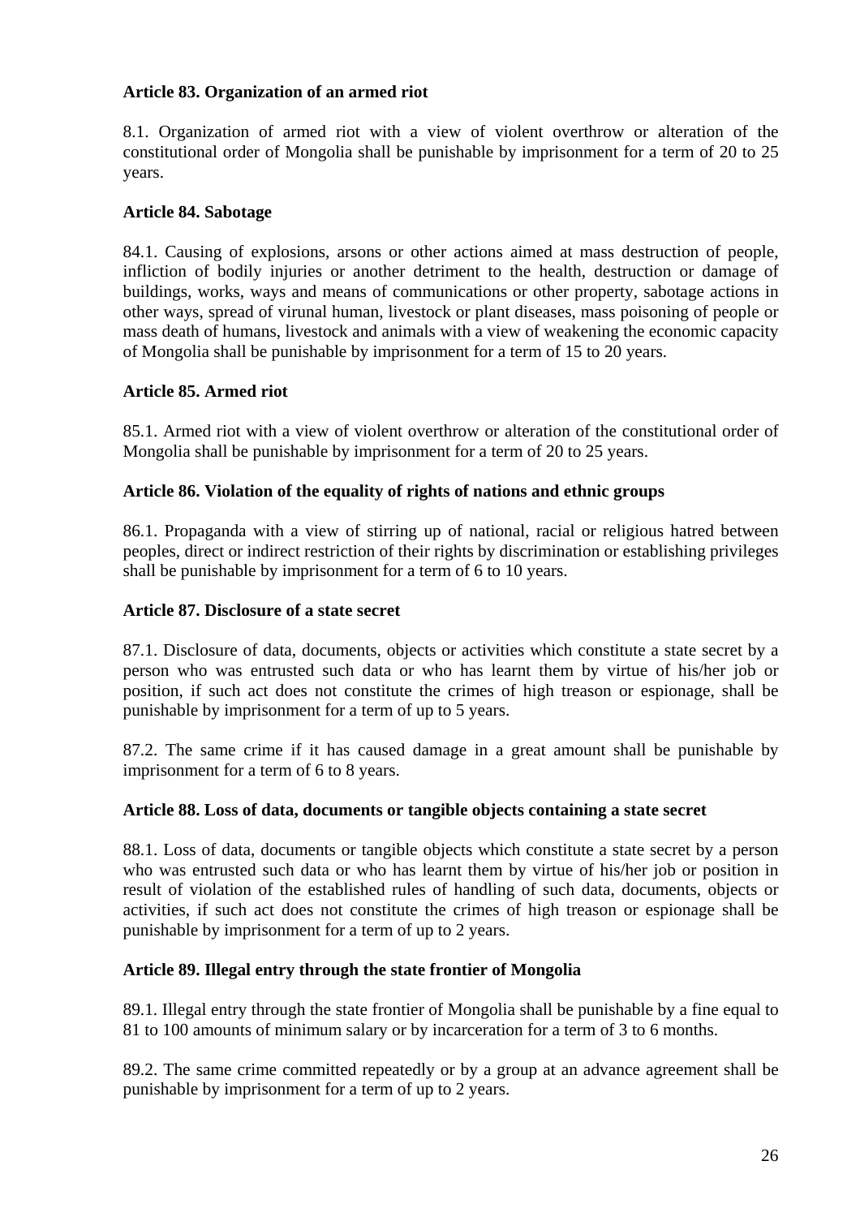**Article 83. Organization of an armed riot**

8.1. Organization of armed riot with a view of violent overthrow or alteration of the constitutional order of Mongolia shall be punishable by imprisonment for a term of 20 to 25 years.

**Article 84. Sabotage**

84.1. Causing of explosions, arsons or other actions aimed at mass destruction of people, infliction of bodily injuries or another detriment to the health, destruction or damage of buildings, works, ways and means of communications or other property, sabotage actions in other ways, spread of virunal human, livestock or plant diseases, mass poisoning of people or mass death of humans, livestock and animals with a view of weakening the economic capacity of Mongolia shall be punishable by imprisonment for a term of 15 to 20 years.

**Article 85. Armed riot**

85.1. Armed riot with a view of violent overthrow or alteration of the constitutional order of Mongolia shall be punishable by imprisonment for a term of 20 to 25 years.

**Article 86. Violation of the equality of rights of nations and ethnic groups**

86.1. Propaganda with a view of stirring up of national, racial or religious hatred between peoples, direct or indirect restriction of their rights by discrimination or establishing privileges shall be punishable by imprisonment for a term of 6 to 10 years.

**Article 87. Disclosure of a state secret**

87.1. Disclosure of data, documents, objects or activities which constitute a state secret by a person who was entrusted such data or who has learnt them by virtue of his/her job or position, if such act does not constitute the crimes of high treason or espionage, shall be punishable by imprisonment for a term of up to 5 years.

87.2. The same crime if it has caused damage in a great amount shall be punishable by imprisonment for a term of 6 to 8 years.

**Article 88. Loss of data, documents or tangible objects containing a state secret**

88.1. Loss of data, documents or tangible objects which constitute a state secret by a person who was entrusted such data or who has learnt them by virtue of his/her job or position in result of violation of the established rules of handling of such data, documents, objects or activities, if such act does not constitute the crimes of high treason or espionage shall be punishable by imprisonment for a term of up to 2 years.

**Article 89. Illegal entry through the state frontier of Mongolia**

89.1. Illegal entry through the state frontier of Mongolia shall be punishable by a fine equal to 81 to 100 amounts of minimum salary or by incarceration for a term of 3 to 6 months.

89.2. The same crime committed repeatedly or by a group at an advance agreement shall be punishable by imprisonment for a term of up to 2 years.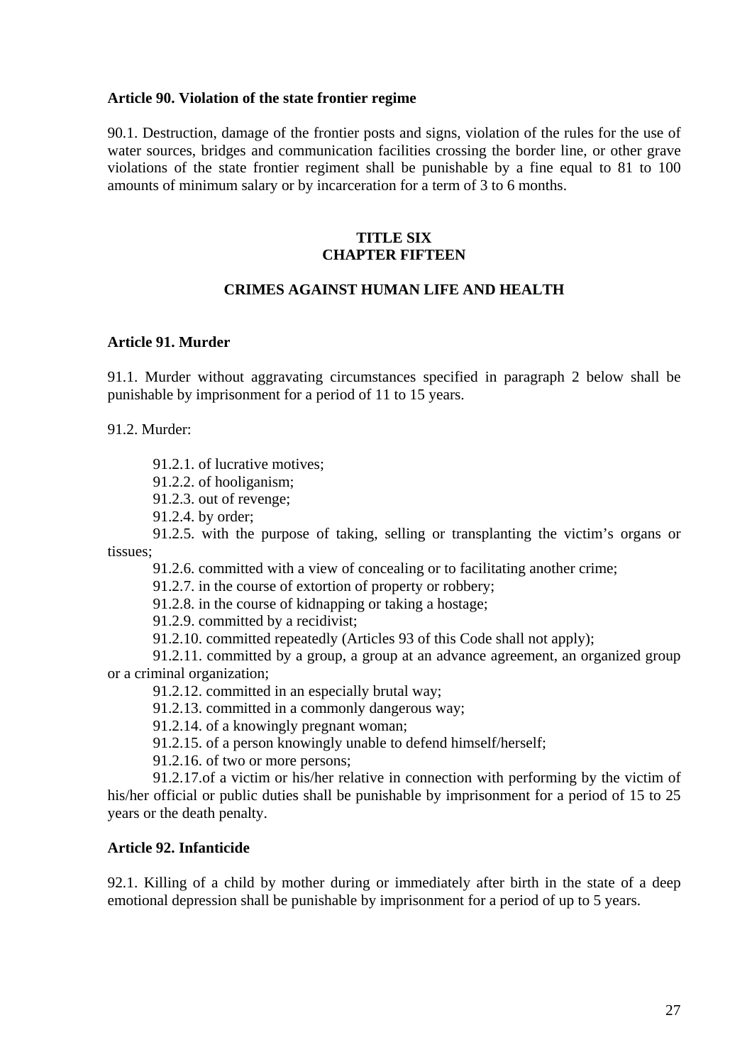**Article 90. Violation of the state frontier regime**

90.1. Destruction, damage of the frontier posts and signs, violation of the rules for the use of water sources, bridges and communication facilities crossing the border line, or other grave violations of the state frontier regiment shall be punishable by a fine equal to 81 to 100 amounts of minimum salary or by incarceration for a term of 3 to 6 months.

## TITLE SIX
## CHAPTER FIFTEEN

## CRIMES AGAINST HUMAN LIFE AND HEALTH

**Article 91. Murder**

91.1. Murder without aggravating circumstances specified in paragraph 2 below shall be punishable by imprisonment for a period of 11 to 15 years.

91.2. Murder:

91.2.1. of lucrative motives;
91.2.2. of hooliganism;
91.2.3. out of revenge;
91.2.4. by order;
91.2.5. with the purpose of taking, selling or transplanting the victim's organs or tissues;
91.2.6. committed with a view of concealing or to facilitating another crime;
91.2.7. in the course of extortion of property or robbery;
91.2.8. in the course of kidnapping or taking a hostage;
91.2.9. committed by a recidivist;
91.2.10. committed repeatedly (Articles 93 of this Code shall not apply);
91.2.11. committed by a group, a group at an advance agreement, an organized group or a criminal organization;
91.2.12. committed in an especially brutal way;
91.2.13. committed in a commonly dangerous way;
91.2.14. of a knowingly pregnant woman;
91.2.15. of a person knowingly unable to defend himself/herself;
91.2.16. of two or more persons;
91.2.17.of a victim or his/her relative in connection with performing by the victim of his/her official or public duties shall be punishable by imprisonment for a period of 15 to 25 years or the death penalty.

**Article 92. Infanticide**

92.1. Killing of a child by mother during or immediately after birth in the state of a deep emotional depression shall be punishable by imprisonment for a period of up to 5 years.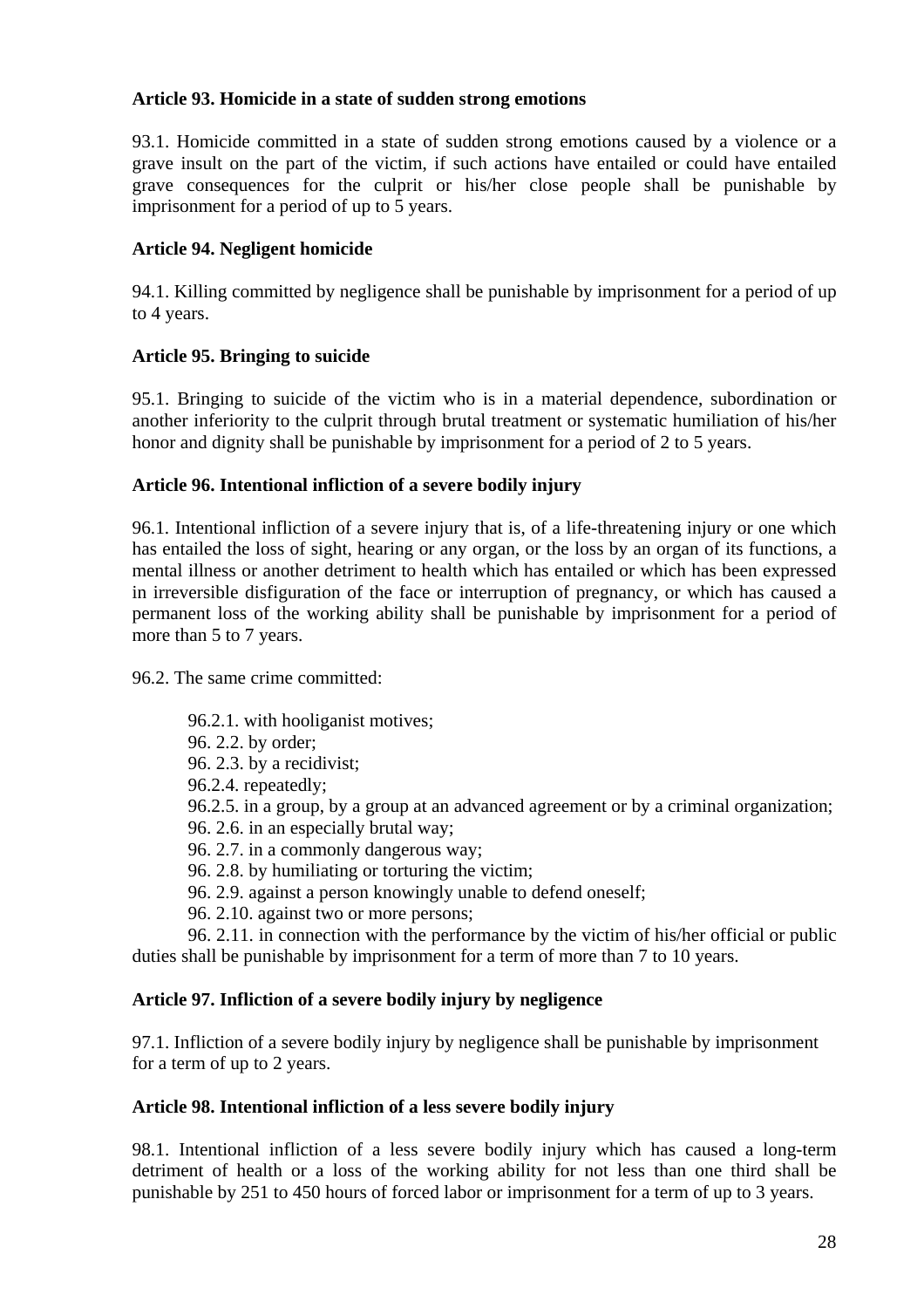**Article 93. Homicide in a state of sudden strong emotions**

93.1. Homicide committed in a state of sudden strong emotions caused by a violence or a grave insult on the part of the victim, if such actions have entailed or could have entailed grave consequences for the culprit or his/her close people shall be punishable by imprisonment for a period of up to 5 years.

**Article 94. Negligent homicide**

94.1. Killing committed by negligence shall be punishable by imprisonment for a period of up to 4 years.

**Article 95. Bringing to suicide**

95.1. Bringing to suicide of the victim who is in a material dependence, subordination or another inferiority to the culprit through brutal treatment or systematic humiliation of his/her honor and dignity shall be punishable by imprisonment for a period of 2 to 5 years.

**Article 96. Intentional infliction of a severe bodily injury**

96.1. Intentional infliction of a severe injury that is, of a life-threatening injury or one which has entailed the loss of sight, hearing or any organ, or the loss by an organ of its functions, a mental illness or another detriment to health which has entailed or which has been expressed in irreversible disfiguration of the face or interruption of pregnancy, or which has caused a permanent loss of the working ability shall be punishable by imprisonment for a period of more than 5 to 7 years.

96.2. The same crime committed:

96.2.1. with hooliganist motives;
96. 2.2. by order;
96. 2.3. by a recidivist;
96.2.4. repeatedly;
96.2.5. in a group, by a group at an advanced agreement or by a criminal organization;
96. 2.6. in an especially brutal way;
96. 2.7. in a commonly dangerous way;
96. 2.8. by humiliating or torturing the victim;
96. 2.9. against a person knowingly unable to defend oneself;
96. 2.10. against two or more persons;
96. 2.11. in connection with the performance by the victim of his/her official or public duties shall be punishable by imprisonment for a term of more than 7 to 10 years.

**Article 97. Infliction of a severe bodily injury by negligence**

97.1. Infliction of a severe bodily injury by negligence shall be punishable by imprisonment for a term of up to 2 years.

**Article 98. Intentional infliction of a less severe bodily injury**

98.1. Intentional infliction of a less severe bodily injury which has caused a long-term detriment of health or a loss of the working ability for not less than one third shall be punishable by 251 to 450 hours of forced labor or imprisonment for a term of up to 3 years.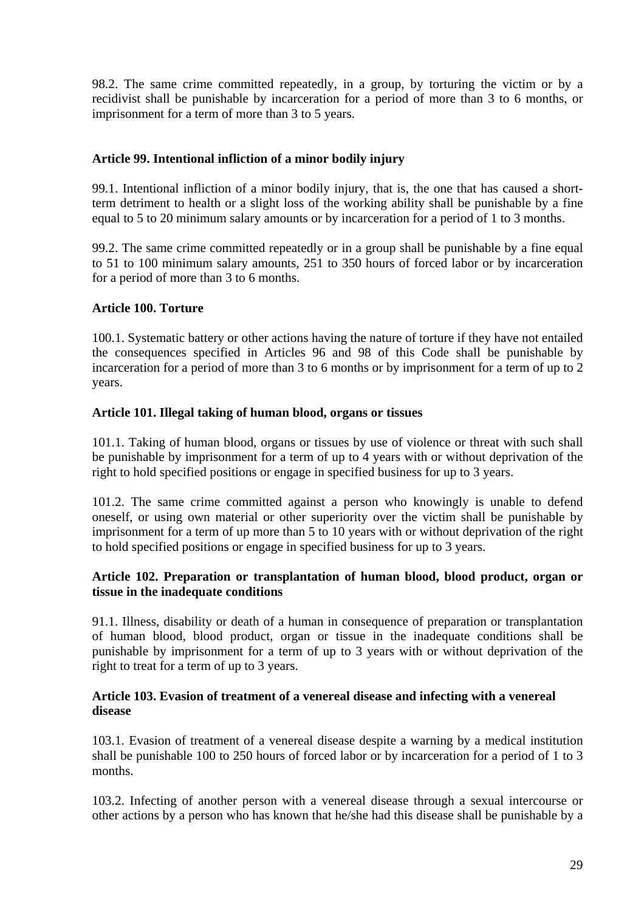98.2. The same crime committed repeatedly, in a group, by torturing the victim or by a recidivist shall be punishable by incarceration for a period of more than 3 to 6 months, or imprisonment for a term of more than 3 to 5 years.

### Article 99. Intentional infliction of a minor bodily injury

99.1. Intentional infliction of a minor bodily injury, that is, the one that has caused a short-term detriment to health or a slight loss of the working ability shall be punishable by a fine equal to 5 to 20 minimum salary amounts or by incarceration for a period of 1 to 3 months.

99.2. The same crime committed repeatedly or in a group shall be punishable by a fine equal to 51 to 100 minimum salary amounts, 251 to 350 hours of forced labor or by incarceration for a period of more than 3 to 6 months.

### Article 100. Torture

100.1. Systematic battery or other actions having the nature of torture if they have not entailed the consequences specified in Articles 96 and 98 of this Code shall be punishable by incarceration for a period of more than 3 to 6 months or by imprisonment for a term of up to 2 years.

### Article 101. Illegal taking of human blood, organs or tissues

101.1. Taking of human blood, organs or tissues by use of violence or threat with such shall be punishable by imprisonment for a term of up to 4 years with or without deprivation of the right to hold specified positions or engage in specified business for up to 3 years.

101.2. The same crime committed against a person who knowingly is unable to defend oneself, or using own material or other superiority over the victim shall be punishable by imprisonment for a term of up more than 5 to 10 years with or without deprivation of the right to hold specified positions or engage in specified business for up to 3 years.

### Article 102. Preparation or transplantation of human blood, blood product, organ or tissue in the inadequate conditions

91.1. Illness, disability or death of a human in consequence of preparation or transplantation of human blood, blood product, organ or tissue in the inadequate conditions shall be punishable by imprisonment for a term of up to 3 years with or without deprivation of the right to treat for a term of up to 3 years.

### Article 103. Evasion of treatment of a venereal disease and infecting with a venereal disease

103.1. Evasion of treatment of a venereal disease despite a warning by a medical institution shall be punishable 100 to 250 hours of forced labor or by incarceration for a period of 1 to 3 months.

103.2. Infecting of another person with a venereal disease through a sexual intercourse or other actions by a person who has known that he/she had this disease shall be punishable by a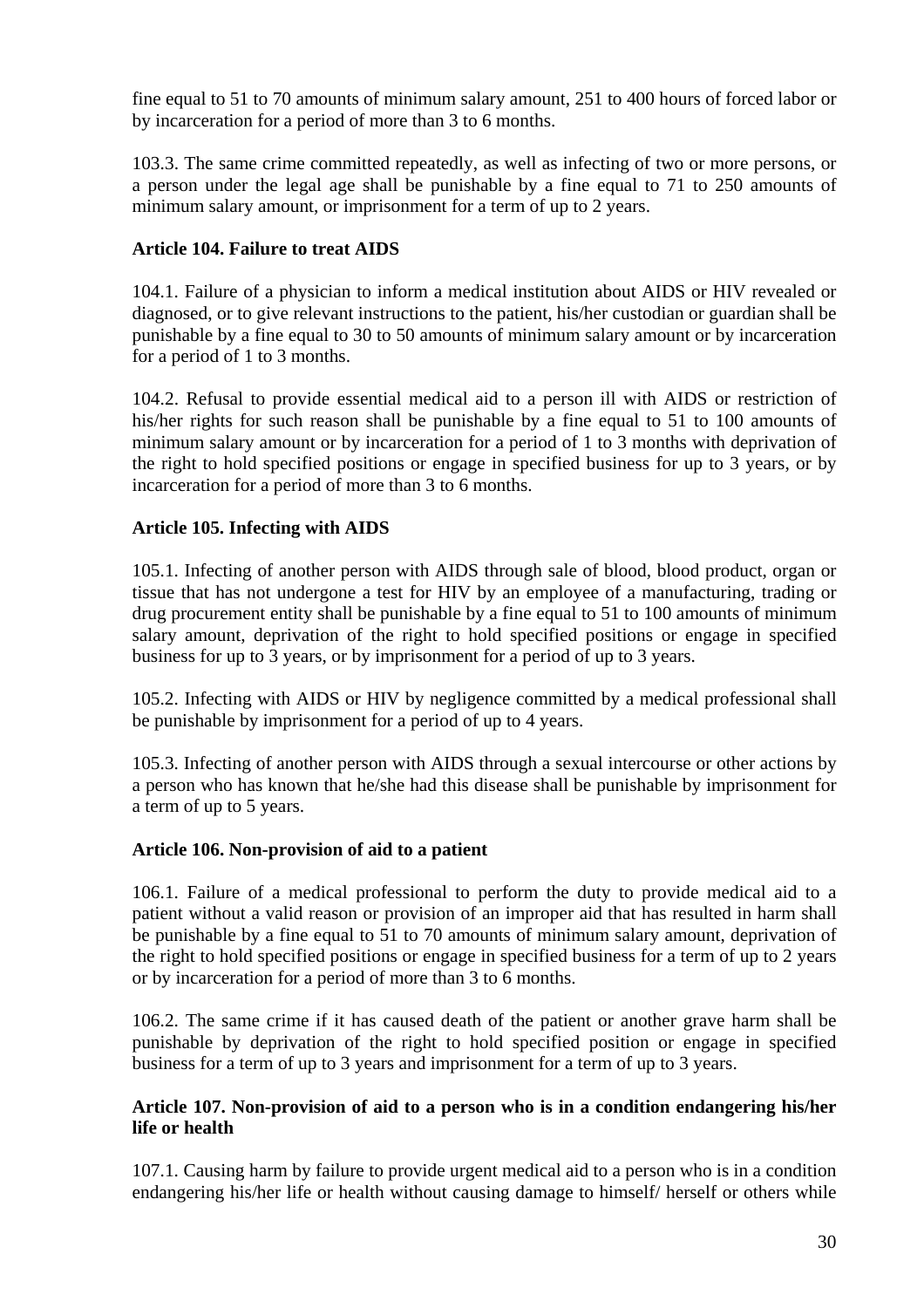fine equal to 51 to 70 amounts of minimum salary amount, 251 to 400 hours of forced labor or by incarceration for a period of more than 3 to 6 months.

103.3. The same crime committed repeatedly, as well as infecting of two or more persons, or a person under the legal age shall be punishable by a fine equal to 71 to 250 amounts of minimum salary amount, or imprisonment for a term of up to 2 years.

**Article 104. Failure to treat AIDS**

104.1. Failure of a physician to inform a medical institution about AIDS or HIV revealed or diagnosed, or to give relevant instructions to the patient, his/her custodian or guardian shall be punishable by a fine equal to 30 to 50 amounts of minimum salary amount or by incarceration for a period of 1 to 3 months.

104.2. Refusal to provide essential medical aid to a person ill with AIDS or restriction of his/her rights for such reason shall be punishable by a fine equal to 51 to 100 amounts of minimum salary amount or by incarceration for a period of 1 to 3 months with deprivation of the right to hold specified positions or engage in specified business for up to 3 years, or by incarceration for a period of more than 3 to 6 months.

**Article 105. Infecting with AIDS**

105.1. Infecting of another person with AIDS through sale of blood, blood product, organ or tissue that has not undergone a test for HIV by an employee of a manufacturing, trading or drug procurement entity shall be punishable by a fine equal to 51 to 100 amounts of minimum salary amount, deprivation of the right to hold specified positions or engage in specified business for up to 3 years, or by imprisonment for a period of up to 3 years.

105.2. Infecting with AIDS or HIV by negligence committed by a medical professional shall be punishable by imprisonment for a period of up to 4 years.

105.3. Infecting of another person with AIDS through a sexual intercourse or other actions by a person who has known that he/she had this disease shall be punishable by imprisonment for a term of up to 5 years.

**Article 106. Non-provision of aid to a patient**

106.1. Failure of a medical professional to perform the duty to provide medical aid to a patient without a valid reason or provision of an improper aid that has resulted in harm shall be punishable by a fine equal to 51 to 70 amounts of minimum salary amount, deprivation of the right to hold specified positions or engage in specified business for a term of up to 2 years or by incarceration for a period of more than 3 to 6 months.

106.2. The same crime if it has caused death of the patient or another grave harm shall be punishable by deprivation of the right to hold specified position or engage in specified business for a term of up to 3 years and imprisonment for a term of up to 3 years.

**Article 107. Non-provision of aid to a person who is in a condition endangering his/her life or health**

107.1. Causing harm by failure to provide urgent medical aid to a person who is in a condition endangering his/her life or health without causing damage to himself/ herself or others while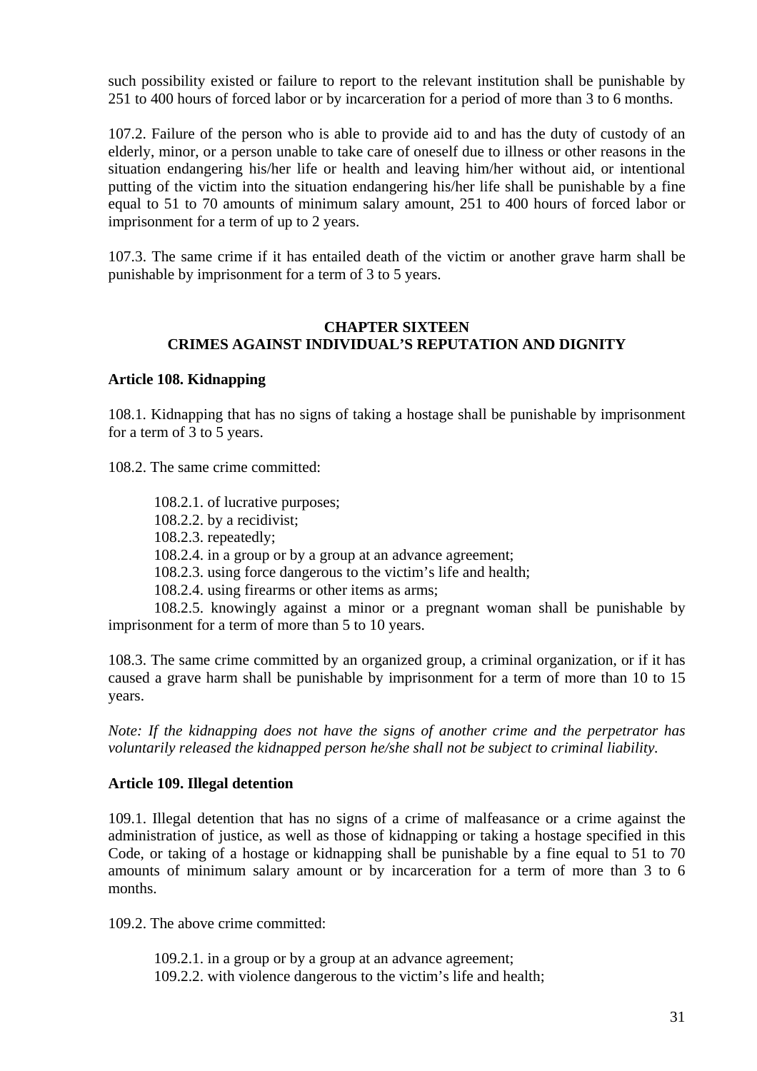such possibility existed or failure to report to the relevant institution shall be punishable by 251 to 400 hours of forced labor or by incarceration for a period of more than 3 to 6 months.

107.2. Failure of the person who is able to provide aid to and has the duty of custody of an elderly, minor, or a person unable to take care of oneself due to illness or other reasons in the situation endangering his/her life or health and leaving him/her without aid, or intentional putting of the victim into the situation endangering his/her life shall be punishable by a fine equal to 51 to 70 amounts of minimum salary amount, 251 to 400 hours of forced labor or imprisonment for a term of up to 2 years.

107.3. The same crime if it has entailed death of the victim or another grave harm shall be punishable by imprisonment for a term of 3 to 5 years.

## CHAPTER SIXTEEN
## CRIMES AGAINST INDIVIDUAL'S REPUTATION AND DIGNITY

**Article 108. Kidnapping**

108.1. Kidnapping that has no signs of taking a hostage shall be punishable by imprisonment for a term of 3 to 5 years.

108.2. The same crime committed:

108.2.1. of lucrative purposes;
108.2.2. by a recidivist;
108.2.3. repeatedly;
108.2.4. in a group or by a group at an advance agreement;
108.2.3. using force dangerous to the victim's life and health;
108.2.4. using firearms or other items as arms;
108.2.5. knowingly against a minor or a pregnant woman shall be punishable by imprisonment for a term of more than 5 to 10 years.

108.3. The same crime committed by an organized group, a criminal organization, or if it has caused a grave harm shall be punishable by imprisonment for a term of more than 10 to 15 years.

*Note: If the kidnapping does not have the signs of another crime and the perpetrator has voluntarily released the kidnapped person he/she shall not be subject to criminal liability.*

**Article 109. Illegal detention**

109.1. Illegal detention that has no signs of a crime of malfeasance or a crime against the administration of justice, as well as those of kidnapping or taking a hostage specified in this Code, or taking of a hostage or kidnapping shall be punishable by a fine equal to 51 to 70 amounts of minimum salary amount or by incarceration for a term of more than 3 to 6 months.

109.2. The above crime committed:

109.2.1. in a group or by a group at an advance agreement;
109.2.2. with violence dangerous to the victim's life and health;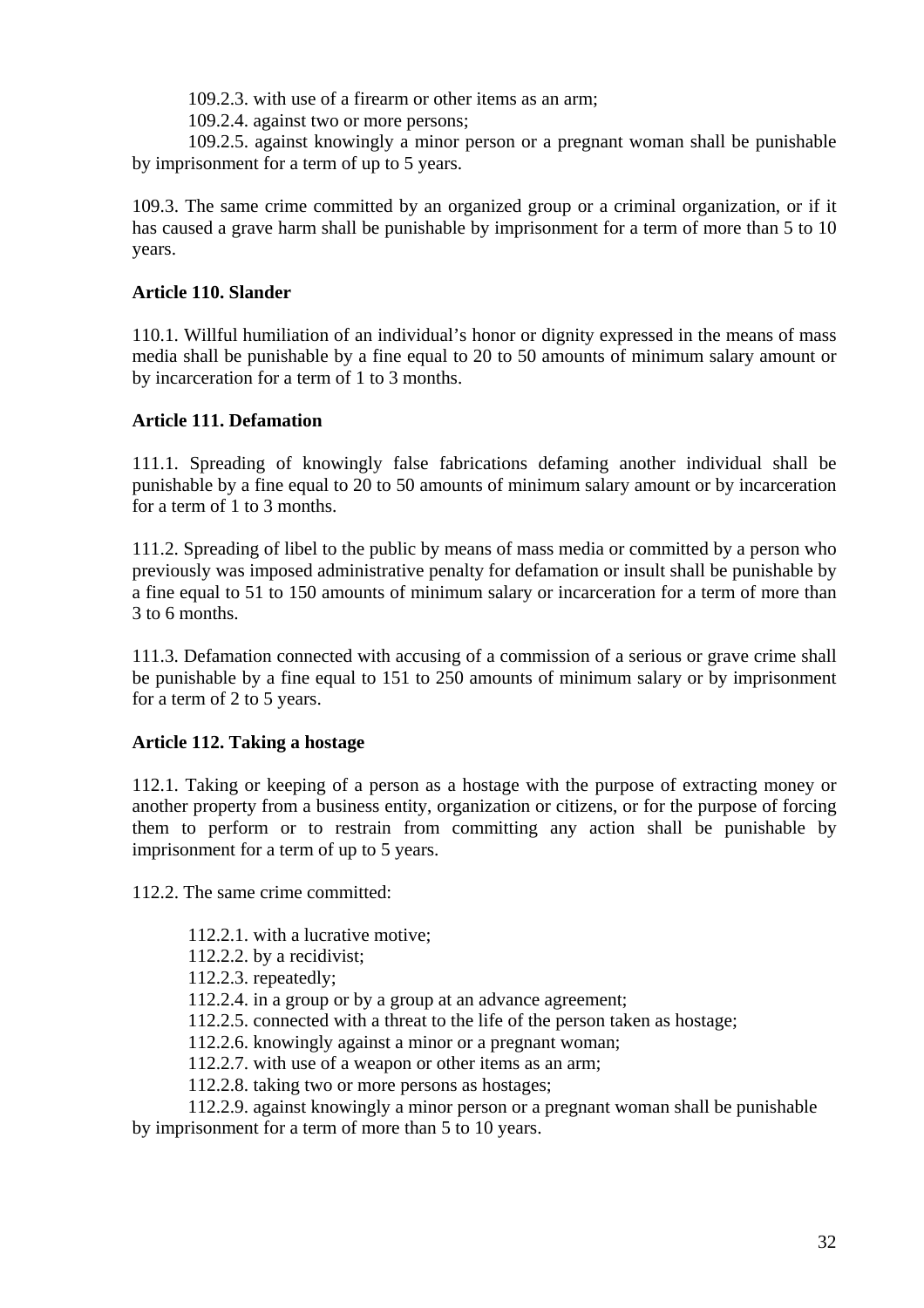109.2.3. with use of a firearm or other items as an arm;

109.2.4. against two or more persons;

109.2.5. against knowingly a minor person or a pregnant woman shall be punishable by imprisonment for a term of up to 5 years.

109.3. The same crime committed by an organized group or a criminal organization, or if it has caused a grave harm shall be punishable by imprisonment for a term of more than 5 to 10 years.

### Article 110. Slander

110.1. Willful humiliation of an individual's honor or dignity expressed in the means of mass media shall be punishable by a fine equal to 20 to 50 amounts of minimum salary amount or by incarceration for a term of 1 to 3 months.

### Article 111. Defamation

111.1. Spreading of knowingly false fabrications defaming another individual shall be punishable by a fine equal to 20 to 50 amounts of minimum salary amount or by incarceration for a term of 1 to 3 months.

111.2. Spreading of libel to the public by means of mass media or committed by a person who previously was imposed administrative penalty for defamation or insult shall be punishable by a fine equal to 51 to 150 amounts of minimum salary or incarceration for a term of more than 3 to 6 months.

111.3. Defamation connected with accusing of a commission of a serious or grave crime shall be punishable by a fine equal to 151 to 250 amounts of minimum salary or by imprisonment for a term of 2 to 5 years.

### Article 112. Taking a hostage

112.1. Taking or keeping of a person as a hostage with the purpose of extracting money or another property from a business entity, organization or citizens, or for the purpose of forcing them to perform or to restrain from committing any action shall be punishable by imprisonment for a term of up to 5 years.

112.2. The same crime committed:

112.2.1. with a lucrative motive;

112.2.2. by a recidivist;

112.2.3. repeatedly;

112.2.4. in a group or by a group at an advance agreement;

112.2.5. connected with a threat to the life of the person taken as hostage;

112.2.6. knowingly against a minor or a pregnant woman;

112.2.7. with use of a weapon or other items as an arm;

112.2.8. taking two or more persons as hostages;

112.2.9. against knowingly a minor person or a pregnant woman shall be punishable by imprisonment for a term of more than 5 to 10 years.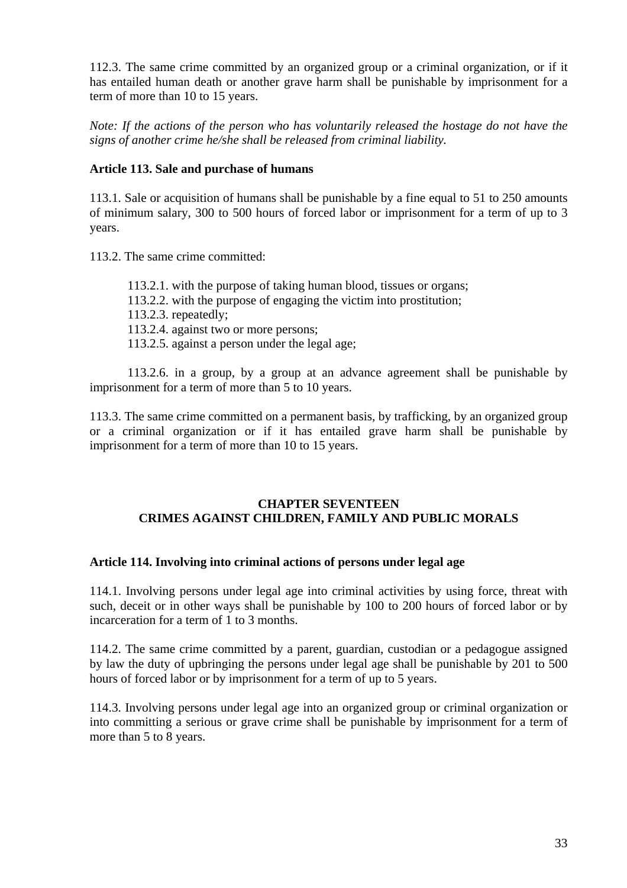112.3. The same crime committed by an organized group or a criminal organization, or if it has entailed human death or another grave harm shall be punishable by imprisonment for a term of more than 10 to 15 years.

*Note: If the actions of the person who has voluntarily released the hostage do not have the signs of another crime he/she shall be released from criminal liability.*

**Article 113. Sale and purchase of humans**

113.1. Sale or acquisition of humans shall be punishable by a fine equal to 51 to 250 amounts of minimum salary, 300 to 500 hours of forced labor or imprisonment for a term of up to 3 years.

113.2. The same crime committed:

113.2.1. with the purpose of taking human blood, tissues or organs;
113.2.2. with the purpose of engaging the victim into prostitution;
113.2.3. repeatedly;
113.2.4. against two or more persons;
113.2.5. against a person under the legal age;

113.2.6. in a group, by a group at an advance agreement shall be punishable by imprisonment for a term of more than 5 to 10 years.

113.3. The same crime committed on a permanent basis, by trafficking, by an organized group or a criminal organization or if it has entailed grave harm shall be punishable by imprisonment for a term of more than 10 to 15 years.

## CHAPTER SEVENTEEN
## CRIMES AGAINST CHILDREN, FAMILY AND PUBLIC MORALS

**Article 114. Involving into criminal actions of persons under legal age**

114.1. Involving persons under legal age into criminal activities by using force, threat with such, deceit or in other ways shall be punishable by 100 to 200 hours of forced labor or by incarceration for a term of 1 to 3 months.

114.2. The same crime committed by a parent, guardian, custodian or a pedagogue assigned by law the duty of upbringing the persons under legal age shall be punishable by 201 to 500 hours of forced labor or by imprisonment for a term of up to 5 years.

114.3. Involving persons under legal age into an organized group or criminal organization or into committing a serious or grave crime shall be punishable by imprisonment for a term of more than 5 to 8 years.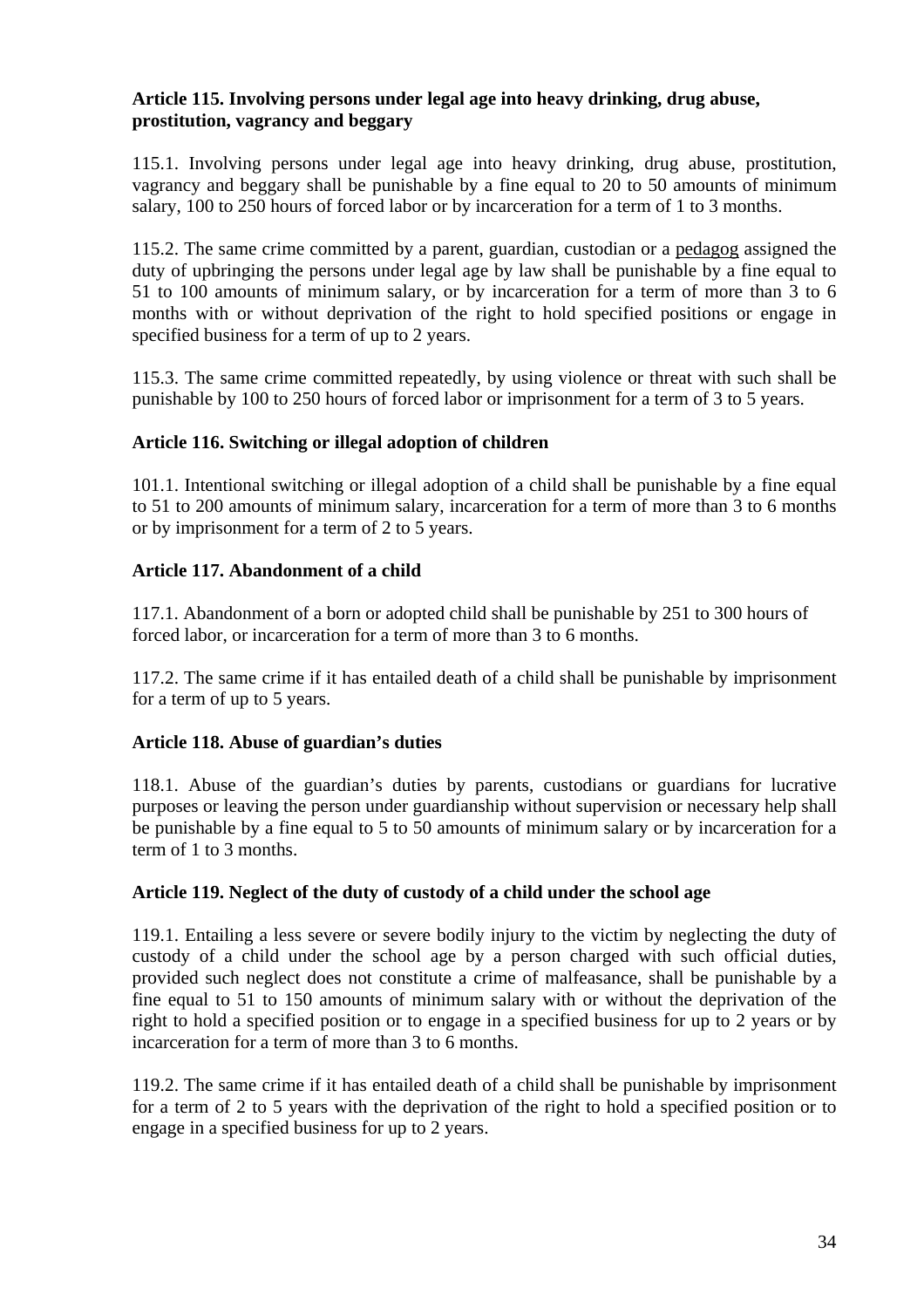**Article 115. Involving persons under legal age into heavy drinking, drug abuse, prostitution, vagrancy and beggary**

115.1. Involving persons under legal age into heavy drinking, drug abuse, prostitution, vagrancy and beggary shall be punishable by a fine equal to 20 to 50 amounts of minimum salary, 100 to 250 hours of forced labor or by incarceration for a term of 1 to 3 months.

115.2. The same crime committed by a parent, guardian, custodian or a pedagog assigned the duty of upbringing the persons under legal age by law shall be punishable by a fine equal to 51 to 100 amounts of minimum salary, or by incarceration for a term of more than 3 to 6 months with or without deprivation of the right to hold specified positions or engage in specified business for a term of up to 2 years.

115.3. The same crime committed repeatedly, by using violence or threat with such shall be punishable by 100 to 250 hours of forced labor or imprisonment for a term of 3 to 5 years.

**Article 116. Switching or illegal adoption of children**

101.1. Intentional switching or illegal adoption of a child shall be punishable by a fine equal to 51 to 200 amounts of minimum salary, incarceration for a term of more than 3 to 6 months or by imprisonment for a term of 2 to 5 years.

**Article 117. Abandonment of a child**

117.1. Abandonment of a born or adopted child shall be punishable by 251 to 300 hours of forced labor, or incarceration for a term of more than 3 to 6 months.

117.2. The same crime if it has entailed death of a child shall be punishable by imprisonment for a term of up to 5 years.

**Article 118. Abuse of guardian's duties**

118.1. Abuse of the guardian's duties by parents, custodians or guardians for lucrative purposes or leaving the person under guardianship without supervision or necessary help shall be punishable by a fine equal to 5 to 50 amounts of minimum salary or by incarceration for a term of 1 to 3 months.

**Article 119. Neglect of the duty of custody of a child under the school age**

119.1. Entailing a less severe or severe bodily injury to the victim by neglecting the duty of custody of a child under the school age by a person charged with such official duties, provided such neglect does not constitute a crime of malfeasance, shall be punishable by a fine equal to 51 to 150 amounts of minimum salary with or without the deprivation of the right to hold a specified position or to engage in a specified business for up to 2 years or by incarceration for a term of more than 3 to 6 months.

119.2. The same crime if it has entailed death of a child shall be punishable by imprisonment for a term of 2 to 5 years with the deprivation of the right to hold a specified position or to engage in a specified business for up to 2 years.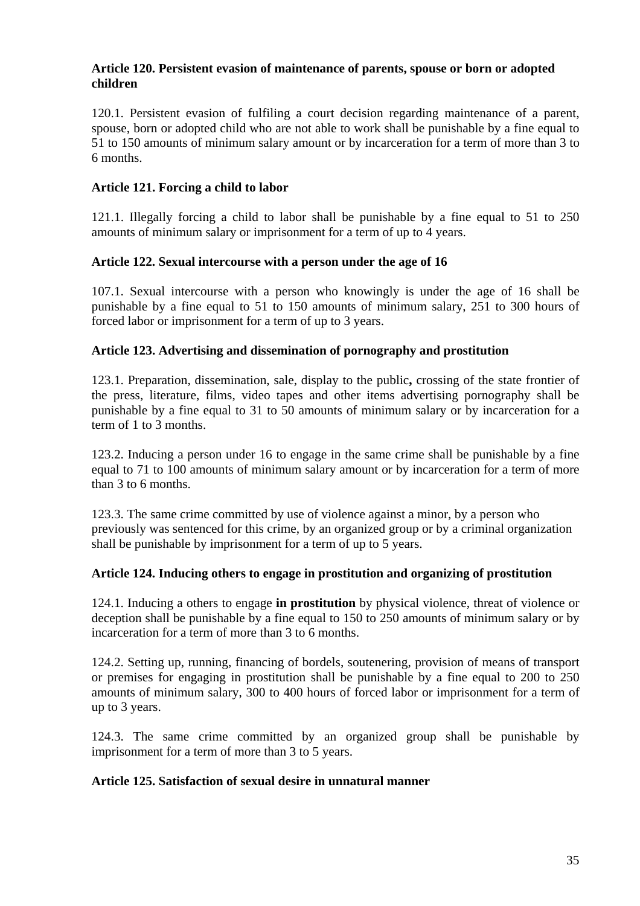**Article 120. Persistent evasion of maintenance of parents, spouse or born or adopted children**

120.1. Persistent evasion of fulfiling a court decision regarding maintenance of a parent, spouse, born or adopted child who are not able to work shall be punishable by a fine equal to 51 to 150 amounts of minimum salary amount or by incarceration for a term of more than 3 to 6 months.

**Article 121. Forcing a child to labor**

121.1. Illegally forcing a child to labor shall be punishable by a fine equal to 51 to 250 amounts of minimum salary or imprisonment for a term of up to 4 years.

**Article 122. Sexual intercourse with a person under the age of 16**

107.1. Sexual intercourse with a person who knowingly is under the age of 16 shall be punishable by a fine equal to 51 to 150 amounts of minimum salary, 251 to 300 hours of forced labor or imprisonment for a term of up to 3 years.

**Article 123. Advertising and dissemination of pornography and prostitution**

123.1. Preparation, dissemination, sale, display to the public**,** crossing of the state frontier of the press, literature, films, video tapes and other items advertising pornography shall be punishable by a fine equal to 31 to 50 amounts of minimum salary or by incarceration for a term of 1 to 3 months.

123.2. Inducing a person under 16 to engage in the same crime shall be punishable by a fine equal to 71 to 100 amounts of minimum salary amount or by incarceration for a term of more than 3 to 6 months.

123.3. The same crime committed by use of violence against a minor, by a person who previously was sentenced for this crime, by an organized group or by a criminal organization shall be punishable by imprisonment for a term of up to 5 years.

**Article 124. Inducing others to engage in prostitution and organizing of prostitution**

124.1. Inducing a others to engage **in prostitution** by physical violence, threat of violence or deception shall be punishable by a fine equal to 150 to 250 amounts of minimum salary or by incarceration for a term of more than 3 to 6 months.

124.2. Setting up, running, financing of bordels, soutenering, provision of means of transport or premises for engaging in prostitution shall be punishable by a fine equal to 200 to 250 amounts of minimum salary, 300 to 400 hours of forced labor or imprisonment for a term of up to 3 years.

124.3. The same crime committed by an organized group shall be punishable by imprisonment for a term of more than 3 to 5 years.

**Article 125. Satisfaction of sexual desire in unnatural manner**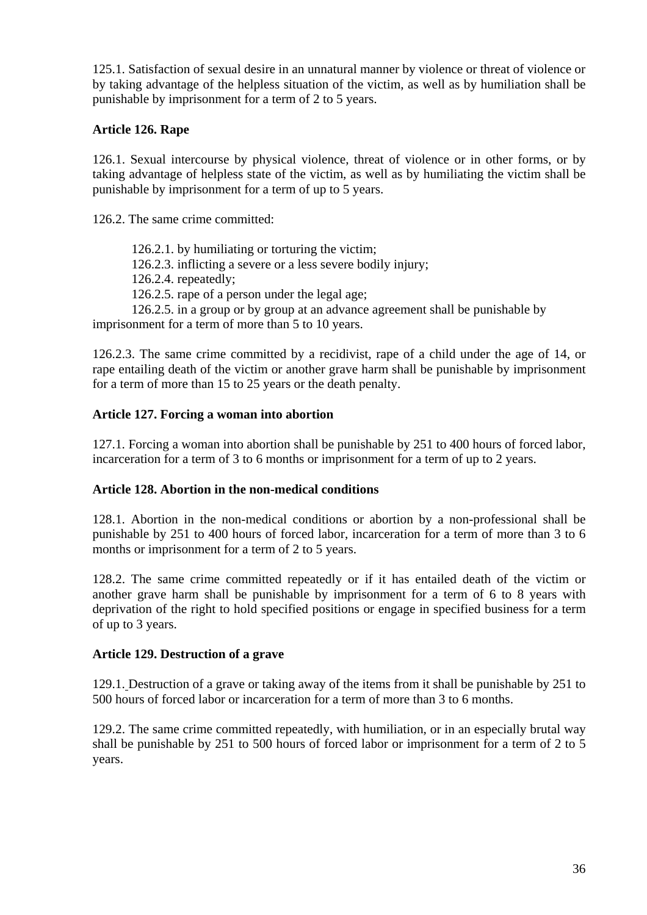125.1. Satisfaction of sexual desire in an unnatural manner by violence or threat of violence or by taking advantage of the helpless situation of the victim, as well as by humiliation shall be punishable by imprisonment for a term of 2 to 5 years.

**Article 126. Rape**

126.1. Sexual intercourse by physical violence, threat of violence or in other forms, or by taking advantage of helpless state of the victim, as well as by humiliating the victim shall be punishable by imprisonment for a term of up to 5 years.

126.2. The same crime committed:

126.2.1. by humiliating or torturing the victim;
126.2.3. inflicting a severe or a less severe bodily injury;
126.2.4. repeatedly;
126.2.5. rape of a person under the legal age;
126.2.5. in a group or by group at an advance agreement shall be punishable by imprisonment for a term of more than 5 to 10 years.

126.2.3. The same crime committed by a recidivist, rape of a child under the age of 14, or rape entailing death of the victim or another grave harm shall be punishable by imprisonment for a term of more than 15 to 25 years or the death penalty.

**Article 127. Forcing a woman into abortion**

127.1. Forcing a woman into abortion shall be punishable by 251 to 400 hours of forced labor, incarceration for a term of 3 to 6 months or imprisonment for a term of up to 2 years.

**Article 128. Abortion in the non-medical conditions**

128.1. Abortion in the non-medical conditions or abortion by a non-professional shall be punishable by 251 to 400 hours of forced labor, incarceration for a term of more than 3 to 6 months or imprisonment for a term of 2 to 5 years.

128.2. The same crime committed repeatedly or if it has entailed death of the victim or another grave harm shall be punishable by imprisonment for a term of 6 to 8 years with deprivation of the right to hold specified positions or engage in specified business for a term of up to 3 years.

**Article 129. Destruction of a grave**

129.1. Destruction of a grave or taking away of the items from it shall be punishable by 251 to 500 hours of forced labor or incarceration for a term of more than 3 to 6 months.

129.2. The same crime committed repeatedly, with humiliation, or in an especially brutal way shall be punishable by 251 to 500 hours of forced labor or imprisonment for a term of 2 to 5 years.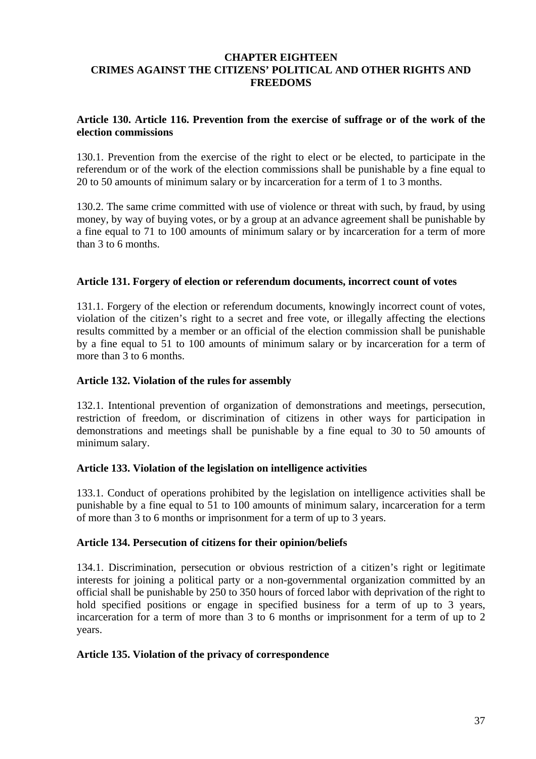## CHAPTER EIGHTEEN
## CRIMES AGAINST THE CITIZENS' POLITICAL AND OTHER RIGHTS AND FREEDOMS

### Article 130. Article 116. Prevention from the exercise of suffrage or of the work of the election commissions

130.1. Prevention from the exercise of the right to elect or be elected, to participate in the referendum or of the work of the election commissions shall be punishable by a fine equal to 20 to 50 amounts of minimum salary or by incarceration for a term of 1 to 3 months.

130.2. The same crime committed with use of violence or threat with such, by fraud, by using money, by way of buying votes, or by a group at an advance agreement shall be punishable by a fine equal to 71 to 100 amounts of minimum salary or by incarceration for a term of more than 3 to 6 months.

### Article 131. Forgery of election or referendum documents, incorrect count of votes

131.1. Forgery of the election or referendum documents, knowingly incorrect count of votes, violation of the citizen's right to a secret and free vote, or illegally affecting the elections results committed by a member or an official of the election commission shall be punishable by a fine equal to 51 to 100 amounts of minimum salary or by incarceration for a term of more than 3 to 6 months.

### Article 132. Violation of the rules for assembly

132.1. Intentional prevention of organization of demonstrations and meetings, persecution, restriction of freedom, or discrimination of citizens in other ways for participation in demonstrations and meetings shall be punishable by a fine equal to 30 to 50 amounts of minimum salary.

### Article 133. Violation of the legislation on intelligence activities

133.1. Conduct of operations prohibited by the legislation on intelligence activities shall be punishable by a fine equal to 51 to 100 amounts of minimum salary, incarceration for a term of more than 3 to 6 months or imprisonment for a term of up to 3 years.

### Article 134. Persecution of citizens for their opinion/beliefs

134.1. Discrimination, persecution or obvious restriction of a citizen's right or legitimate interests for joining a political party or a non-governmental organization committed by an official shall be punishable by 250 to 350 hours of forced labor with deprivation of the right to hold specified positions or engage in specified business for a term of up to 3 years, incarceration for a term of more than 3 to 6 months or imprisonment for a term of up to 2 years.

### Article 135. Violation of the privacy of correspondence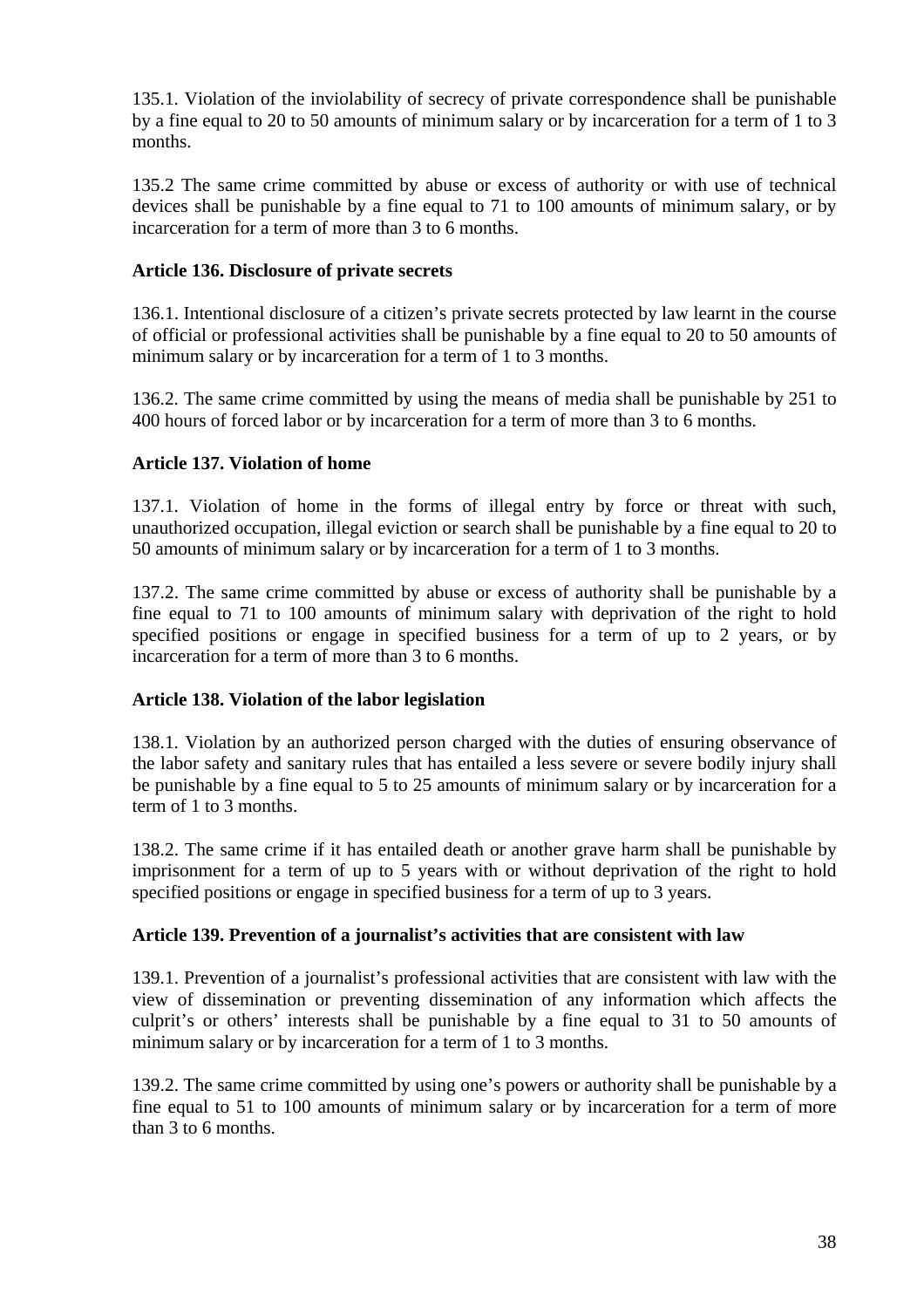135.1. Violation of the inviolability of secrecy of private correspondence shall be punishable by a fine equal to 20 to 50 amounts of minimum salary or by incarceration for a term of 1 to 3 months.

135.2 The same crime committed by abuse or excess of authority or with use of technical devices shall be punishable by a fine equal to 71 to 100 amounts of minimum salary, or by incarceration for a term of more than 3 to 6 months.

**Article 136. Disclosure of private secrets**

136.1. Intentional disclosure of a citizen's private secrets protected by law learnt in the course of official or professional activities shall be punishable by a fine equal to 20 to 50 amounts of minimum salary or by incarceration for a term of 1 to 3 months.

136.2. The same crime committed by using the means of media shall be punishable by 251 to 400 hours of forced labor or by incarceration for a term of more than 3 to 6 months.

**Article 137. Violation of home**

137.1. Violation of home in the forms of illegal entry by force or threat with such, unauthorized occupation, illegal eviction or search shall be punishable by a fine equal to 20 to 50 amounts of minimum salary or by incarceration for a term of 1 to 3 months.

137.2. The same crime committed by abuse or excess of authority shall be punishable by a fine equal to 71 to 100 amounts of minimum salary with deprivation of the right to hold specified positions or engage in specified business for a term of up to 2 years, or by incarceration for a term of more than 3 to 6 months.

**Article 138. Violation of the labor legislation**

138.1. Violation by an authorized person charged with the duties of ensuring observance of the labor safety and sanitary rules that has entailed a less severe or severe bodily injury shall be punishable by a fine equal to 5 to 25 amounts of minimum salary or by incarceration for a term of 1 to 3 months.

138.2. The same crime if it has entailed death or another grave harm shall be punishable by imprisonment for a term of up to 5 years with or without deprivation of the right to hold specified positions or engage in specified business for a term of up to 3 years.

**Article 139. Prevention of a journalist's activities that are consistent with law**

139.1. Prevention of a journalist's professional activities that are consistent with law with the view of dissemination or preventing dissemination of any information which affects the culprit's or others' interests shall be punishable by a fine equal to 31 to 50 amounts of minimum salary or by incarceration for a term of 1 to 3 months.

139.2. The same crime committed by using one's powers or authority shall be punishable by a fine equal to 51 to 100 amounts of minimum salary or by incarceration for a term of more than 3 to 6 months.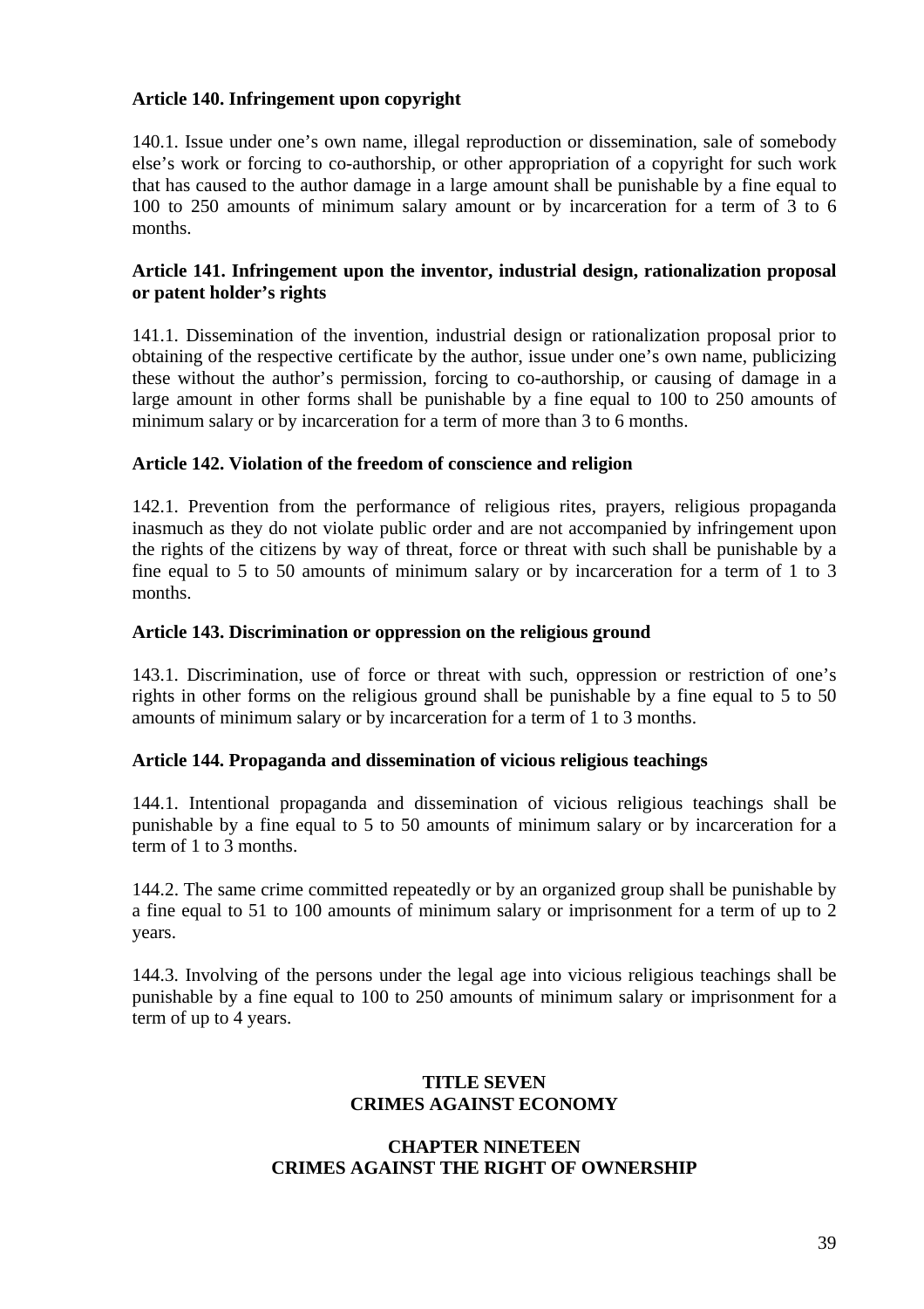**Article 140. Infringement upon copyright**

140.1. Issue under one's own name, illegal reproduction or dissemination, sale of somebody else's work or forcing to co-authorship, or other appropriation of a copyright for such work that has caused to the author damage in a large amount shall be punishable by a fine equal to 100 to 250 amounts of minimum salary amount or by incarceration for a term of 3 to 6 months.

**Article 141. Infringement upon the inventor, industrial design, rationalization proposal or patent holder's rights**

141.1. Dissemination of the invention, industrial design or rationalization proposal prior to obtaining of the respective certificate by the author, issue under one's own name, publicizing these without the author's permission, forcing to co-authorship, or causing of damage in a large amount in other forms shall be punishable by a fine equal to 100 to 250 amounts of minimum salary or by incarceration for a term of more than 3 to 6 months.

**Article 142. Violation of the freedom of conscience and religion**

142.1. Prevention from the performance of religious rites, prayers, religious propaganda inasmuch as they do not violate public order and are not accompanied by infringement upon the rights of the citizens by way of threat, force or threat with such shall be punishable by a fine equal to 5 to 50 amounts of minimum salary or by incarceration for a term of 1 to 3 months.

**Article 143. Discrimination or oppression on the religious ground**

143.1. Discrimination, use of force or threat with such, oppression or restriction of one's rights in other forms on the religious ground shall be punishable by a fine equal to 5 to 50 amounts of minimum salary or by incarceration for a term of 1 to 3 months.

**Article 144. Propaganda and dissemination of vicious religious teachings**

144.1. Intentional propaganda and dissemination of vicious religious teachings shall be punishable by a fine equal to 5 to 50 amounts of minimum salary or by incarceration for a term of 1 to 3 months.

144.2. The same crime committed repeatedly or by an organized group shall be punishable by a fine equal to 51 to 100 amounts of minimum salary or imprisonment for a term of up to 2 years.

144.3. Involving of the persons under the legal age into vicious religious teachings shall be punishable by a fine equal to 100 to 250 amounts of minimum salary or imprisonment for a term of up to 4 years.

## TITLE SEVEN
## CRIMES AGAINST ECONOMY

### CHAPTER NINETEEN
### CRIMES AGAINST THE RIGHT OF OWNERSHIP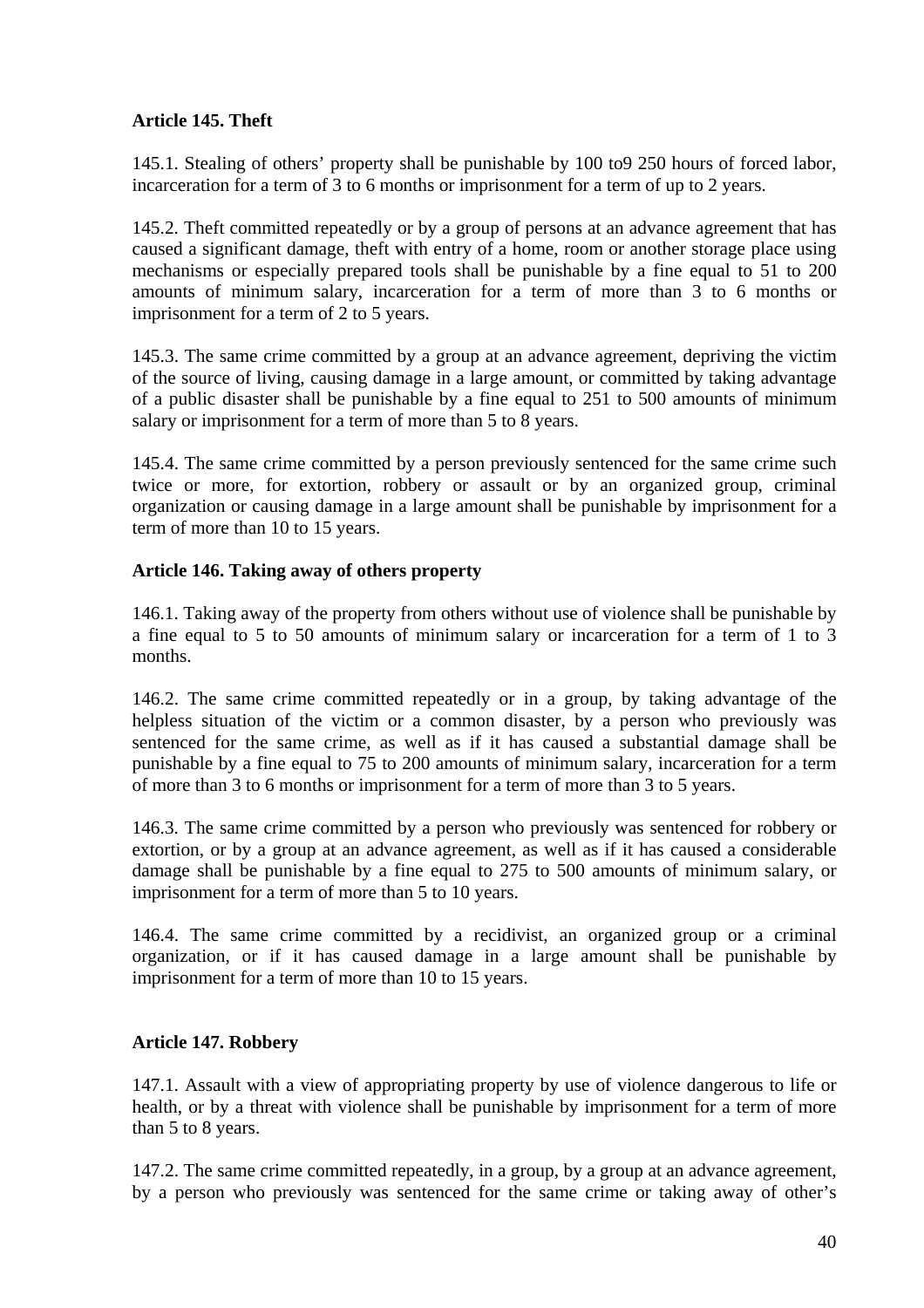**Article 145. Theft**

145.1. Stealing of others' property shall be punishable by 100 to9 250 hours of forced labor, incarceration for a term of 3 to 6 months or imprisonment for a term of up to 2 years.

145.2. Theft committed repeatedly or by a group of persons at an advance agreement that has caused a significant damage, theft with entry of a home, room or another storage place using mechanisms or especially prepared tools shall be punishable by a fine equal to 51 to 200 amounts of minimum salary, incarceration for a term of more than 3 to 6 months or imprisonment for a term of 2 to 5 years.

145.3. The same crime committed by a group at an advance agreement, depriving the victim of the source of living, causing damage in a large amount, or committed by taking advantage of a public disaster shall be punishable by a fine equal to 251 to 500 amounts of minimum salary or imprisonment for a term of more than 5 to 8 years.

145.4. The same crime committed by a person previously sentenced for the same crime such twice or more, for extortion, robbery or assault or by an organized group, criminal organization or causing damage in a large amount shall be punishable by imprisonment for a term of more than 10 to 15 years.

**Article 146. Taking away of others property**

146.1. Taking away of the property from others without use of violence shall be punishable by a fine equal to 5 to 50 amounts of minimum salary or incarceration for a term of 1 to 3 months.

146.2. The same crime committed repeatedly or in a group, by taking advantage of the helpless situation of the victim or a common disaster, by a person who previously was sentenced for the same crime, as well as if it has caused a substantial damage shall be punishable by a fine equal to 75 to 200 amounts of minimum salary, incarceration for a term of more than 3 to 6 months or imprisonment for a term of more than 3 to 5 years.

146.3. The same crime committed by a person who previously was sentenced for robbery or extortion, or by a group at an advance agreement, as well as if it has caused a considerable damage shall be punishable by a fine equal to 275 to 500 amounts of minimum salary, or imprisonment for a term of more than 5 to 10 years.

146.4. The same crime committed by a recidivist, an organized group or a criminal organization, or if it has caused damage in a large amount shall be punishable by imprisonment for a term of more than 10 to 15 years.

**Article 147. Robbery**

147.1. Assault with a view of appropriating property by use of violence dangerous to life or health, or by a threat with violence shall be punishable by imprisonment for a term of more than 5 to 8 years.

147.2. The same crime committed repeatedly, in a group, by a group at an advance agreement, by a person who previously was sentenced for the same crime or taking away of other's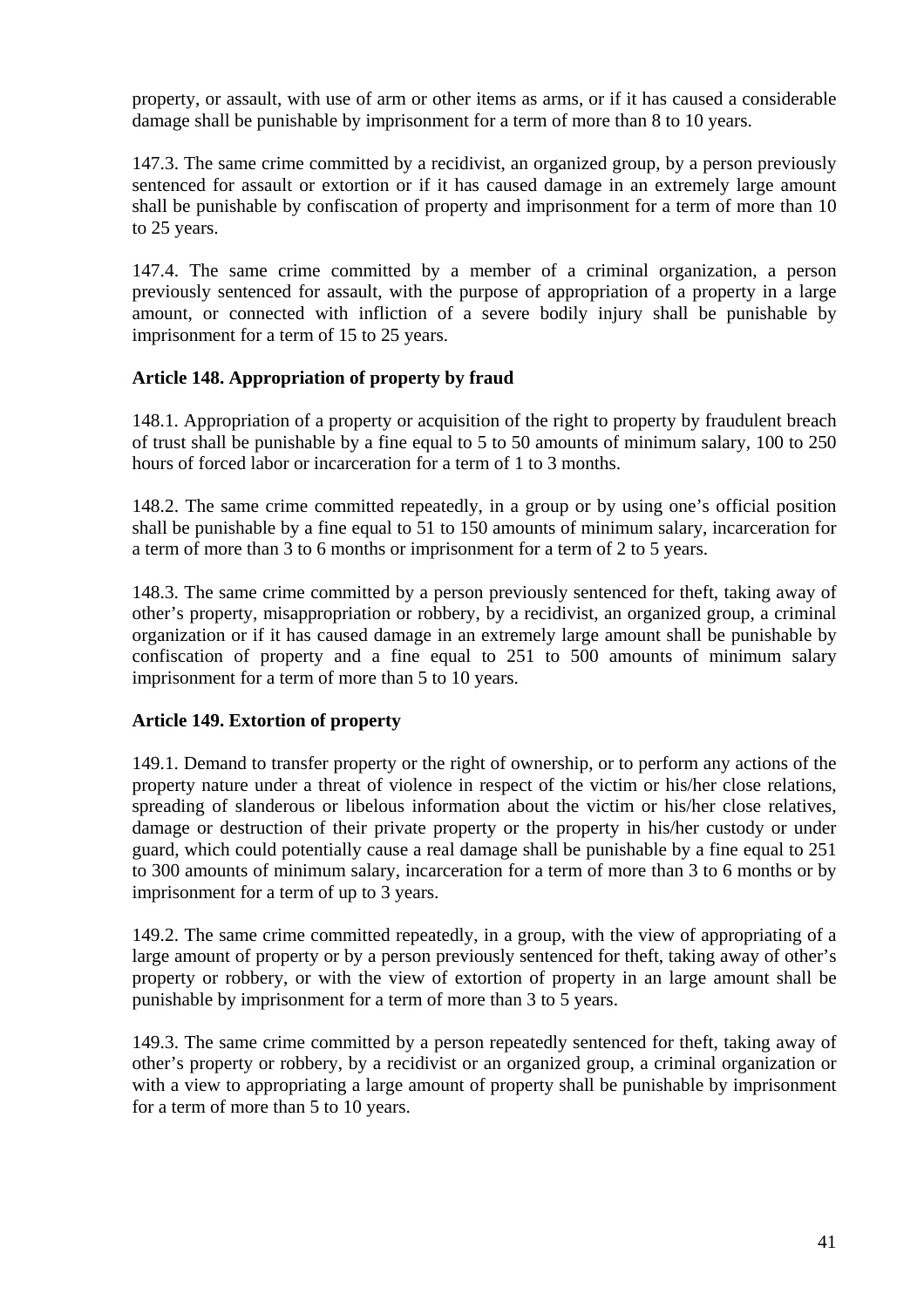property, or assault, with use of arm or other items as arms, or if it has caused a considerable damage shall be punishable by imprisonment for a term of more than 8 to 10 years.

147.3. The same crime committed by a recidivist, an organized group, by a person previously sentenced for assault or extortion or if it has caused damage in an extremely large amount shall be punishable by confiscation of property and imprisonment for a term of more than 10 to 25 years.

147.4. The same crime committed by a member of a criminal organization, a person previously sentenced for assault, with the purpose of appropriation of a property in a large amount, or connected with infliction of a severe bodily injury shall be punishable by imprisonment for a term of 15 to 25 years.

**Article 148. Appropriation of property by fraud**

148.1. Appropriation of a property or acquisition of the right to property by fraudulent breach of trust shall be punishable by a fine equal to 5 to 50 amounts of minimum salary, 100 to 250 hours of forced labor or incarceration for a term of 1 to 3 months.

148.2. The same crime committed repeatedly, in a group or by using one's official position shall be punishable by a fine equal to 51 to 150 amounts of minimum salary, incarceration for a term of more than 3 to 6 months or imprisonment for a term of 2 to 5 years.

148.3. The same crime committed by a person previously sentenced for theft, taking away of other's property, misappropriation or robbery, by a recidivist, an organized group, a criminal organization or if it has caused damage in an extremely large amount shall be punishable by confiscation of property and a fine equal to 251 to 500 amounts of minimum salary imprisonment for a term of more than 5 to 10 years.

**Article 149. Extortion of property**

149.1. Demand to transfer property or the right of ownership, or to perform any actions of the property nature under a threat of violence in respect of the victim or his/her close relations, spreading of slanderous or libelous information about the victim or his/her close relatives, damage or destruction of their private property or the property in his/her custody or under guard, which could potentially cause a real damage shall be punishable by a fine equal to 251 to 300 amounts of minimum salary, incarceration for a term of more than 3 to 6 months or by imprisonment for a term of up to 3 years.

149.2. The same crime committed repeatedly, in a group, with the view of appropriating of a large amount of property or by a person previously sentenced for theft, taking away of other's property or robbery, or with the view of extortion of property in an large amount shall be punishable by imprisonment for a term of more than 3 to 5 years.

149.3. The same crime committed by a person repeatedly sentenced for theft, taking away of other's property or robbery, by a recidivist or an organized group, a criminal organization or with a view to appropriating a large amount of property shall be punishable by imprisonment for a term of more than 5 to 10 years.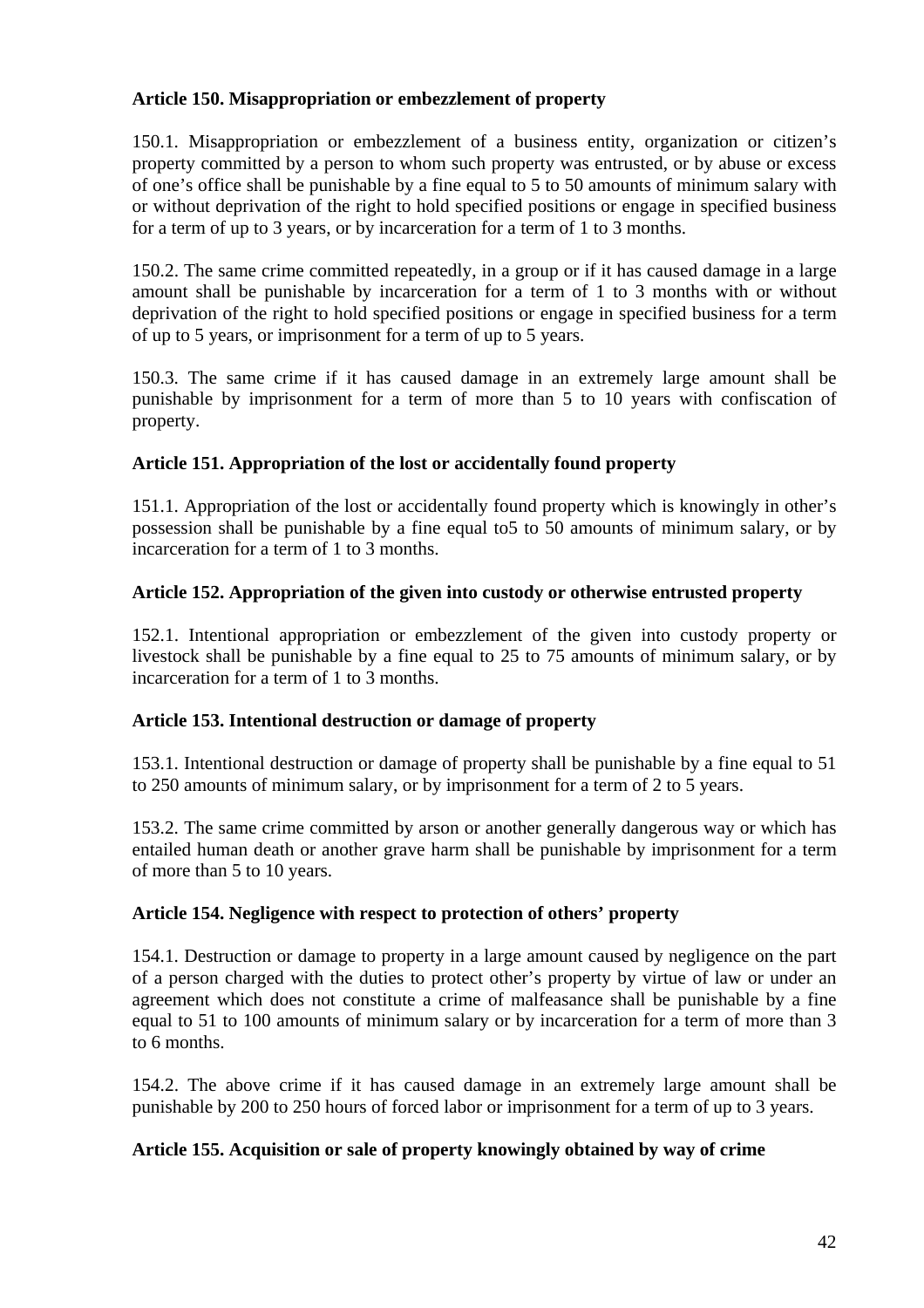**Article 150. Misappropriation or embezzlement of property**

150.1. Misappropriation or embezzlement of a business entity, organization or citizen's property committed by a person to whom such property was entrusted, or by abuse or excess of one's office shall be punishable by a fine equal to 5 to 50 amounts of minimum salary with or without deprivation of the right to hold specified positions or engage in specified business for a term of up to 3 years, or by incarceration for a term of 1 to 3 months.

150.2. The same crime committed repeatedly, in a group or if it has caused damage in a large amount shall be punishable by incarceration for a term of 1 to 3 months with or without deprivation of the right to hold specified positions or engage in specified business for a term of up to 5 years, or imprisonment for a term of up to 5 years.

150.3. The same crime if it has caused damage in an extremely large amount shall be punishable by imprisonment for a term of more than 5 to 10 years with confiscation of property.

**Article 151. Appropriation of the lost or accidentally found property**

151.1. Appropriation of the lost or accidentally found property which is knowingly in other's possession shall be punishable by a fine equal to5 to 50 amounts of minimum salary, or by incarceration for a term of 1 to 3 months.

**Article 152. Appropriation of the given into custody or otherwise entrusted property**

152.1. Intentional appropriation or embezzlement of the given into custody property or livestock shall be punishable by a fine equal to 25 to 75 amounts of minimum salary, or by incarceration for a term of 1 to 3 months.

**Article 153. Intentional destruction or damage of property**

153.1. Intentional destruction or damage of property shall be punishable by a fine equal to 51 to 250 amounts of minimum salary, or by imprisonment for a term of 2 to 5 years.

153.2. The same crime committed by arson or another generally dangerous way or which has entailed human death or another grave harm shall be punishable by imprisonment for a term of more than 5 to 10 years.

**Article 154. Negligence with respect to protection of others' property**

154.1. Destruction or damage to property in a large amount caused by negligence on the part of a person charged with the duties to protect other's property by virtue of law or under an agreement which does not constitute a crime of malfeasance shall be punishable by a fine equal to 51 to 100 amounts of minimum salary or by incarceration for a term of more than 3 to 6 months.

154.2. The above crime if it has caused damage in an extremely large amount shall be punishable by 200 to 250 hours of forced labor or imprisonment for a term of up to 3 years.

**Article 155. Acquisition or sale of property knowingly obtained by way of crime**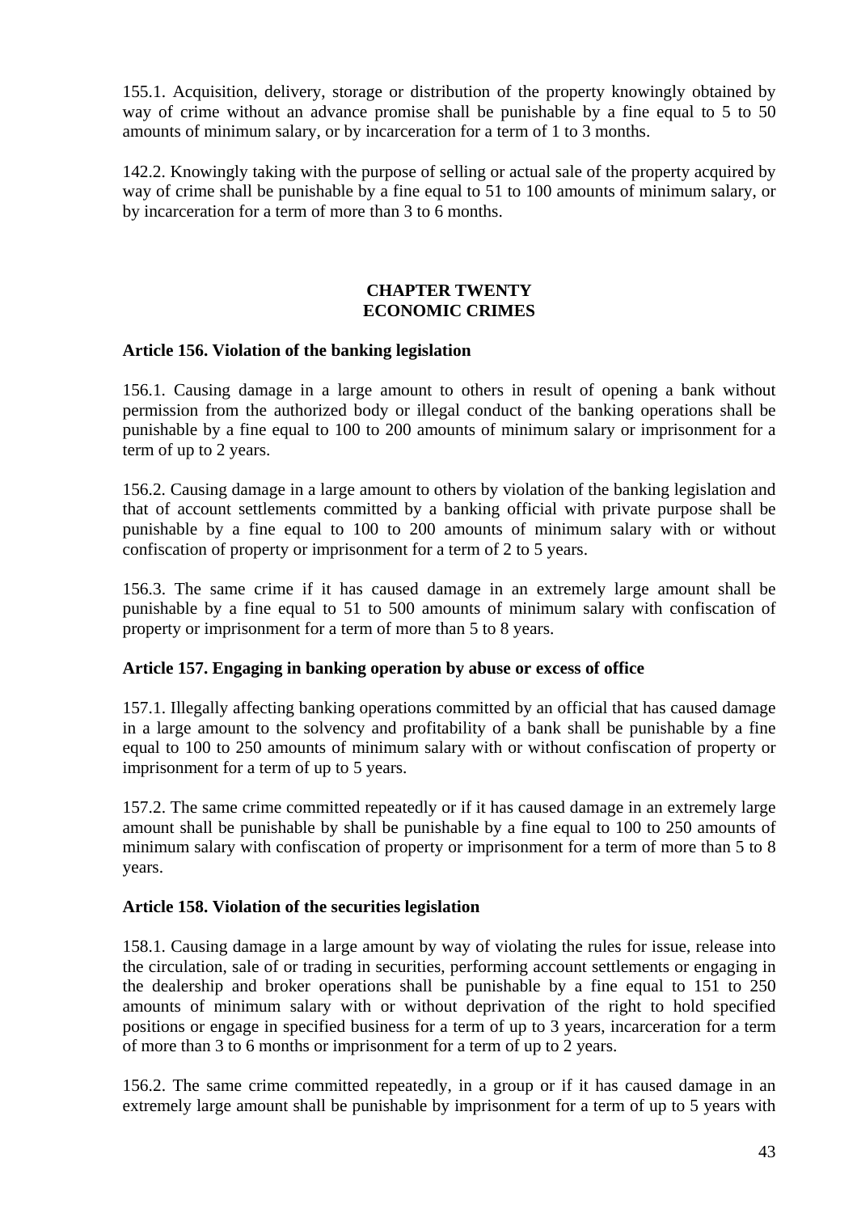155.1. Acquisition, delivery, storage or distribution of the property knowingly obtained by way of crime without an advance promise shall be punishable by a fine equal to 5 to 50 amounts of minimum salary, or by incarceration for a term of 1 to 3 months.

142.2. Knowingly taking with the purpose of selling or actual sale of the property acquired by way of crime shall be punishable by a fine equal to 51 to 100 amounts of minimum salary, or by incarceration for a term of more than 3 to 6 months.

## CHAPTER TWENTY
## ECONOMIC CRIMES

### Article 156. Violation of the banking legislation

156.1. Causing damage in a large amount to others in result of opening a bank without permission from the authorized body or illegal conduct of the banking operations shall be punishable by a fine equal to 100 to 200 amounts of minimum salary or imprisonment for a term of up to 2 years.

156.2. Causing damage in a large amount to others by violation of the banking legislation and that of account settlements committed by a banking official with private purpose shall be punishable by a fine equal to 100 to 200 amounts of minimum salary with or without confiscation of property or imprisonment for a term of 2 to 5 years.

156.3. The same crime if it has caused damage in an extremely large amount shall be punishable by a fine equal to 51 to 500 amounts of minimum salary with confiscation of property or imprisonment for a term of more than 5 to 8 years.

### Article 157. Engaging in banking operation by abuse or excess of office

157.1. Illegally affecting banking operations committed by an official that has caused damage in a large amount to the solvency and profitability of a bank shall be punishable by a fine equal to 100 to 250 amounts of minimum salary with or without confiscation of property or imprisonment for a term of up to 5 years.

157.2. The same crime committed repeatedly or if it has caused damage in an extremely large amount shall be punishable by shall be punishable by a fine equal to 100 to 250 amounts of minimum salary with confiscation of property or imprisonment for a term of more than 5 to 8 years.

### Article 158. Violation of the securities legislation

158.1. Causing damage in a large amount by way of violating the rules for issue, release into the circulation, sale of or trading in securities, performing account settlements or engaging in the dealership and broker operations shall be punishable by a fine equal to 151 to 250 amounts of minimum salary with or without deprivation of the right to hold specified positions or engage in specified business for a term of up to 3 years, incarceration for a term of more than 3 to 6 months or imprisonment for a term of up to 2 years.

156.2. The same crime committed repeatedly, in a group or if it has caused damage in an extremely large amount shall be punishable by imprisonment for a term of up to 5 years with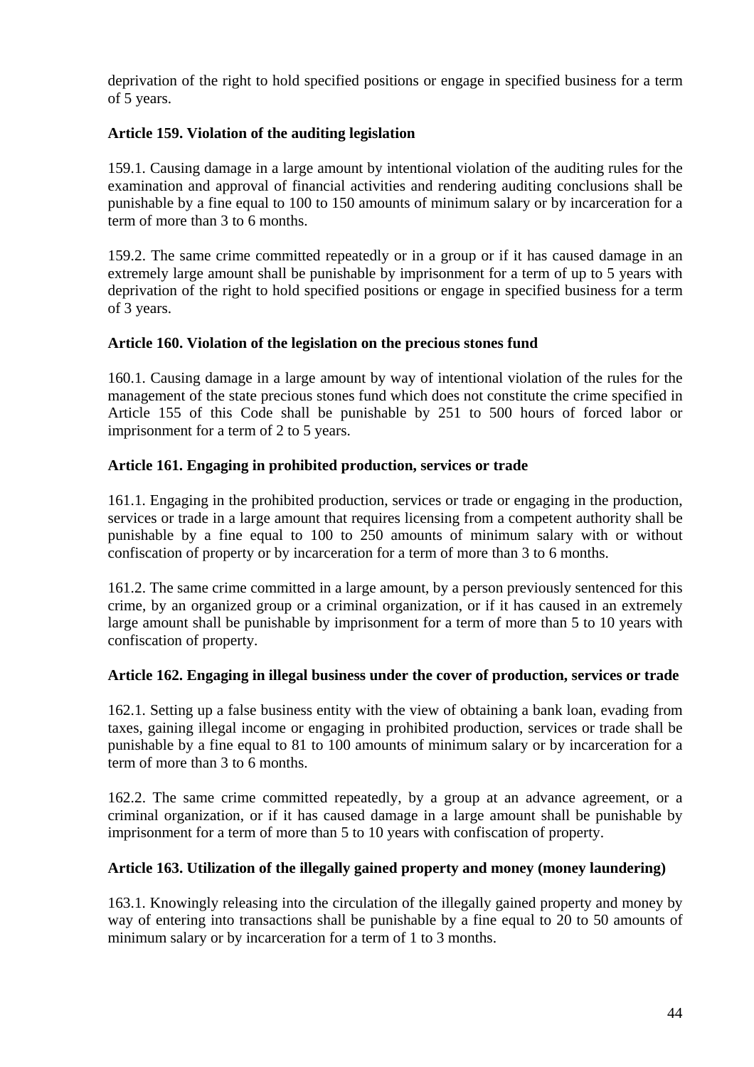deprivation of the right to hold specified positions or engage in specified business for a term of 5 years.

**Article 159. Violation of the auditing legislation**

159.1. Causing damage in a large amount by intentional violation of the auditing rules for the examination and approval of financial activities and rendering auditing conclusions shall be punishable by a fine equal to 100 to 150 amounts of minimum salary or by incarceration for a term of more than 3 to 6 months.

159.2. The same crime committed repeatedly or in a group or if it has caused damage in an extremely large amount shall be punishable by imprisonment for a term of up to 5 years with deprivation of the right to hold specified positions or engage in specified business for a term of 3 years.

**Article 160. Violation of the legislation on the precious stones fund**

160.1. Causing damage in a large amount by way of intentional violation of the rules for the management of the state precious stones fund which does not constitute the crime specified in Article 155 of this Code shall be punishable by 251 to 500 hours of forced labor or imprisonment for a term of 2 to 5 years.

**Article 161. Engaging in prohibited production, services or trade**

161.1. Engaging in the prohibited production, services or trade or engaging in the production, services or trade in a large amount that requires licensing from a competent authority shall be punishable by a fine equal to 100 to 250 amounts of minimum salary with or without confiscation of property or by incarceration for a term of more than 3 to 6 months.

161.2. The same crime committed in a large amount, by a person previously sentenced for this crime, by an organized group or a criminal organization, or if it has caused in an extremely large amount shall be punishable by imprisonment for a term of more than 5 to 10 years with confiscation of property.

**Article 162. Engaging in illegal business under the cover of production, services or trade**

162.1. Setting up a false business entity with the view of obtaining a bank loan, evading from taxes, gaining illegal income or engaging in prohibited production, services or trade shall be punishable by a fine equal to 81 to 100 amounts of minimum salary or by incarceration for a term of more than 3 to 6 months.

162.2. The same crime committed repeatedly, by a group at an advance agreement, or a criminal organization, or if it has caused damage in a large amount shall be punishable by imprisonment for a term of more than 5 to 10 years with confiscation of property.

**Article 163. Utilization of the illegally gained property and money (money laundering)**

163.1. Knowingly releasing into the circulation of the illegally gained property and money by way of entering into transactions shall be punishable by a fine equal to 20 to 50 amounts of minimum salary or by incarceration for a term of 1 to 3 months.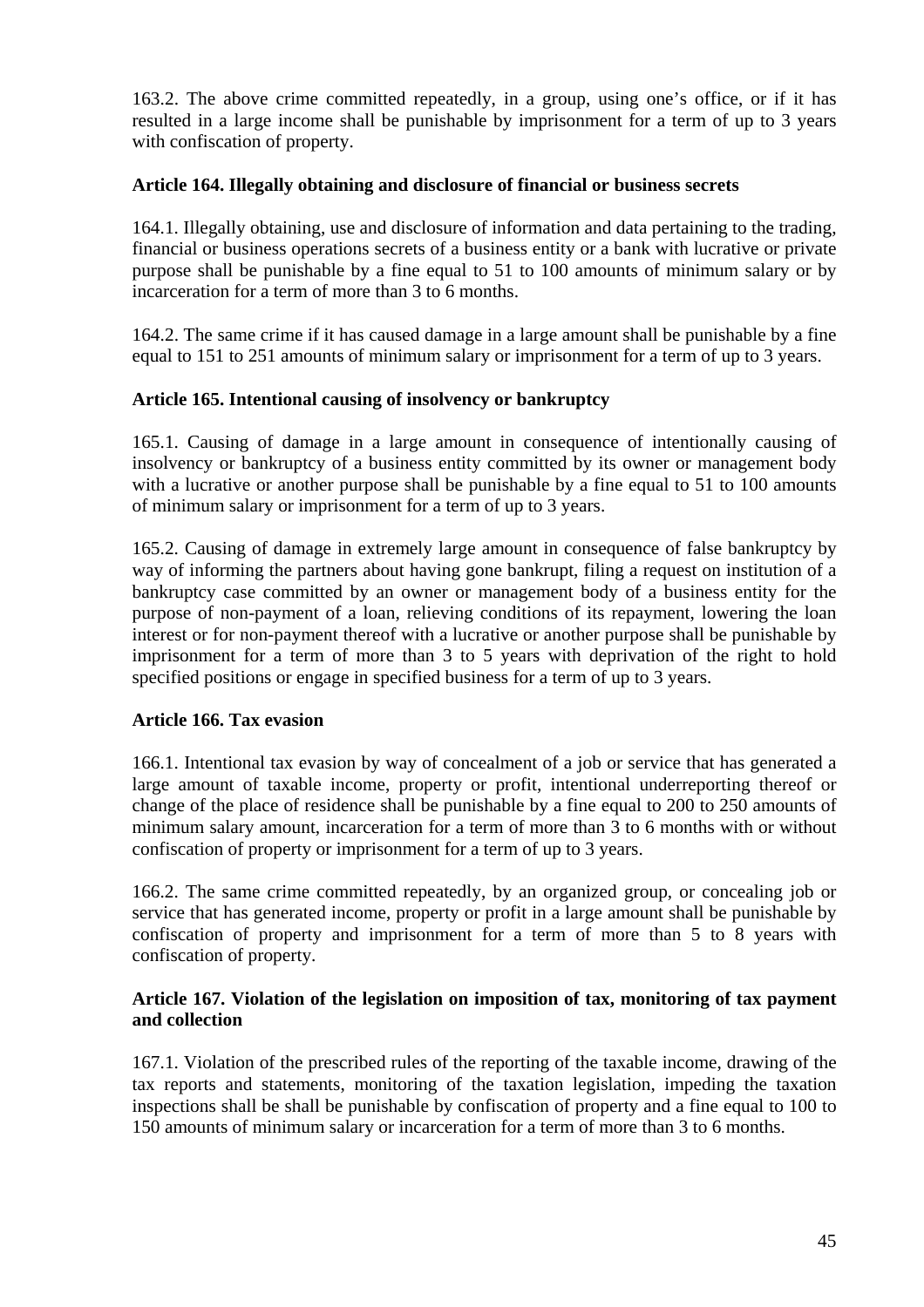163.2. The above crime committed repeatedly, in a group, using one's office, or if it has resulted in a large income shall be punishable by imprisonment for a term of up to 3 years with confiscation of property.

**Article 164. Illegally obtaining and disclosure of financial or business secrets**

164.1. Illegally obtaining, use and disclosure of information and data pertaining to the trading, financial or business operations secrets of a business entity or a bank with lucrative or private purpose shall be punishable by a fine equal to 51 to 100 amounts of minimum salary or by incarceration for a term of more than 3 to 6 months.

164.2. The same crime if it has caused damage in a large amount shall be punishable by a fine equal to 151 to 251 amounts of minimum salary or imprisonment for a term of up to 3 years.

**Article 165. Intentional causing of insolvency or bankruptcy**

165.1. Causing of damage in a large amount in consequence of intentionally causing of insolvency or bankruptcy of a business entity committed by its owner or management body with a lucrative or another purpose shall be punishable by a fine equal to 51 to 100 amounts of minimum salary or imprisonment for a term of up to 3 years.

165.2. Causing of damage in extremely large amount in consequence of false bankruptcy by way of informing the partners about having gone bankrupt, filing a request on institution of a bankruptcy case committed by an owner or management body of a business entity for the purpose of non-payment of a loan, relieving conditions of its repayment, lowering the loan interest or for non-payment thereof with a lucrative or another purpose shall be punishable by imprisonment for a term of more than 3 to 5 years with deprivation of the right to hold specified positions or engage in specified business for a term of up to 3 years.

**Article 166. Tax evasion**

166.1. Intentional tax evasion by way of concealment of a job or service that has generated a large amount of taxable income, property or profit, intentional underreporting thereof or change of the place of residence shall be punishable by a fine equal to 200 to 250 amounts of minimum salary amount, incarceration for a term of more than 3 to 6 months with or without confiscation of property or imprisonment for a term of up to 3 years.

166.2. The same crime committed repeatedly, by an organized group, or concealing job or service that has generated income, property or profit in a large amount shall be punishable by confiscation of property and imprisonment for a term of more than 5 to 8 years with confiscation of property.

**Article 167. Violation of the legislation on imposition of tax, monitoring of tax payment and collection**

167.1. Violation of the prescribed rules of the reporting of the taxable income, drawing of the tax reports and statements, monitoring of the taxation legislation, impeding the taxation inspections shall be shall be punishable by confiscation of property and a fine equal to 100 to 150 amounts of minimum salary or incarceration for a term of more than 3 to 6 months.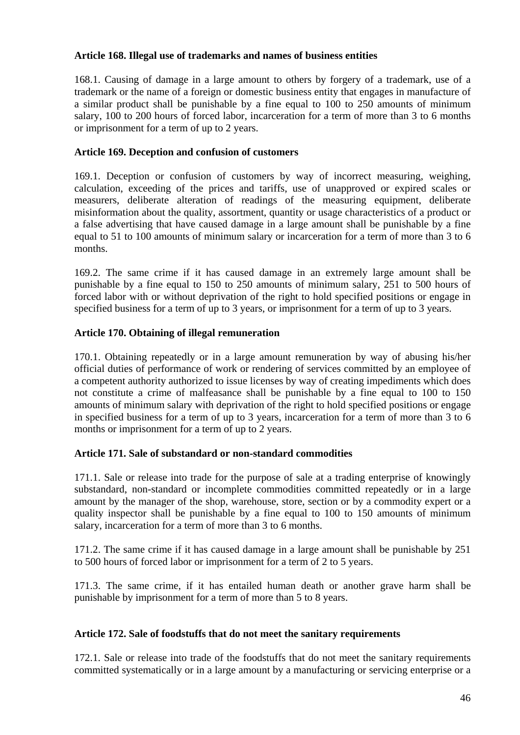**Article 168. Illegal use of trademarks and names of business entities**

168.1. Causing of damage in a large amount to others by forgery of a trademark, use of a trademark or the name of a foreign or domestic business entity that engages in manufacture of a similar product shall be punishable by a fine equal to 100 to 250 amounts of minimum salary, 100 to 200 hours of forced labor, incarceration for a term of more than 3 to 6 months or imprisonment for a term of up to 2 years.

**Article 169. Deception and confusion of customers**

169.1. Deception or confusion of customers by way of incorrect measuring, weighing, calculation, exceeding of the prices and tariffs, use of unapproved or expired scales or measurers, deliberate alteration of readings of the measuring equipment, deliberate misinformation about the quality, assortment, quantity or usage characteristics of a product or a false advertising that have caused damage in a large amount shall be punishable by a fine equal to 51 to 100 amounts of minimum salary or incarceration for a term of more than 3 to 6 months.

169.2. The same crime if it has caused damage in an extremely large amount shall be punishable by a fine equal to 150 to 250 amounts of minimum salary, 251 to 500 hours of forced labor with or without deprivation of the right to hold specified positions or engage in specified business for a term of up to 3 years, or imprisonment for a term of up to 3 years.

**Article 170. Obtaining of illegal remuneration**

170.1. Obtaining repeatedly or in a large amount remuneration by way of abusing his/her official duties of performance of work or rendering of services committed by an employee of a competent authority authorized to issue licenses by way of creating impediments which does not constitute a crime of malfeasance shall be punishable by a fine equal to 100 to 150 amounts of minimum salary with deprivation of the right to hold specified positions or engage in specified business for a term of up to 3 years, incarceration for a term of more than 3 to 6 months or imprisonment for a term of up to 2 years.

**Article 171. Sale of substandard or non-standard commodities**

171.1. Sale or release into trade for the purpose of sale at a trading enterprise of knowingly substandard, non-standard or incomplete commodities committed repeatedly or in a large amount by the manager of the shop, warehouse, store, section or by a commodity expert or a quality inspector shall be punishable by a fine equal to 100 to 150 amounts of minimum salary, incarceration for a term of more than 3 to 6 months.

171.2. The same crime if it has caused damage in a large amount shall be punishable by 251 to 500 hours of forced labor or imprisonment for a term of 2 to 5 years.

171.3. The same crime, if it has entailed human death or another grave harm shall be punishable by imprisonment for a term of more than 5 to 8 years.

**Article 172. Sale of foodstuffs that do not meet the sanitary requirements**

172.1. Sale or release into trade of the foodstuffs that do not meet the sanitary requirements committed systematically or in a large amount by a manufacturing or servicing enterprise or a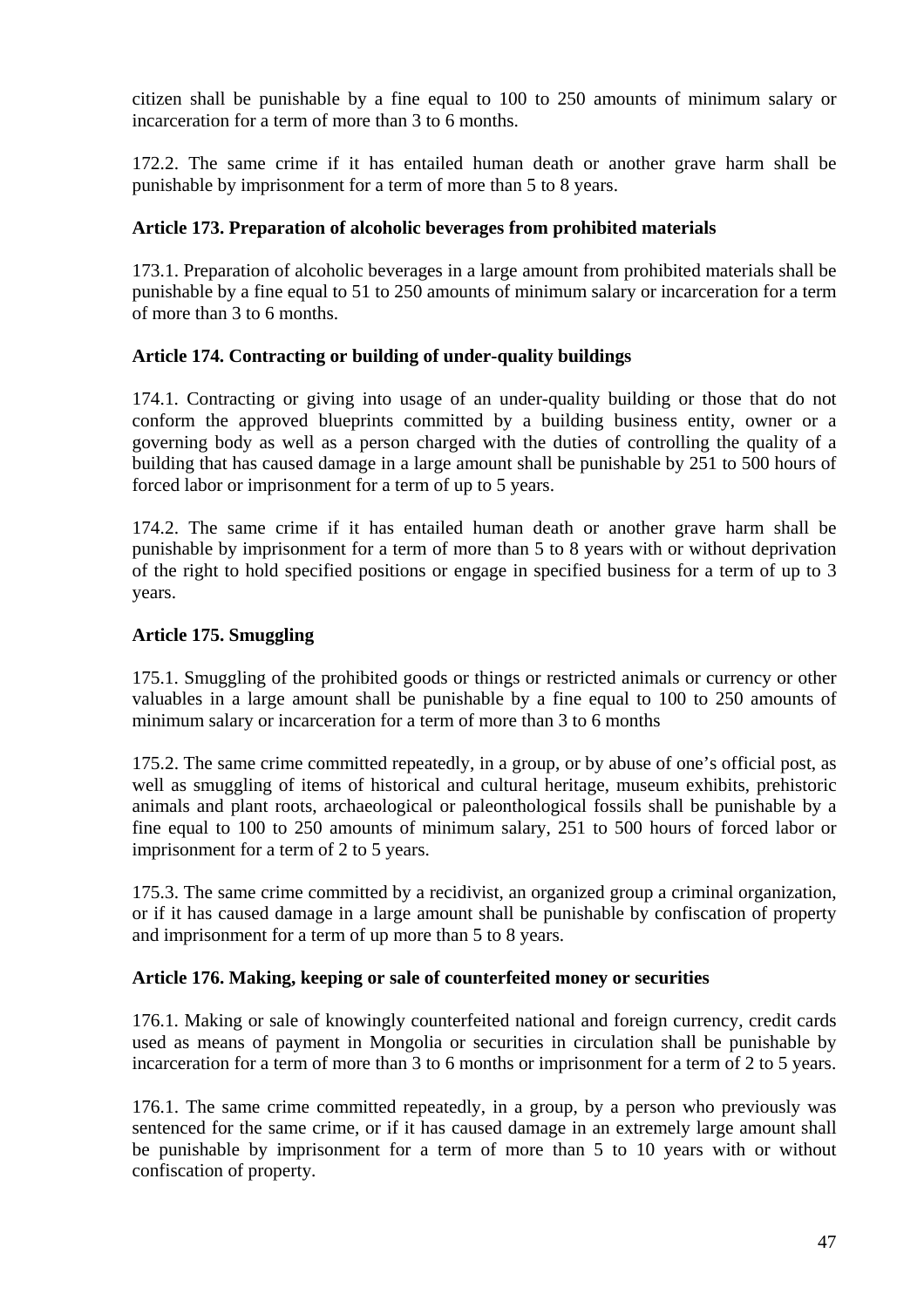citizen shall be punishable by a fine equal to 100 to 250 amounts of minimum salary or incarceration for a term of more than 3 to 6 months.

172.2. The same crime if it has entailed human death or another grave harm shall be punishable by imprisonment for a term of more than 5 to 8 years.

**Article 173. Preparation of alcoholic beverages from prohibited materials**

173.1. Preparation of alcoholic beverages in a large amount from prohibited materials shall be punishable by a fine equal to 51 to 250 amounts of minimum salary or incarceration for a term of more than 3 to 6 months.

**Article 174. Contracting or building of under-quality buildings**

174.1. Contracting or giving into usage of an under-quality building or those that do not conform the approved blueprints committed by a building business entity, owner or a governing body as well as a person charged with the duties of controlling the quality of a building that has caused damage in a large amount shall be punishable by 251 to 500 hours of forced labor or imprisonment for a term of up to 5 years.

174.2. The same crime if it has entailed human death or another grave harm shall be punishable by imprisonment for a term of more than 5 to 8 years with or without deprivation of the right to hold specified positions or engage in specified business for a term of up to 3 years.

**Article 175. Smuggling**

175.1. Smuggling of the prohibited goods or things or restricted animals or currency or other valuables in a large amount shall be punishable by a fine equal to 100 to 250 amounts of minimum salary or incarceration for a term of more than 3 to 6 months

175.2. The same crime committed repeatedly, in a group, or by abuse of one's official post, as well as smuggling of items of historical and cultural heritage, museum exhibits, prehistoric animals and plant roots, archaeological or paleonthological fossils shall be punishable by a fine equal to 100 to 250 amounts of minimum salary, 251 to 500 hours of forced labor or imprisonment for a term of 2 to 5 years.

175.3. The same crime committed by a recidivist, an organized group a criminal organization, or if it has caused damage in a large amount shall be punishable by confiscation of property and imprisonment for a term of up more than 5 to 8 years.

**Article 176. Making, keeping or sale of counterfeited money or securities**

176.1. Making or sale of knowingly counterfeited national and foreign currency, credit cards used as means of payment in Mongolia or securities in circulation shall be punishable by incarceration for a term of more than 3 to 6 months or imprisonment for a term of 2 to 5 years.

176.1. The same crime committed repeatedly, in a group, by a person who previously was sentenced for the same crime, or if it has caused damage in an extremely large amount shall be punishable by imprisonment for a term of more than 5 to 10 years with or without confiscation of property.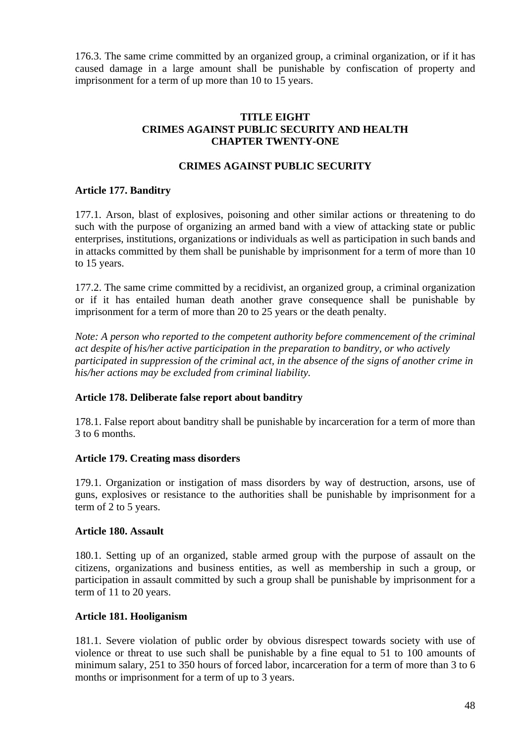176.3. The same crime committed by an organized group, a criminal organization, or if it has caused damage in a large amount shall be punishable by confiscation of property and imprisonment for a term of up more than 10 to 15 years.

## TITLE EIGHT
## CRIMES AGAINST PUBLIC SECURITY AND HEALTH
## CHAPTER TWENTY-ONE

### CRIMES AGAINST PUBLIC SECURITY

**Article 177. Banditry**

177.1. Arson, blast of explosives, poisoning and other similar actions or threatening to do such with the purpose of organizing an armed band with a view of attacking state or public enterprises, institutions, organizations or individuals as well as participation in such bands and in attacks committed by them shall be punishable by imprisonment for a term of more than 10 to 15 years.

177.2. The same crime committed by a recidivist, an organized group, a criminal organization or if it has entailed human death another grave consequence shall be punishable by imprisonment for a term of more than 20 to 25 years or the death penalty.

*Note: A person who reported to the competent authority before commencement of the criminal act despite of his/her active participation in the preparation to banditry, or who actively participated in suppression of the criminal act, in the absence of the signs of another crime in his/her actions may be excluded from criminal liability.*

**Article 178. Deliberate false report about banditry**

178.1. False report about banditry shall be punishable by incarceration for a term of more than 3 to 6 months.

**Article 179. Creating mass disorders**

179.1. Organization or instigation of mass disorders by way of destruction, arsons, use of guns, explosives or resistance to the authorities shall be punishable by imprisonment for a term of 2 to 5 years.

**Article 180. Assault**

180.1. Setting up of an organized, stable armed group with the purpose of assault on the citizens, organizations and business entities, as well as membership in such a group, or participation in assault committed by such a group shall be punishable by imprisonment for a term of 11 to 20 years.

**Article 181. Hooliganism**

181.1. Severe violation of public order by obvious disrespect towards society with use of violence or threat to use such shall be punishable by a fine equal to 51 to 100 amounts of minimum salary, 251 to 350 hours of forced labor, incarceration for a term of more than 3 to 6 months or imprisonment for a term of up to 3 years.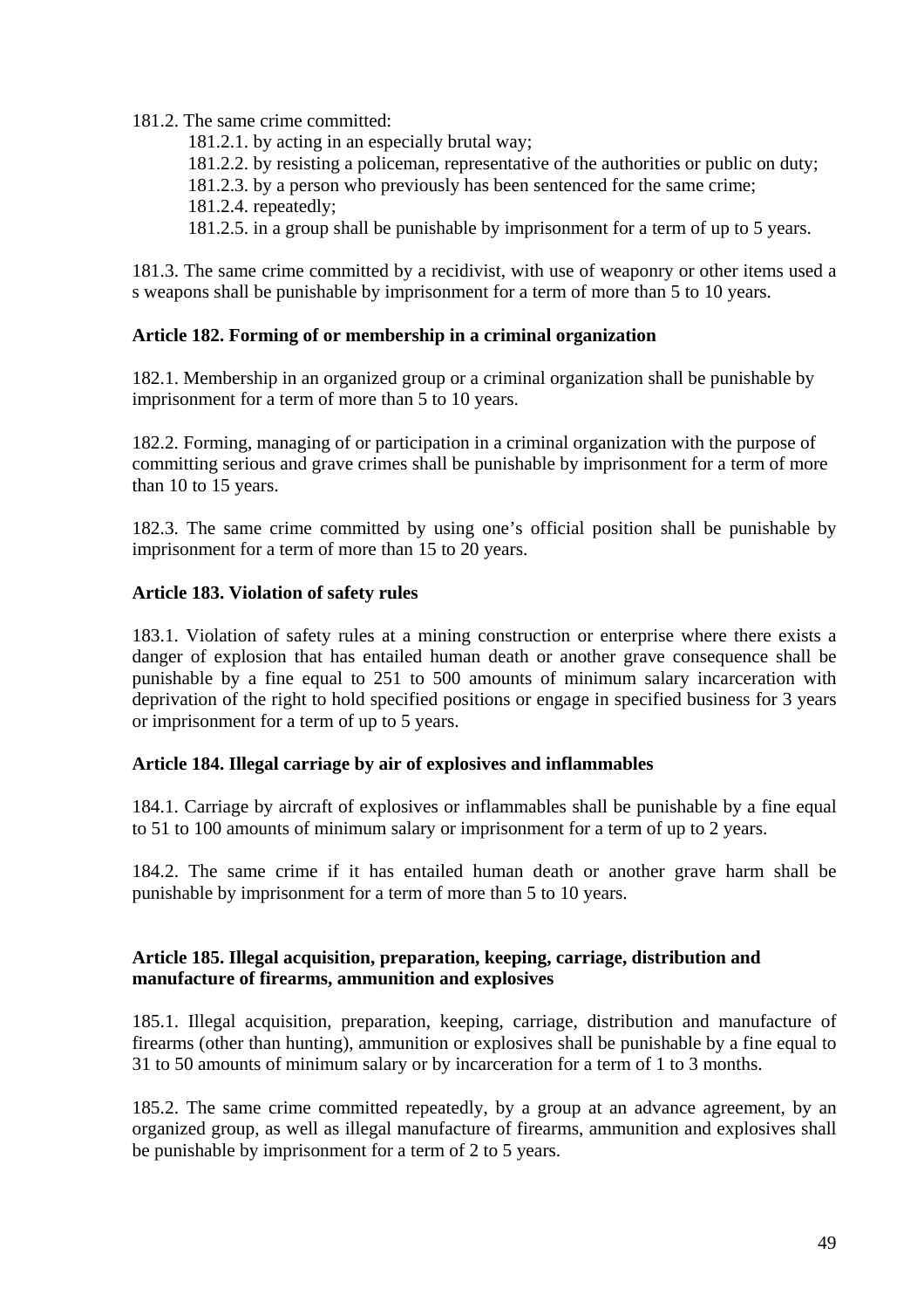181.2. The same crime committed:

181.2.1. by acting in an especially brutal way;

181.2.2. by resisting a policeman, representative of the authorities or public on duty;

181.2.3. by a person who previously has been sentenced for the same crime;

181.2.4. repeatedly;

181.2.5. in a group shall be punishable by imprisonment for a term of up to 5 years.

181.3. The same crime committed by a recidivist, with use of weaponry or other items used a s weapons shall be punishable by imprisonment for a term of more than 5 to 10 years.

**Article 182. Forming of or membership in a criminal organization**

182.1. Membership in an organized group or a criminal organization shall be punishable by imprisonment for a term of more than 5 to 10 years.

182.2. Forming, managing of or participation in a criminal organization with the purpose of committing serious and grave crimes shall be punishable by imprisonment for a term of more than 10 to 15 years.

182.3. The same crime committed by using one's official position shall be punishable by imprisonment for a term of more than 15 to 20 years.

**Article 183. Violation of safety rules**

183.1. Violation of safety rules at a mining construction or enterprise where there exists a danger of explosion that has entailed human death or another grave consequence shall be punishable by a fine equal to 251 to 500 amounts of minimum salary incarceration with deprivation of the right to hold specified positions or engage in specified business for 3 years or imprisonment for a term of up to 5 years.

**Article 184. Illegal carriage by air of explosives and inflammables**

184.1. Carriage by aircraft of explosives or inflammables shall be punishable by a fine equal to 51 to 100 amounts of minimum salary or imprisonment for a term of up to 2 years.

184.2. The same crime if it has entailed human death or another grave harm shall be punishable by imprisonment for a term of more than 5 to 10 years.

**Article 185. Illegal acquisition, preparation, keeping, carriage, distribution and manufacture of firearms, ammunition and explosives**

185.1. Illegal acquisition, preparation, keeping, carriage, distribution and manufacture of firearms (other than hunting), ammunition or explosives shall be punishable by a fine equal to 31 to 50 amounts of minimum salary or by incarceration for a term of 1 to 3 months.

185.2. The same crime committed repeatedly, by a group at an advance agreement, by an organized group, as well as illegal manufacture of firearms, ammunition and explosives shall be punishable by imprisonment for a term of 2 to 5 years.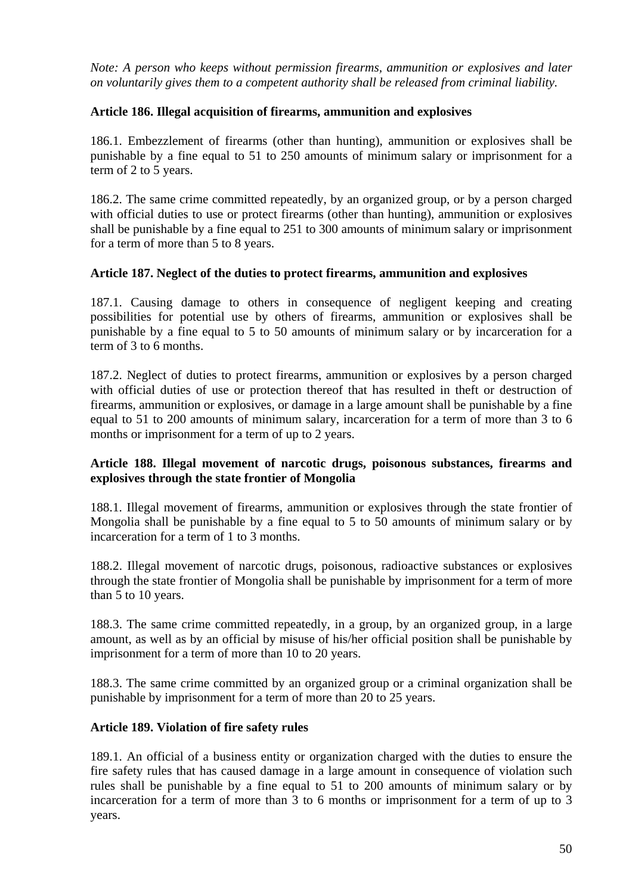*Note: A person who keeps without permission firearms, ammunition or explosives and later on voluntarily gives them to a competent authority shall be released from criminal liability.*

**Article 186. Illegal acquisition of firearms, ammunition and explosives**

186.1. Embezzlement of firearms (other than hunting), ammunition or explosives shall be punishable by a fine equal to 51 to 250 amounts of minimum salary or imprisonment for a term of 2 to 5 years.

186.2. The same crime committed repeatedly, by an organized group, or by a person charged with official duties to use or protect firearms (other than hunting), ammunition or explosives shall be punishable by a fine equal to 251 to 300 amounts of minimum salary or imprisonment for a term of more than 5 to 8 years.

**Article 187. Neglect of the duties to protect firearms, ammunition and explosives**

187.1. Causing damage to others in consequence of negligent keeping and creating possibilities for potential use by others of firearms, ammunition or explosives shall be punishable by a fine equal to 5 to 50 amounts of minimum salary or by incarceration for a term of 3 to 6 months.

187.2. Neglect of duties to protect firearms, ammunition or explosives by a person charged with official duties of use or protection thereof that has resulted in theft or destruction of firearms, ammunition or explosives, or damage in a large amount shall be punishable by a fine equal to 51 to 200 amounts of minimum salary, incarceration for a term of more than 3 to 6 months or imprisonment for a term of up to 2 years.

**Article 188. Illegal movement of narcotic drugs, poisonous substances, firearms and explosives through the state frontier of Mongolia**

188.1. Illegal movement of firearms, ammunition or explosives through the state frontier of Mongolia shall be punishable by a fine equal to 5 to 50 amounts of minimum salary or by incarceration for a term of 1 to 3 months.

188.2. Illegal movement of narcotic drugs, poisonous, radioactive substances or explosives through the state frontier of Mongolia shall be punishable by imprisonment for a term of more than 5 to 10 years.

188.3. The same crime committed repeatedly, in a group, by an organized group, in a large amount, as well as by an official by misuse of his/her official position shall be punishable by imprisonment for a term of more than 10 to 20 years.

188.3. The same crime committed by an organized group or a criminal organization shall be punishable by imprisonment for a term of more than 20 to 25 years.

**Article 189. Violation of fire safety rules**

189.1. An official of a business entity or organization charged with the duties to ensure the fire safety rules that has caused damage in a large amount in consequence of violation such rules shall be punishable by a fine equal to 51 to 200 amounts of minimum salary or by incarceration for a term of more than 3 to 6 months or imprisonment for a term of up to 3 years.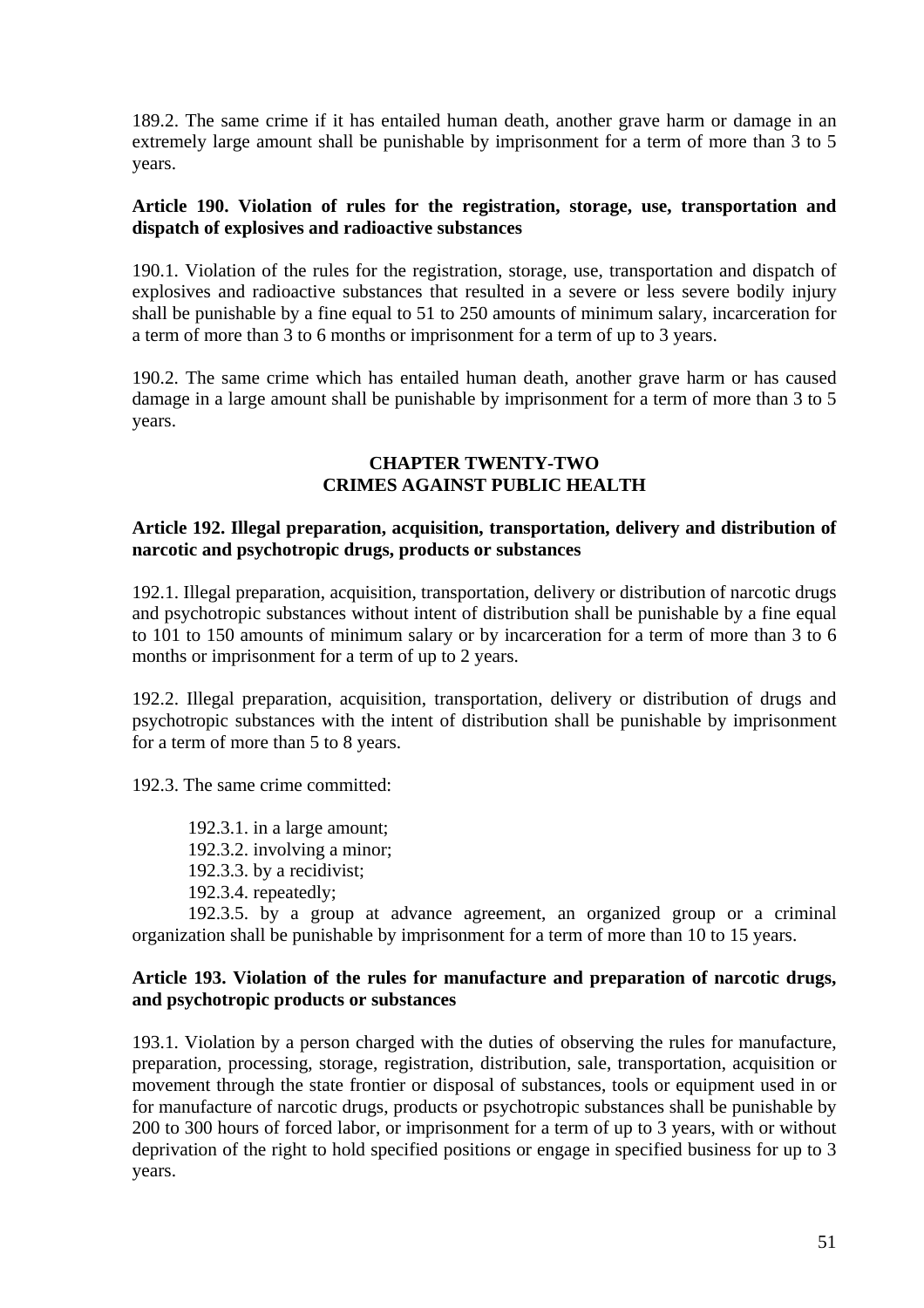189.2. The same crime if it has entailed human death, another grave harm or damage in an extremely large amount shall be punishable by imprisonment for a term of more than 3 to 5 years.

**Article 190. Violation of rules for the registration, storage, use, transportation and dispatch of explosives and radioactive substances**

190.1. Violation of the rules for the registration, storage, use, transportation and dispatch of explosives and radioactive substances that resulted in a severe or less severe bodily injury shall be punishable by a fine equal to 51 to 250 amounts of minimum salary, incarceration for a term of more than 3 to 6 months or imprisonment for a term of up to 3 years.

190.2. The same crime which has entailed human death, another grave harm or has caused damage in a large amount shall be punishable by imprisonment for a term of more than 3 to 5 years.

## CHAPTER TWENTY-TWO
## CRIMES AGAINST PUBLIC HEALTH

**Article 192. Illegal preparation, acquisition, transportation, delivery and distribution of narcotic and psychotropic drugs, products or substances**

192.1. Illegal preparation, acquisition, transportation, delivery or distribution of narcotic drugs and psychotropic substances without intent of distribution shall be punishable by a fine equal to 101 to 150 amounts of minimum salary or by incarceration for a term of more than 3 to 6 months or imprisonment for a term of up to 2 years.

192.2. Illegal preparation, acquisition, transportation, delivery or distribution of drugs and psychotropic substances with the intent of distribution shall be punishable by imprisonment for a term of more than 5 to 8 years.

192.3. The same crime committed:

192.3.1. in a large amount;
192.3.2. involving a minor;
192.3.3. by a recidivist;
192.3.4. repeatedly;
192.3.5. by a group at advance agreement, an organized group or a criminal organization shall be punishable by imprisonment for a term of more than 10 to 15 years.

**Article 193. Violation of the rules for manufacture and preparation of narcotic drugs, and psychotropic products or substances**

193.1. Violation by a person charged with the duties of observing the rules for manufacture, preparation, processing, storage, registration, distribution, sale, transportation, acquisition or movement through the state frontier or disposal of substances, tools or equipment used in or for manufacture of narcotic drugs, products or psychotropic substances shall be punishable by 200 to 300 hours of forced labor, or imprisonment for a term of up to 3 years, with or without deprivation of the right to hold specified positions or engage in specified business for up to 3 years.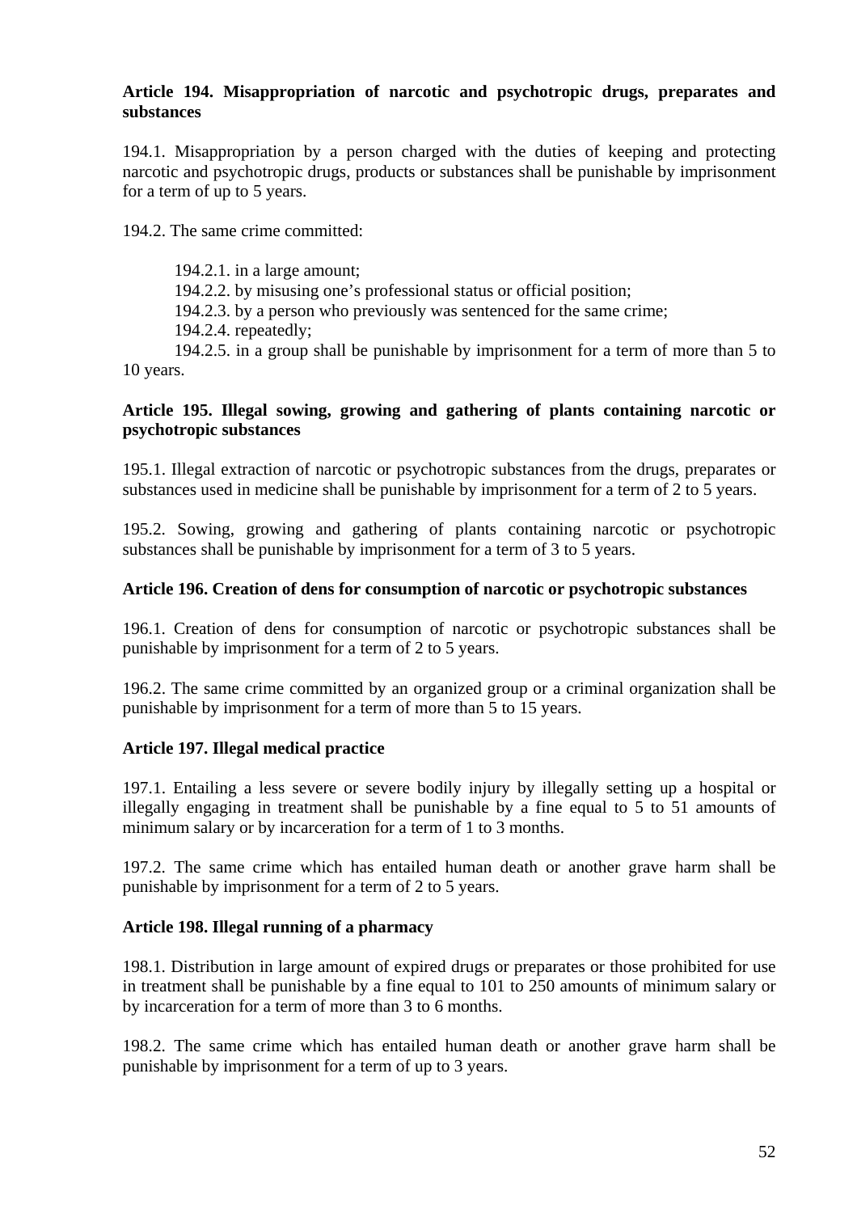**Article 194. Misappropriation of narcotic and psychotropic drugs, preparates and substances**

194.1. Misappropriation by a person charged with the duties of keeping and protecting narcotic and psychotropic drugs, products or substances shall be punishable by imprisonment for a term of up to 5 years.

194.2. The same crime committed:

194.2.1. in a large amount;
194.2.2. by misusing one's professional status or official position;
194.2.3. by a person who previously was sentenced for the same crime;
194.2.4. repeatedly;
194.2.5. in a group shall be punishable by imprisonment for a term of more than 5 to 10 years.

**Article 195. Illegal sowing, growing and gathering of plants containing narcotic or psychotropic substances**

195.1. Illegal extraction of narcotic or psychotropic substances from the drugs, preparates or substances used in medicine shall be punishable by imprisonment for a term of 2 to 5 years.

195.2. Sowing, growing and gathering of plants containing narcotic or psychotropic substances shall be punishable by imprisonment for a term of 3 to 5 years.

**Article 196. Creation of dens for consumption of narcotic or psychotropic substances**

196.1. Creation of dens for consumption of narcotic or psychotropic substances shall be punishable by imprisonment for a term of 2 to 5 years.

196.2. The same crime committed by an organized group or a criminal organization shall be punishable by imprisonment for a term of more than 5 to 15 years.

**Article 197. Illegal medical practice**

197.1. Entailing a less severe or severe bodily injury by illegally setting up a hospital or illegally engaging in treatment shall be punishable by a fine equal to 5 to 51 amounts of minimum salary or by incarceration for a term of 1 to 3 months.

197.2. The same crime which has entailed human death or another grave harm shall be punishable by imprisonment for a term of 2 to 5 years.

**Article 198. Illegal running of a pharmacy**

198.1. Distribution in large amount of expired drugs or preparates or those prohibited for use in treatment shall be punishable by a fine equal to 101 to 250 amounts of minimum salary or by incarceration for a term of more than 3 to 6 months.

198.2. The same crime which has entailed human death or another grave harm shall be punishable by imprisonment for a term of up to 3 years.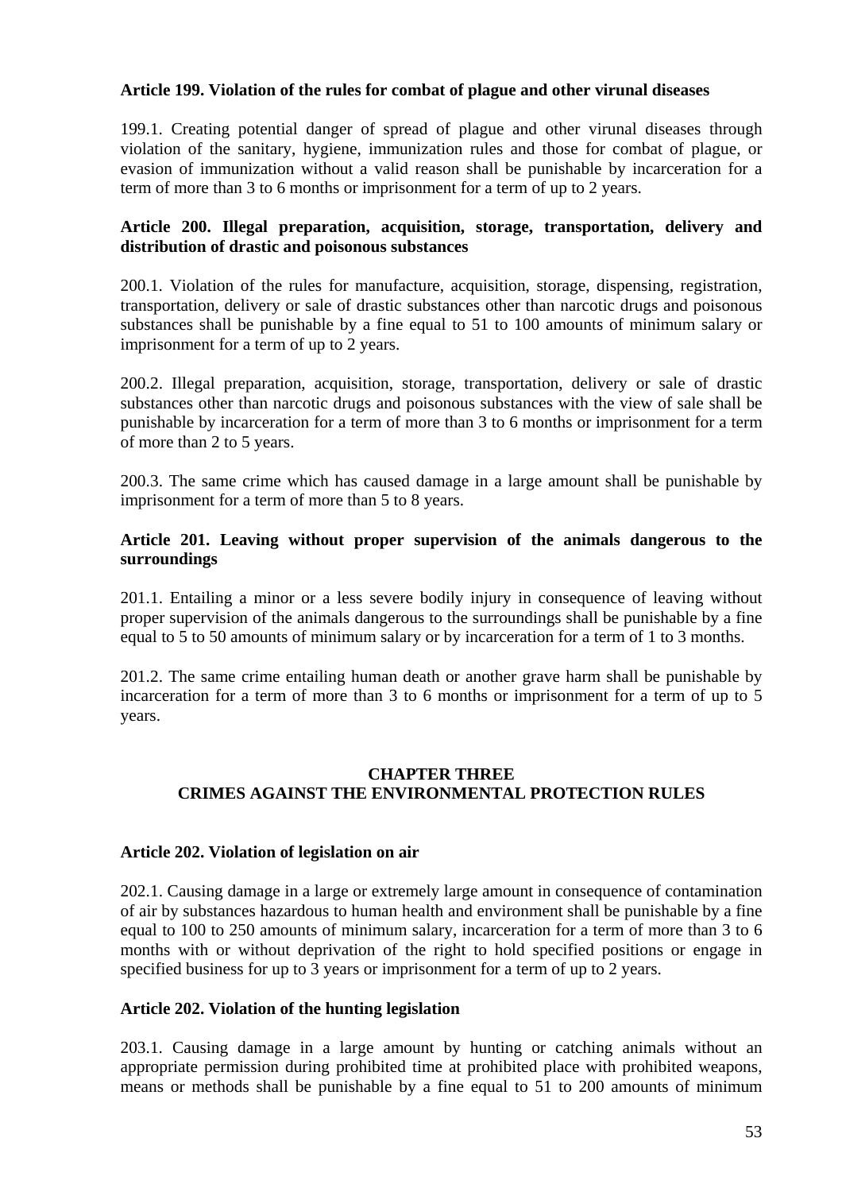**Article 199. Violation of the rules for combat of plague and other virunal diseases**

199.1. Creating potential danger of spread of plague and other virunal diseases through violation of the sanitary, hygiene, immunization rules and those for combat of plague, or evasion of immunization without a valid reason shall be punishable by incarceration for a term of more than 3 to 6 months or imprisonment for a term of up to 2 years.

**Article 200. Illegal preparation, acquisition, storage, transportation, delivery and distribution of drastic and poisonous substances**

200.1. Violation of the rules for manufacture, acquisition, storage, dispensing, registration, transportation, delivery or sale of drastic substances other than narcotic drugs and poisonous substances shall be punishable by a fine equal to 51 to 100 amounts of minimum salary or imprisonment for a term of up to 2 years.

200.2. Illegal preparation, acquisition, storage, transportation, delivery or sale of drastic substances other than narcotic drugs and poisonous substances with the view of sale shall be punishable by incarceration for a term of more than 3 to 6 months or imprisonment for a term of more than 2 to 5 years.

200.3. The same crime which has caused damage in a large amount shall be punishable by imprisonment for a term of more than 5 to 8 years.

**Article 201. Leaving without proper supervision of the animals dangerous to the surroundings**

201.1. Entailing a minor or a less severe bodily injury in consequence of leaving without proper supervision of the animals dangerous to the surroundings shall be punishable by a fine equal to 5 to 50 amounts of minimum salary or by incarceration for a term of 1 to 3 months.

201.2. The same crime entailing human death or another grave harm shall be punishable by incarceration for a term of more than 3 to 6 months or imprisonment for a term of up to 5 years.

## CHAPTER THREE
## CRIMES AGAINST THE ENVIRONMENTAL PROTECTION RULES

**Article 202. Violation of legislation on air**

202.1. Causing damage in a large or extremely large amount in consequence of contamination of air by substances hazardous to human health and environment shall be punishable by a fine equal to 100 to 250 amounts of minimum salary, incarceration for a term of more than 3 to 6 months with or without deprivation of the right to hold specified positions or engage in specified business for up to 3 years or imprisonment for a term of up to 2 years.

**Article 202. Violation of the hunting legislation**

203.1. Causing damage in a large amount by hunting or catching animals without an appropriate permission during prohibited time at prohibited place with prohibited weapons, means or methods shall be punishable by a fine equal to 51 to 200 amounts of minimum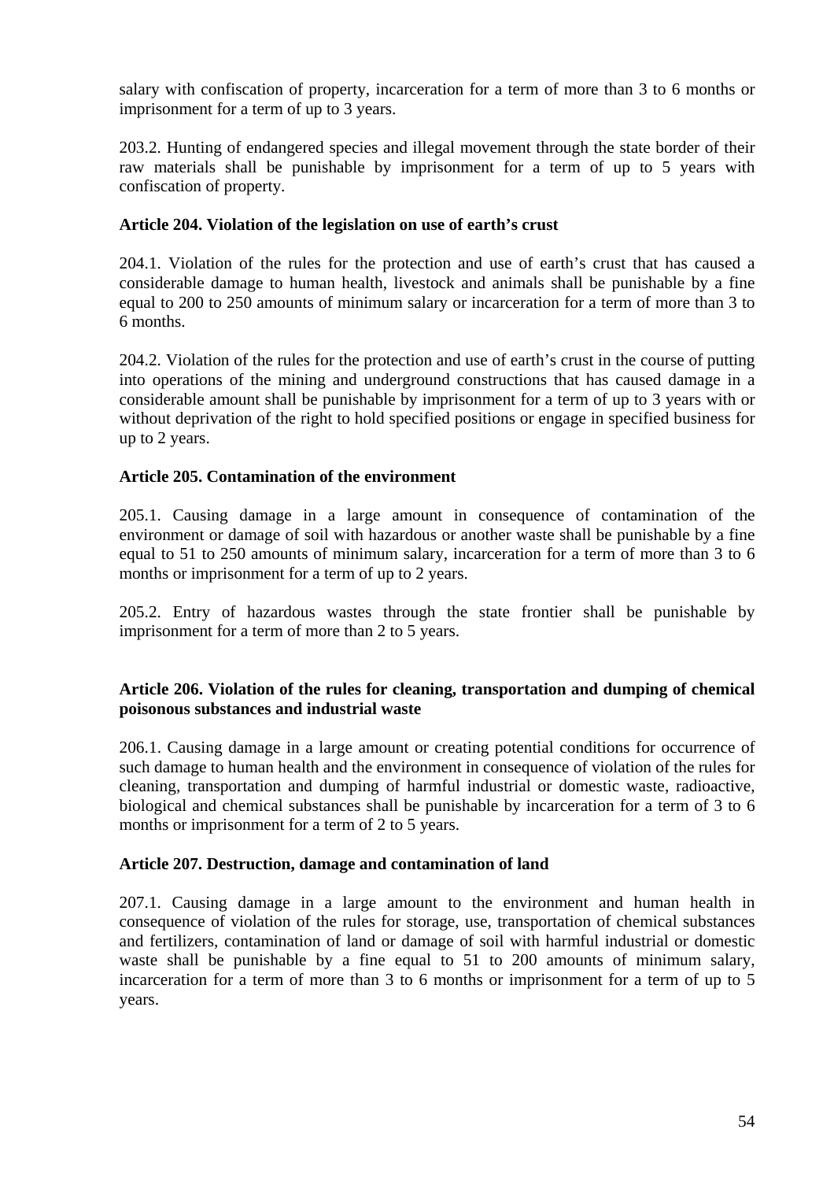salary with confiscation of property, incarceration for a term of more than 3 to 6 months or imprisonment for a term of up to 3 years.

203.2. Hunting of endangered species and illegal movement through the state border of their raw materials shall be punishable by imprisonment for a term of up to 5 years with confiscation of property.

**Article 204. Violation of the legislation on use of earth's crust**

204.1. Violation of the rules for the protection and use of earth's crust that has caused a considerable damage to human health, livestock and animals shall be punishable by a fine equal to 200 to 250 amounts of minimum salary or incarceration for a term of more than 3 to 6 months.

204.2. Violation of the rules for the protection and use of earth's crust in the course of putting into operations of the mining and underground constructions that has caused damage in a considerable amount shall be punishable by imprisonment for a term of up to 3 years with or without deprivation of the right to hold specified positions or engage in specified business for up to 2 years.

**Article 205. Contamination of the environment**

205.1. Causing damage in a large amount in consequence of contamination of the environment or damage of soil with hazardous or another waste shall be punishable by a fine equal to 51 to 250 amounts of minimum salary, incarceration for a term of more than 3 to 6 months or imprisonment for a term of up to 2 years.

205.2. Entry of hazardous wastes through the state frontier shall be punishable by imprisonment for a term of more than 2 to 5 years.

**Article 206. Violation of the rules for cleaning, transportation and dumping of chemical poisonous substances and industrial waste**

206.1. Causing damage in a large amount or creating potential conditions for occurrence of such damage to human health and the environment in consequence of violation of the rules for cleaning, transportation and dumping of harmful industrial or domestic waste, radioactive, biological and chemical substances shall be punishable by incarceration for a term of 3 to 6 months or imprisonment for a term of 2 to 5 years.

**Article 207. Destruction, damage and contamination of land**

207.1. Causing damage in a large amount to the environment and human health in consequence of violation of the rules for storage, use, transportation of chemical substances and fertilizers, contamination of land or damage of soil with harmful industrial or domestic waste shall be punishable by a fine equal to 51 to 200 amounts of minimum salary, incarceration for a term of more than 3 to 6 months or imprisonment for a term of up to 5 years.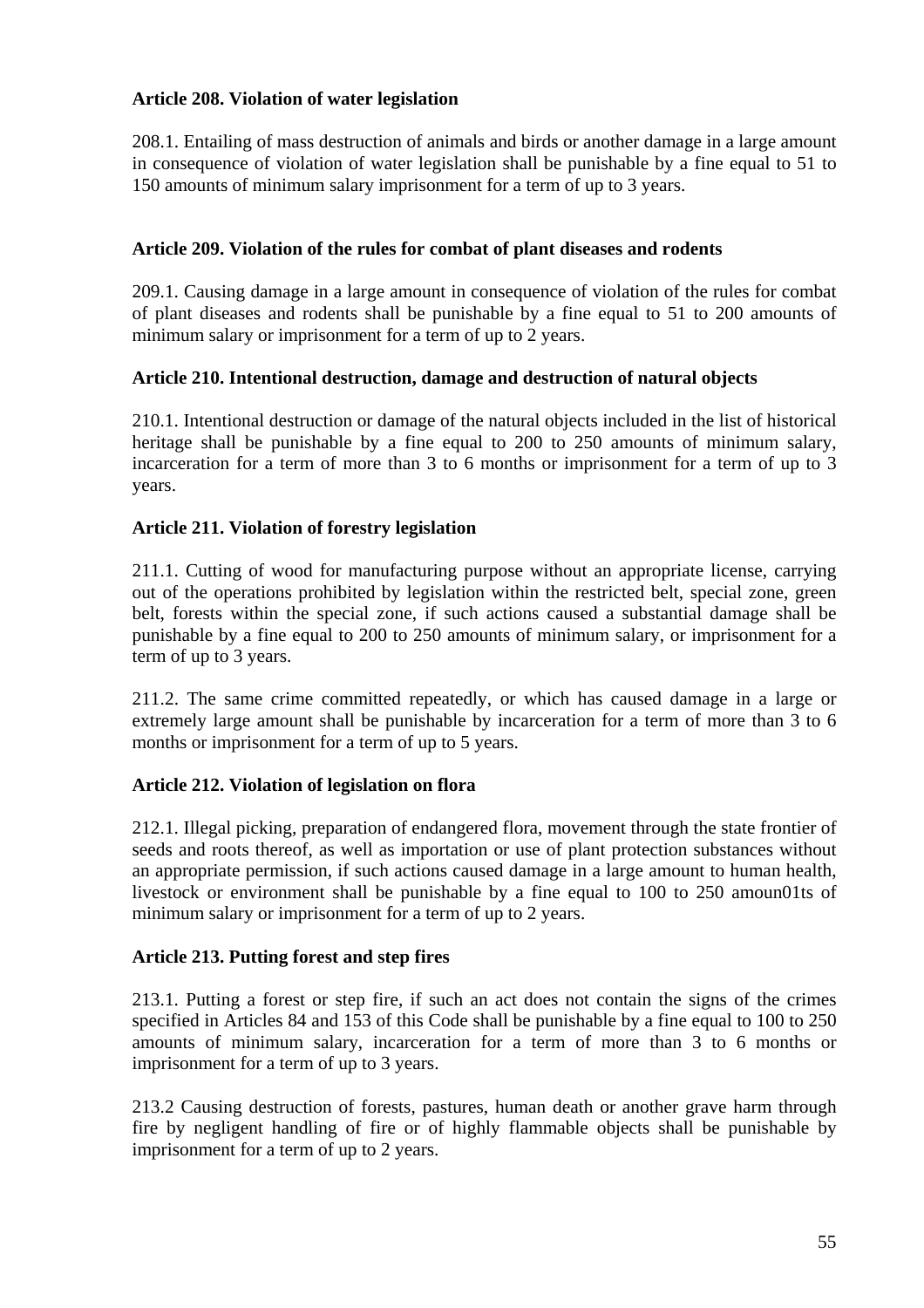**Article 208. Violation of water legislation**

208.1. Entailing of mass destruction of animals and birds or another damage in a large amount in consequence of violation of water legislation shall be punishable by a fine equal to 51 to 150 amounts of minimum salary imprisonment for a term of up to 3 years.

**Article 209. Violation of the rules for combat of plant diseases and rodents**

209.1. Causing damage in a large amount in consequence of violation of the rules for combat of plant diseases and rodents shall be punishable by a fine equal to 51 to 200 amounts of minimum salary or imprisonment for a term of up to 2 years.

**Article 210. Intentional destruction, damage and destruction of natural objects**

210.1. Intentional destruction or damage of the natural objects included in the list of historical heritage shall be punishable by a fine equal to 200 to 250 amounts of minimum salary, incarceration for a term of more than 3 to 6 months or imprisonment for a term of up to 3 years.

**Article 211. Violation of forestry legislation**

211.1. Cutting of wood for manufacturing purpose without an appropriate license, carrying out of the operations prohibited by legislation within the restricted belt, special zone, green belt, forests within the special zone, if such actions caused a substantial damage shall be punishable by a fine equal to 200 to 250 amounts of minimum salary, or imprisonment for a term of up to 3 years.

211.2. The same crime committed repeatedly, or which has caused damage in a large or extremely large amount shall be punishable by incarceration for a term of more than 3 to 6 months or imprisonment for a term of up to 5 years.

**Article 212. Violation of legislation on flora**

212.1. Illegal picking, preparation of endangered flora, movement through the state frontier of seeds and roots thereof, as well as importation or use of plant protection substances without an appropriate permission, if such actions caused damage in a large amount to human health, livestock or environment shall be punishable by a fine equal to 100 to 250 amoun01ts of minimum salary or imprisonment for a term of up to 2 years.

**Article 213. Putting forest and step fires**

213.1. Putting a forest or step fire, if such an act does not contain the signs of the crimes specified in Articles 84 and 153 of this Code shall be punishable by a fine equal to 100 to 250 amounts of minimum salary, incarceration for a term of more than 3 to 6 months or imprisonment for a term of up to 3 years.

213.2 Causing destruction of forests, pastures, human death or another grave harm through fire by negligent handling of fire or of highly flammable objects shall be punishable by imprisonment for a term of up to 2 years.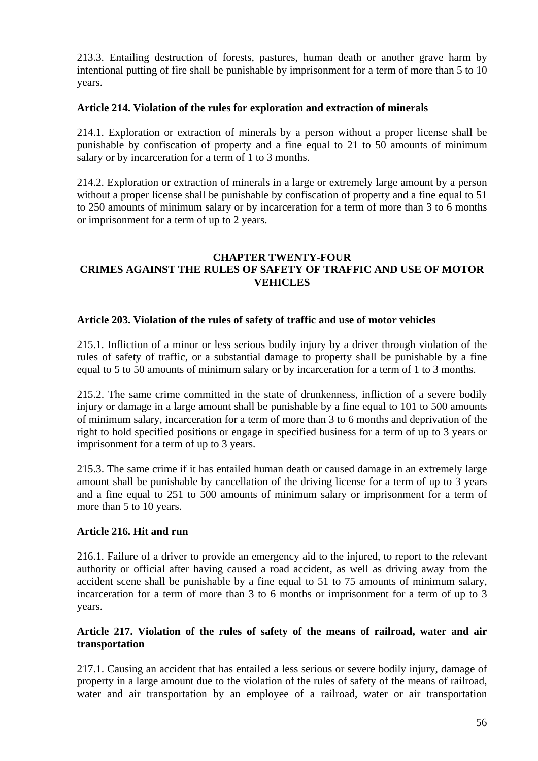213.3. Entailing destruction of forests, pastures, human death or another grave harm by intentional putting of fire shall be punishable by imprisonment for a term of more than 5 to 10 years.

### Article 214. Violation of the rules for exploration and extraction of minerals

214.1. Exploration or extraction of minerals by a person without a proper license shall be punishable by confiscation of property and a fine equal to 21 to 50 amounts of minimum salary or by incarceration for a term of 1 to 3 months.

214.2. Exploration or extraction of minerals in a large or extremely large amount by a person without a proper license shall be punishable by confiscation of property and a fine equal to 51 to 250 amounts of minimum salary or by incarceration for a term of more than 3 to 6 months or imprisonment for a term of up to 2 years.

## CHAPTER TWENTY-FOUR
## CRIMES AGAINST THE RULES OF SAFETY OF TRAFFIC AND USE OF MOTOR VEHICLES

### Article 203. Violation of the rules of safety of traffic and use of motor vehicles

215.1. Infliction of a minor or less serious bodily injury by a driver through violation of the rules of safety of traffic, or a substantial damage to property shall be punishable by a fine equal to 5 to 50 amounts of minimum salary or by incarceration for a term of 1 to 3 months.

215.2. The same crime committed in the state of drunkenness, infliction of a severe bodily injury or damage in a large amount shall be punishable by a fine equal to 101 to 500 amounts of minimum salary, incarceration for a term of more than 3 to 6 months and deprivation of the right to hold specified positions or engage in specified business for a term of up to 3 years or imprisonment for a term of up to 3 years.

215.3. The same crime if it has entailed human death or caused damage in an extremely large amount shall be punishable by cancellation of the driving license for a term of up to 3 years and a fine equal to 251 to 500 amounts of minimum salary or imprisonment for a term of more than 5 to 10 years.

### Article 216. Hit and run

216.1. Failure of a driver to provide an emergency aid to the injured, to report to the relevant authority or official after having caused a road accident, as well as driving away from the accident scene shall be punishable by a fine equal to 51 to 75 amounts of minimum salary, incarceration for a term of more than 3 to 6 months or imprisonment for a term of up to 3 years.

### Article 217. Violation of the rules of safety of the means of railroad, water and air transportation

217.1. Causing an accident that has entailed a less serious or severe bodily injury, damage of property in a large amount due to the violation of the rules of safety of the means of railroad, water and air transportation by an employee of a railroad, water or air transportation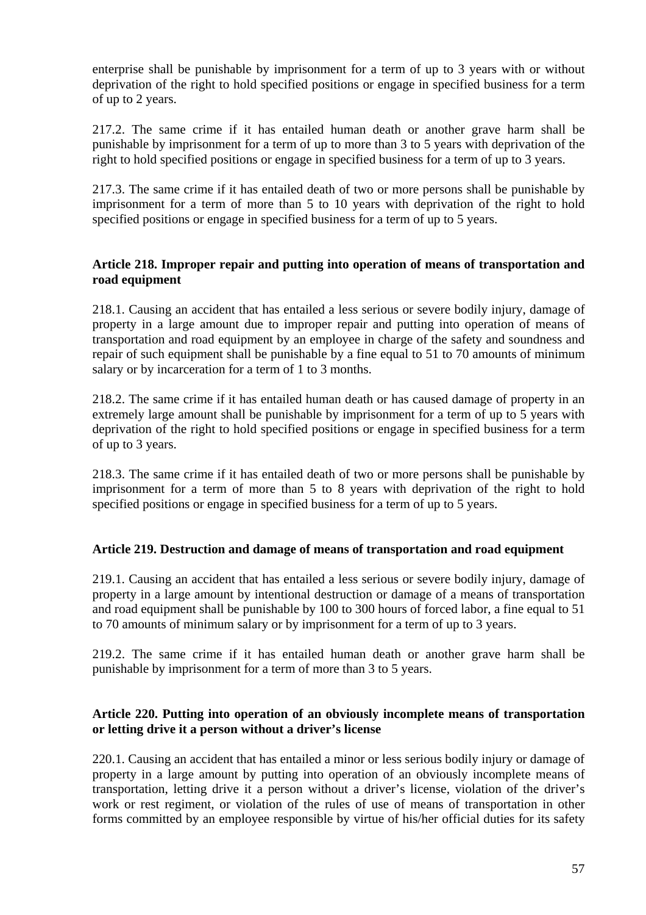enterprise shall be punishable by imprisonment for a term of up to 3 years with or without deprivation of the right to hold specified positions or engage in specified business for a term of up to 2 years.

217.2. The same crime if it has entailed human death or another grave harm shall be punishable by imprisonment for a term of up to more than 3 to 5 years with deprivation of the right to hold specified positions or engage in specified business for a term of up to 3 years.

217.3. The same crime if it has entailed death of two or more persons shall be punishable by imprisonment for a term of more than 5 to 10 years with deprivation of the right to hold specified positions or engage in specified business for a term of up to 5 years.

### Article 218. Improper repair and putting into operation of means of transportation and road equipment

218.1. Causing an accident that has entailed a less serious or severe bodily injury, damage of property in a large amount due to improper repair and putting into operation of means of transportation and road equipment by an employee in charge of the safety and soundness and repair of such equipment shall be punishable by a fine equal to 51 to 70 amounts of minimum salary or by incarceration for a term of 1 to 3 months.

218.2. The same crime if it has entailed human death or has caused damage of property in an extremely large amount shall be punishable by imprisonment for a term of up to 5 years with deprivation of the right to hold specified positions or engage in specified business for a term of up to 3 years.

218.3. The same crime if it has entailed death of two or more persons shall be punishable by imprisonment for a term of more than 5 to 8 years with deprivation of the right to hold specified positions or engage in specified business for a term of up to 5 years.

### Article 219. Destruction and damage of means of transportation and road equipment

219.1. Causing an accident that has entailed a less serious or severe bodily injury, damage of property in a large amount by intentional destruction or damage of a means of transportation and road equipment shall be punishable by 100 to 300 hours of forced labor, a fine equal to 51 to 70 amounts of minimum salary or by imprisonment for a term of up to 3 years.

219.2. The same crime if it has entailed human death or another grave harm shall be punishable by imprisonment for a term of more than 3 to 5 years.

### Article 220. Putting into operation of an obviously incomplete means of transportation or letting drive it a person without a driver's license

220.1. Causing an accident that has entailed a minor or less serious bodily injury or damage of property in a large amount by putting into operation of an obviously incomplete means of transportation, letting drive it a person without a driver's license, violation of the driver's work or rest regiment, or violation of the rules of use of means of transportation in other forms committed by an employee responsible by virtue of his/her official duties for its safety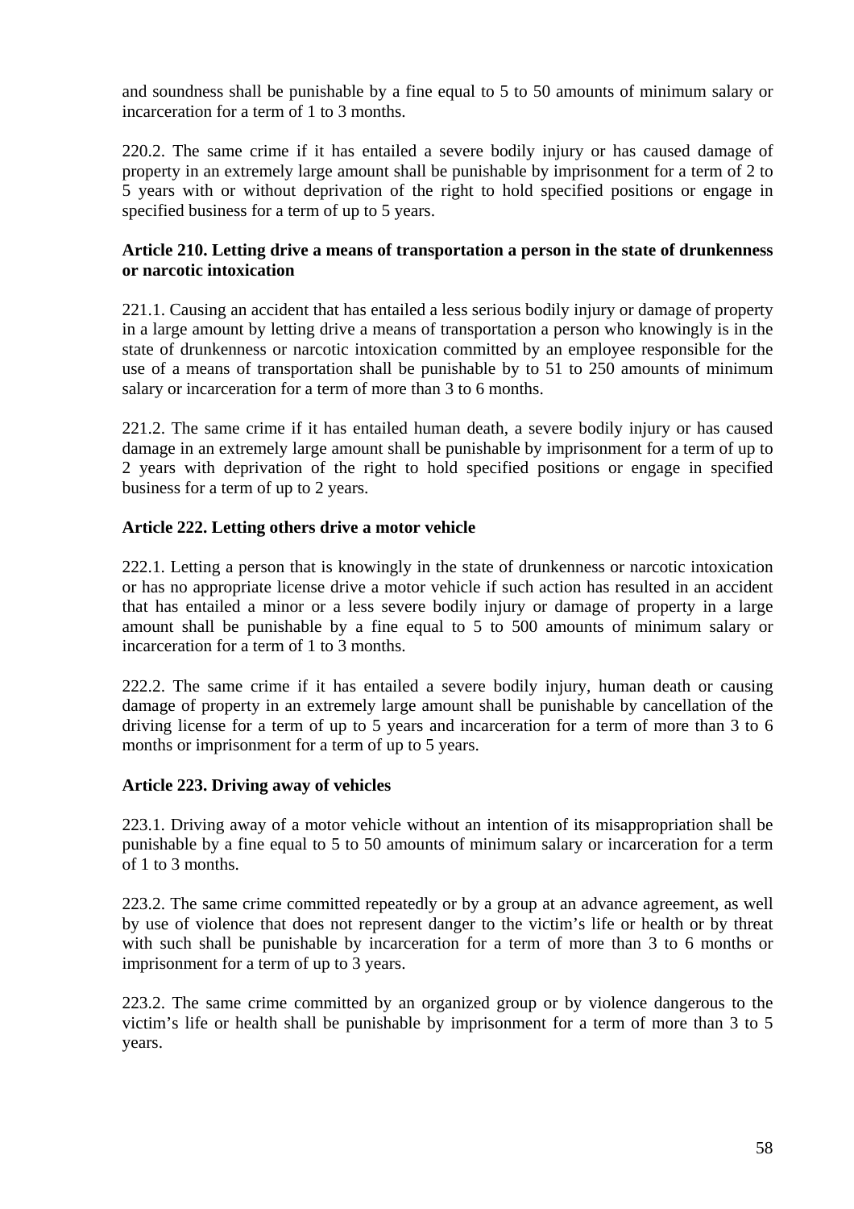and soundness shall be punishable by a fine equal to 5 to 50 amounts of minimum salary or incarceration for a term of 1 to 3 months.

220.2. The same crime if it has entailed a severe bodily injury or has caused damage of property in an extremely large amount shall be punishable by imprisonment for a term of 2 to 5 years with or without deprivation of the right to hold specified positions or engage in specified business for a term of up to 5 years.

**Article 210. Letting drive a means of transportation a person in the state of drunkenness or narcotic intoxication**

221.1. Causing an accident that has entailed a less serious bodily injury or damage of property in a large amount by letting drive a means of transportation a person who knowingly is in the state of drunkenness or narcotic intoxication committed by an employee responsible for the use of a means of transportation shall be punishable by to 51 to 250 amounts of minimum salary or incarceration for a term of more than 3 to 6 months.

221.2. The same crime if it has entailed human death, a severe bodily injury or has caused damage in an extremely large amount shall be punishable by imprisonment for a term of up to 2 years with deprivation of the right to hold specified positions or engage in specified business for a term of up to 2 years.

**Article 222. Letting others drive a motor vehicle**

222.1. Letting a person that is knowingly in the state of drunkenness or narcotic intoxication or has no appropriate license drive a motor vehicle if such action has resulted in an accident that has entailed a minor or a less severe bodily injury or damage of property in a large amount shall be punishable by a fine equal to 5 to 500 amounts of minimum salary or incarceration for a term of 1 to 3 months.

222.2. The same crime if it has entailed a severe bodily injury, human death or causing damage of property in an extremely large amount shall be punishable by cancellation of the driving license for a term of up to 5 years and incarceration for a term of more than 3 to 6 months or imprisonment for a term of up to 5 years.

**Article 223. Driving away of vehicles**

223.1. Driving away of a motor vehicle without an intention of its misappropriation shall be punishable by a fine equal to 5 to 50 amounts of minimum salary or incarceration for a term of 1 to 3 months.

223.2. The same crime committed repeatedly or by a group at an advance agreement, as well by use of violence that does not represent danger to the victim's life or health or by threat with such shall be punishable by incarceration for a term of more than 3 to 6 months or imprisonment for a term of up to 3 years.

223.2. The same crime committed by an organized group or by violence dangerous to the victim's life or health shall be punishable by imprisonment for a term of more than 3 to 5 years.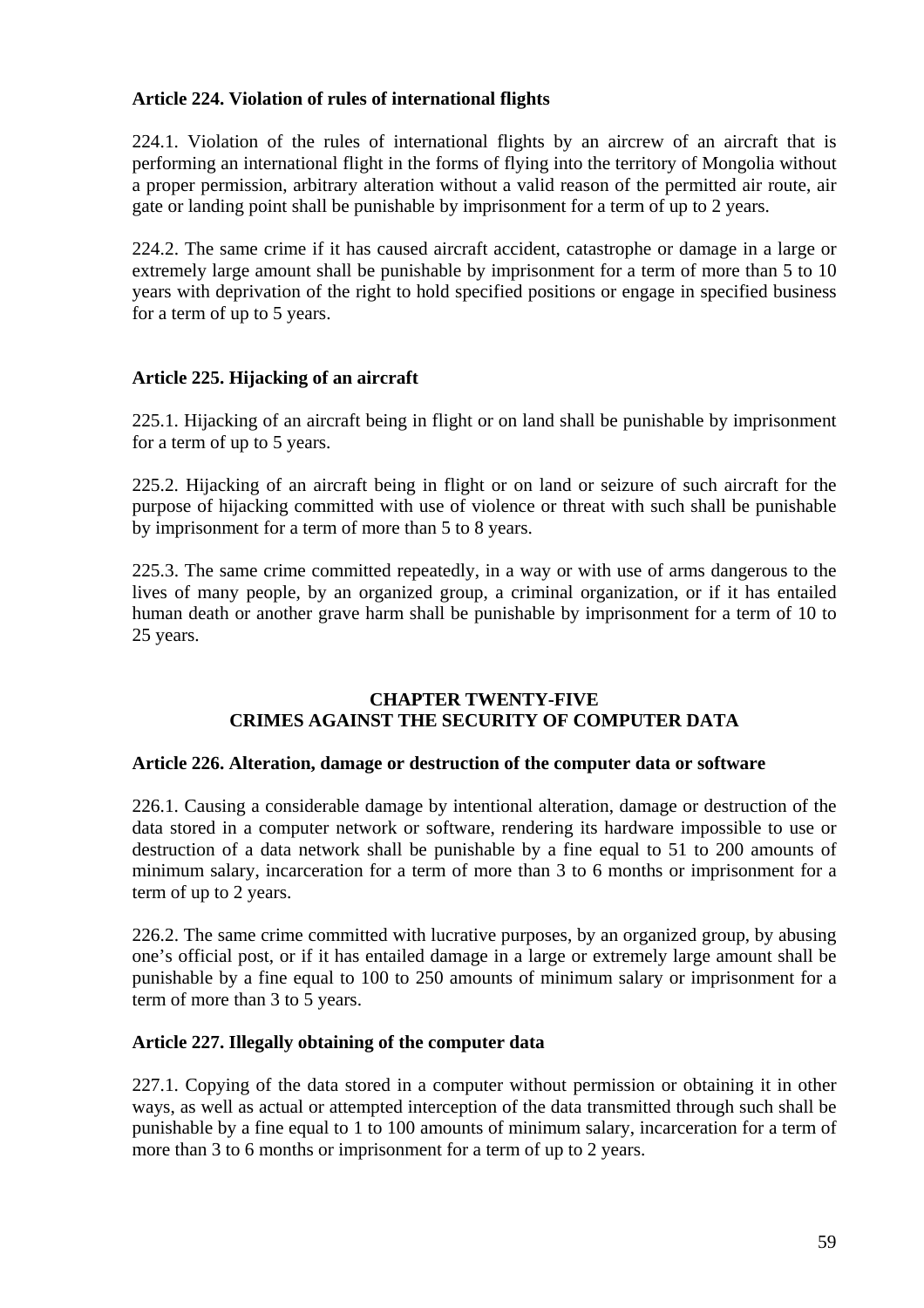**Article 224. Violation of rules of international flights**

224.1. Violation of the rules of international flights by an aircrew of an aircraft that is performing an international flight in the forms of flying into the territory of Mongolia without a proper permission, arbitrary alteration without a valid reason of the permitted air route, air gate or landing point shall be punishable by imprisonment for a term of up to 2 years.

224.2. The same crime if it has caused aircraft accident, catastrophe or damage in a large or extremely large amount shall be punishable by imprisonment for a term of more than 5 to 10 years with deprivation of the right to hold specified positions or engage in specified business for a term of up to 5 years.

**Article 225. Hijacking of an aircraft**

225.1. Hijacking of an aircraft being in flight or on land shall be punishable by imprisonment for a term of up to 5 years.

225.2. Hijacking of an aircraft being in flight or on land or seizure of such aircraft for the purpose of hijacking committed with use of violence or threat with such shall be punishable by imprisonment for a term of more than 5 to 8 years.

225.3. The same crime committed repeatedly, in a way or with use of arms dangerous to the lives of many people, by an organized group, a criminal organization, or if it has entailed human death or another grave harm shall be punishable by imprisonment for a term of 10 to 25 years.

## CHAPTER TWENTY-FIVE
## CRIMES AGAINST THE SECURITY OF COMPUTER DATA

**Article 226. Alteration, damage or destruction of the computer data or software**

226.1. Causing a considerable damage by intentional alteration, damage or destruction of the data stored in a computer network or software, rendering its hardware impossible to use or destruction of a data network shall be punishable by a fine equal to 51 to 200 amounts of minimum salary, incarceration for a term of more than 3 to 6 months or imprisonment for a term of up to 2 years.

226.2. The same crime committed with lucrative purposes, by an organized group, by abusing one's official post, or if it has entailed damage in a large or extremely large amount shall be punishable by a fine equal to 100 to 250 amounts of minimum salary or imprisonment for a term of more than 3 to 5 years.

**Article 227. Illegally obtaining of the computer data**

227.1. Copying of the data stored in a computer without permission or obtaining it in other ways, as well as actual or attempted interception of the data transmitted through such shall be punishable by a fine equal to 1 to 100 amounts of minimum salary, incarceration for a term of more than 3 to 6 months or imprisonment for a term of up to 2 years.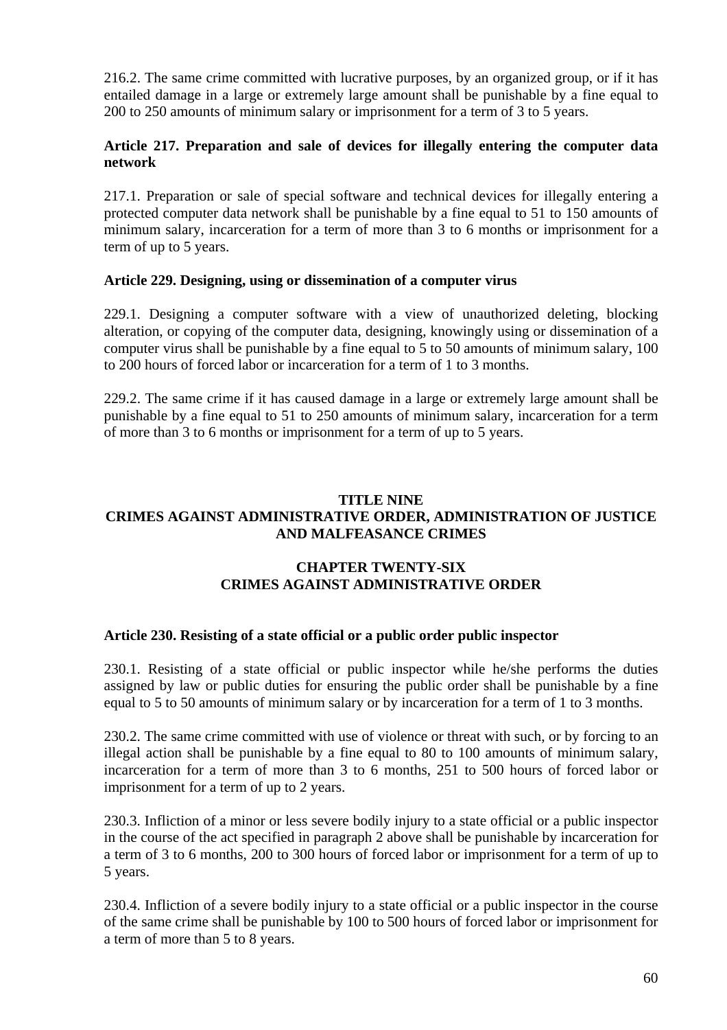216.2. The same crime committed with lucrative purposes, by an organized group, or if it has entailed damage in a large or extremely large amount shall be punishable by a fine equal to 200 to 250 amounts of minimum salary or imprisonment for a term of 3 to 5 years.

**Article 217. Preparation and sale of devices for illegally entering the computer data network**

217.1. Preparation or sale of special software and technical devices for illegally entering a protected computer data network shall be punishable by a fine equal to 51 to 150 amounts of minimum salary, incarceration for a term of more than 3 to 6 months or imprisonment for a term of up to 5 years.

**Article 229. Designing, using or dissemination of a computer virus**

229.1. Designing a computer software with a view of unauthorized deleting, blocking alteration, or copying of the computer data, designing, knowingly using or dissemination of a computer virus shall be punishable by a fine equal to 5 to 50 amounts of minimum salary, 100 to 200 hours of forced labor or incarceration for a term of 1 to 3 months.

229.2. The same crime if it has caused damage in a large or extremely large amount shall be punishable by a fine equal to 51 to 250 amounts of minimum salary, incarceration for a term of more than 3 to 6 months or imprisonment for a term of up to 5 years.

## TITLE NINE
## CRIMES AGAINST ADMINISTRATIVE ORDER, ADMINISTRATION OF JUSTICE AND MALFEASANCE CRIMES

### CHAPTER TWENTY-SIX
### CRIMES AGAINST ADMINISTRATIVE ORDER

**Article 230. Resisting of a state official or a public order public inspector**

230.1. Resisting of a state official or public inspector while he/she performs the duties assigned by law or public duties for ensuring the public order shall be punishable by a fine equal to 5 to 50 amounts of minimum salary or by incarceration for a term of 1 to 3 months.

230.2. The same crime committed with use of violence or threat with such, or by forcing to an illegal action shall be punishable by a fine equal to 80 to 100 amounts of minimum salary, incarceration for a term of more than 3 to 6 months, 251 to 500 hours of forced labor or imprisonment for a term of up to 2 years.

230.3. Infliction of a minor or less severe bodily injury to a state official or a public inspector in the course of the act specified in paragraph 2 above shall be punishable by incarceration for a term of 3 to 6 months, 200 to 300 hours of forced labor or imprisonment for a term of up to 5 years.

230.4. Infliction of a severe bodily injury to a state official or a public inspector in the course of the same crime shall be punishable by 100 to 500 hours of forced labor or imprisonment for a term of more than 5 to 8 years.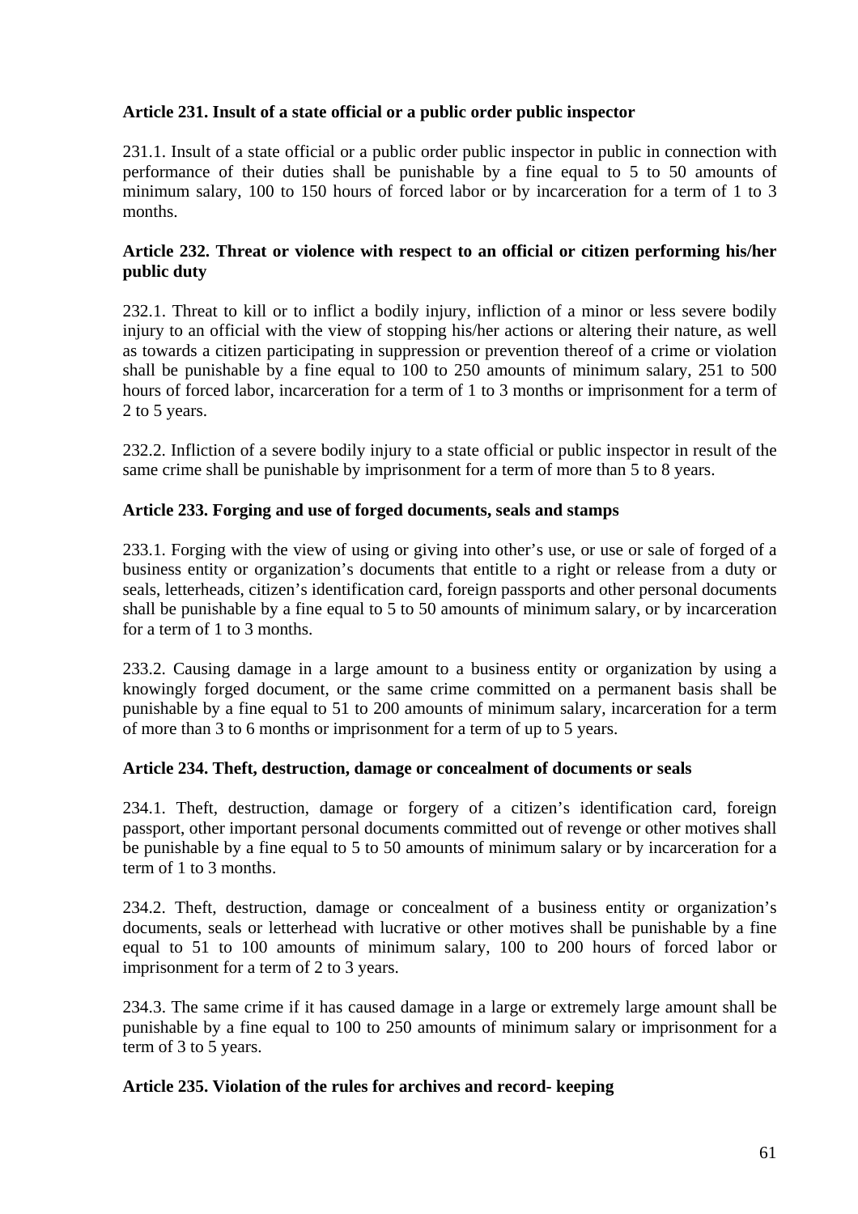**Article 231. Insult of a state official or a public order public inspector**

231.1. Insult of a state official or a public order public inspector in public in connection with performance of their duties shall be punishable by a fine equal to 5 to 50 amounts of minimum salary, 100 to 150 hours of forced labor or by incarceration for a term of 1 to 3 months.

**Article 232. Threat or violence with respect to an official or citizen performing his/her public duty**

232.1. Threat to kill or to inflict a bodily injury, infliction of a minor or less severe bodily injury to an official with the view of stopping his/her actions or altering their nature, as well as towards a citizen participating in suppression or prevention thereof of a crime or violation shall be punishable by a fine equal to 100 to 250 amounts of minimum salary, 251 to 500 hours of forced labor, incarceration for a term of 1 to 3 months or imprisonment for a term of 2 to 5 years.

232.2. Infliction of a severe bodily injury to a state official or public inspector in result of the same crime shall be punishable by imprisonment for a term of more than 5 to 8 years.

**Article 233. Forging and use of forged documents, seals and stamps**

233.1. Forging with the view of using or giving into other's use, or use or sale of forged of a business entity or organization's documents that entitle to a right or release from a duty or seals, letterheads, citizen's identification card, foreign passports and other personal documents shall be punishable by a fine equal to 5 to 50 amounts of minimum salary, or by incarceration for a term of 1 to 3 months.

233.2. Causing damage in a large amount to a business entity or organization by using a knowingly forged document, or the same crime committed on a permanent basis shall be punishable by a fine equal to 51 to 200 amounts of minimum salary, incarceration for a term of more than 3 to 6 months or imprisonment for a term of up to 5 years.

**Article 234. Theft, destruction, damage or concealment of documents or seals**

234.1. Theft, destruction, damage or forgery of a citizen's identification card, foreign passport, other important personal documents committed out of revenge or other motives shall be punishable by a fine equal to 5 to 50 amounts of minimum salary or by incarceration for a term of 1 to 3 months.

234.2. Theft, destruction, damage or concealment of a business entity or organization's documents, seals or letterhead with lucrative or other motives shall be punishable by a fine equal to 51 to 100 amounts of minimum salary, 100 to 200 hours of forced labor or imprisonment for a term of 2 to 3 years.

234.3. The same crime if it has caused damage in a large or extremely large amount shall be punishable by a fine equal to 100 to 250 amounts of minimum salary or imprisonment for a term of 3 to 5 years.

**Article 235. Violation of the rules for archives and record- keeping**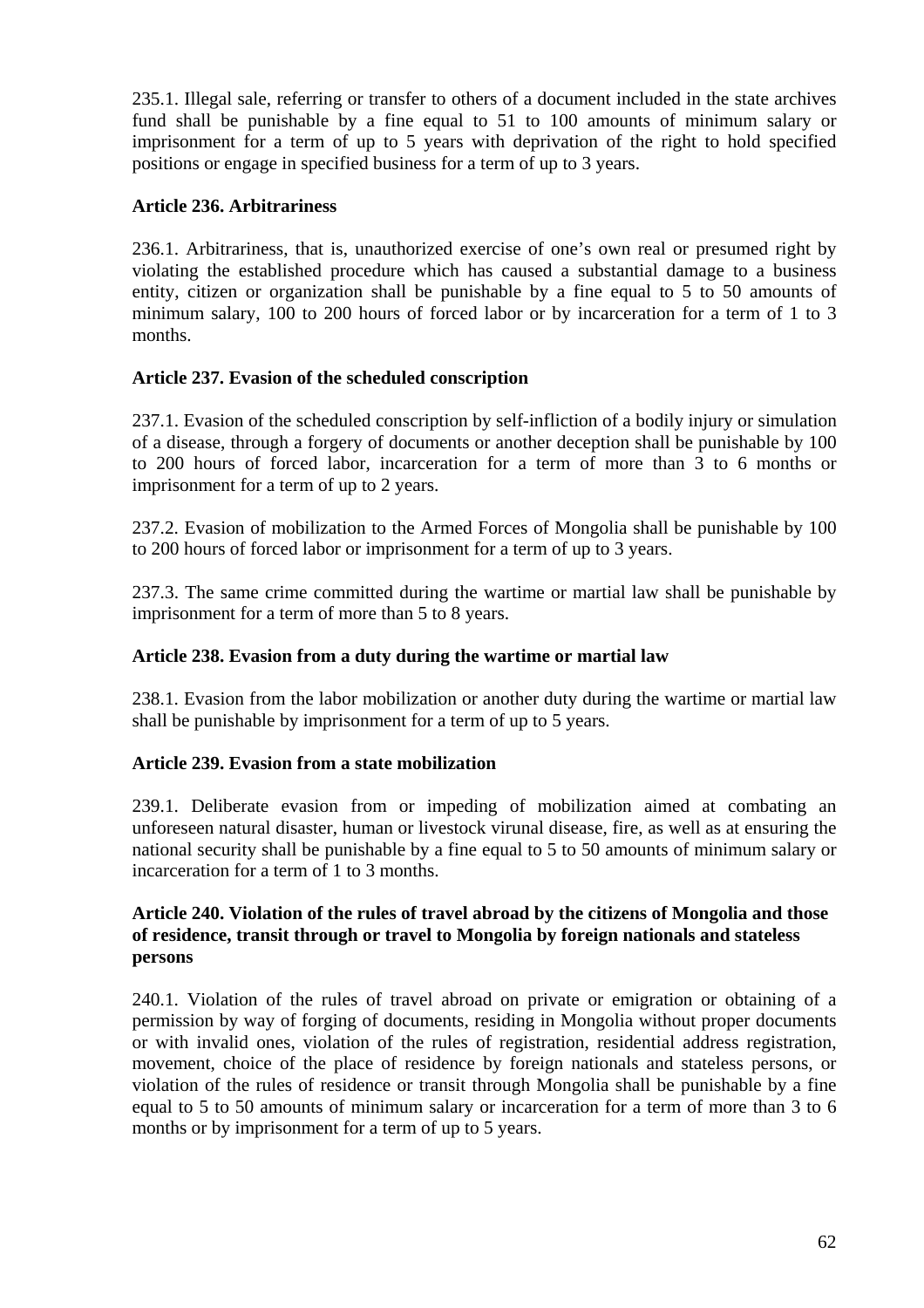235.1. Illegal sale, referring or transfer to others of a document included in the state archives fund shall be punishable by a fine equal to 51 to 100 amounts of minimum salary or imprisonment for a term of up to 5 years with deprivation of the right to hold specified positions or engage in specified business for a term of up to 3 years.

**Article 236. Arbitrariness**

236.1. Arbitrariness, that is, unauthorized exercise of one's own real or presumed right by violating the established procedure which has caused a substantial damage to a business entity, citizen or organization shall be punishable by a fine equal to 5 to 50 amounts of minimum salary, 100 to 200 hours of forced labor or by incarceration for a term of 1 to 3 months.

**Article 237. Evasion of the scheduled conscription**

237.1. Evasion of the scheduled conscription by self-infliction of a bodily injury or simulation of a disease, through a forgery of documents or another deception shall be punishable by 100 to 200 hours of forced labor, incarceration for a term of more than 3 to 6 months or imprisonment for a term of up to 2 years.

237.2. Evasion of mobilization to the Armed Forces of Mongolia shall be punishable by 100 to 200 hours of forced labor or imprisonment for a term of up to 3 years.

237.3. The same crime committed during the wartime or martial law shall be punishable by imprisonment for a term of more than 5 to 8 years.

**Article 238. Evasion from a duty during the wartime or martial law**

238.1. Evasion from the labor mobilization or another duty during the wartime or martial law shall be punishable by imprisonment for a term of up to 5 years.

**Article 239. Evasion from a state mobilization**

239.1. Deliberate evasion from or impeding of mobilization aimed at combating an unforeseen natural disaster, human or livestock virunal disease, fire, as well as at ensuring the national security shall be punishable by a fine equal to 5 to 50 amounts of minimum salary or incarceration for a term of 1 to 3 months.

**Article 240. Violation of the rules of travel abroad by the citizens of Mongolia and those of residence, transit through or travel to Mongolia by foreign nationals and stateless persons**

240.1. Violation of the rules of travel abroad on private or emigration or obtaining of a permission by way of forging of documents, residing in Mongolia without proper documents or with invalid ones, violation of the rules of registration, residential address registration, movement, choice of the place of residence by foreign nationals and stateless persons, or violation of the rules of residence or transit through Mongolia shall be punishable by a fine equal to 5 to 50 amounts of minimum salary or incarceration for a term of more than 3 to 6 months or by imprisonment for a term of up to 5 years.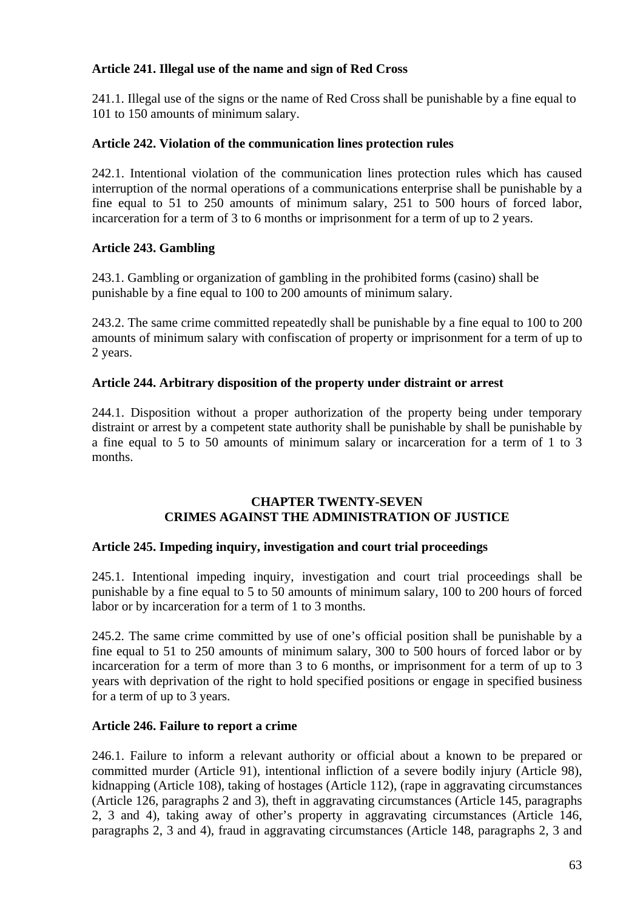**Article 241. Illegal use of the name and sign of Red Cross**

241.1. Illegal use of the signs or the name of Red Cross shall be punishable by a fine equal to 101 to 150 amounts of minimum salary.

**Article 242. Violation of the communication lines protection rules**

242.1. Intentional violation of the communication lines protection rules which has caused interruption of the normal operations of a communications enterprise shall be punishable by a fine equal to 51 to 250 amounts of minimum salary, 251 to 500 hours of forced labor, incarceration for a term of 3 to 6 months or imprisonment for a term of up to 2 years.

**Article 243. Gambling**

243.1. Gambling or organization of gambling in the prohibited forms (casino) shall be punishable by a fine equal to 100 to 200 amounts of minimum salary.

243.2. The same crime committed repeatedly shall be punishable by a fine equal to 100 to 200 amounts of minimum salary with confiscation of property or imprisonment for a term of up to 2 years.

**Article 244. Arbitrary disposition of the property under distraint or arrest**

244.1. Disposition without a proper authorization of the property being under temporary distraint or arrest by a competent state authority shall be punishable by shall be punishable by a fine equal to 5 to 50 amounts of minimum salary or incarceration for a term of 1 to 3 months.

## CHAPTER TWENTY-SEVEN
## CRIMES AGAINST THE ADMINISTRATION OF JUSTICE

**Article 245. Impeding inquiry, investigation and court trial proceedings**

245.1. Intentional impeding inquiry, investigation and court trial proceedings shall be punishable by a fine equal to 5 to 50 amounts of minimum salary, 100 to 200 hours of forced labor or by incarceration for a term of 1 to 3 months.

245.2. The same crime committed by use of one's official position shall be punishable by a fine equal to 51 to 250 amounts of minimum salary, 300 to 500 hours of forced labor or by incarceration for a term of more than 3 to 6 months, or imprisonment for a term of up to 3 years with deprivation of the right to hold specified positions or engage in specified business for a term of up to 3 years.

**Article 246. Failure to report a crime**

246.1. Failure to inform a relevant authority or official about a known to be prepared or committed murder (Article 91), intentional infliction of a severe bodily injury (Article 98), kidnapping (Article 108), taking of hostages (Article 112), (rape in aggravating circumstances (Article 126, paragraphs 2 and 3), theft in aggravating circumstances (Article 145, paragraphs 2, 3 and 4), taking away of other's property in aggravating circumstances (Article 146, paragraphs 2, 3 and 4), fraud in aggravating circumstances (Article 148, paragraphs 2, 3 and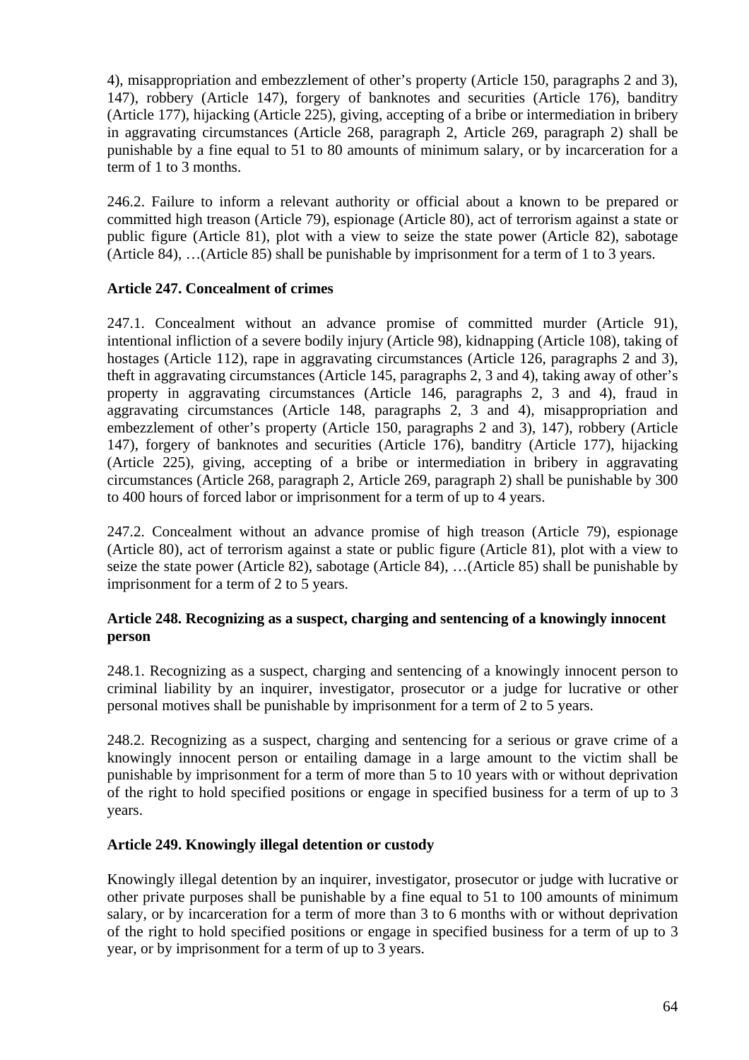4), misappropriation and embezzlement of other's property (Article 150, paragraphs 2 and 3), 147), robbery (Article 147), forgery of banknotes and securities (Article 176), banditry (Article 177), hijacking (Article 225), giving, accepting of a bribe or intermediation in bribery in aggravating circumstances (Article 268, paragraph 2, Article 269, paragraph 2) shall be punishable by a fine equal to 51 to 80 amounts of minimum salary, or by incarceration for a term of 1 to 3 months.

246.2. Failure to inform a relevant authority or official about a known to be prepared or committed high treason (Article 79), espionage (Article 80), act of terrorism against a state or public figure (Article 81), plot with a view to seize the state power (Article 82), sabotage (Article 84), …(Article 85) shall be punishable by imprisonment for a term of 1 to 3 years.

**Article 247. Concealment of crimes**

247.1. Concealment without an advance promise of committed murder (Article 91), intentional infliction of a severe bodily injury (Article 98), kidnapping (Article 108), taking of hostages (Article 112), rape in aggravating circumstances (Article 126, paragraphs 2 and 3), theft in aggravating circumstances (Article 145, paragraphs 2, 3 and 4), taking away of other's property in aggravating circumstances (Article 146, paragraphs 2, 3 and 4), fraud in aggravating circumstances (Article 148, paragraphs 2, 3 and 4), misappropriation and embezzlement of other's property (Article 150, paragraphs 2 and 3), 147), robbery (Article 147), forgery of banknotes and securities (Article 176), banditry (Article 177), hijacking (Article 225), giving, accepting of a bribe or intermediation in bribery in aggravating circumstances (Article 268, paragraph 2, Article 269, paragraph 2) shall be punishable by 300 to 400 hours of forced labor or imprisonment for a term of up to 4 years.

247.2. Concealment without an advance promise of high treason (Article 79), espionage (Article 80), act of terrorism against a state or public figure (Article 81), plot with a view to seize the state power (Article 82), sabotage (Article 84), …(Article 85) shall be punishable by imprisonment for a term of 2 to 5 years.

**Article 248. Recognizing as a suspect, charging and sentencing of a knowingly innocent person**

248.1. Recognizing as a suspect, charging and sentencing of a knowingly innocent person to criminal liability by an inquirer, investigator, prosecutor or a judge for lucrative or other personal motives shall be punishable by imprisonment for a term of 2 to 5 years.

248.2. Recognizing as a suspect, charging and sentencing for a serious or grave crime of a knowingly innocent person or entailing damage in a large amount to the victim shall be punishable by imprisonment for a term of more than 5 to 10 years with or without deprivation of the right to hold specified positions or engage in specified business for a term of up to 3 years.

**Article 249. Knowingly illegal detention or custody**

Knowingly illegal detention by an inquirer, investigator, prosecutor or judge with lucrative or other private purposes shall be punishable by a fine equal to 51 to 100 amounts of minimum salary, or by incarceration for a term of more than 3 to 6 months with or without deprivation of the right to hold specified positions or engage in specified business for a term of up to 3 year, or by imprisonment for a term of up to 3 years.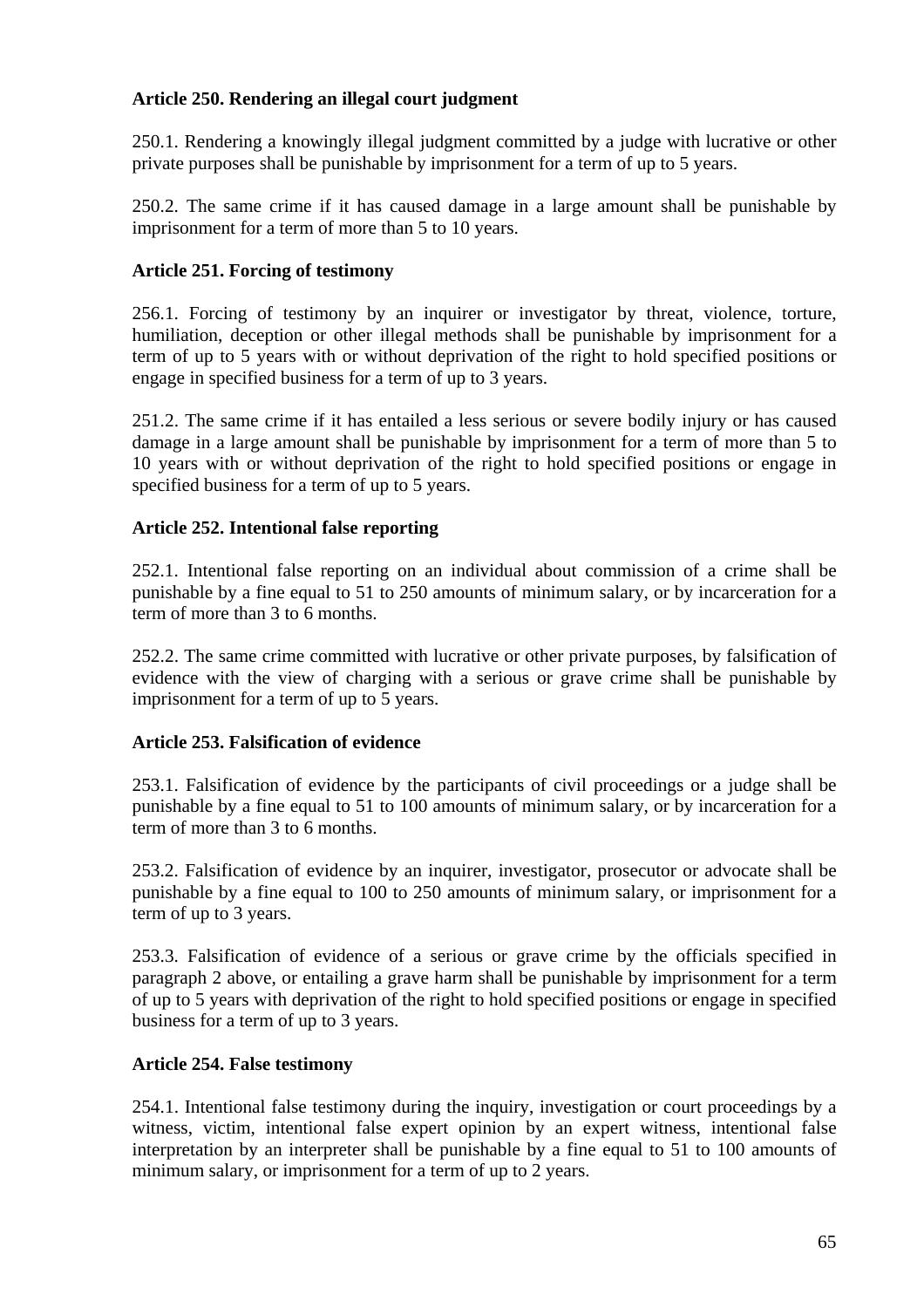**Article 250. Rendering an illegal court judgment**

250.1. Rendering a knowingly illegal judgment committed by a judge with lucrative or other private purposes shall be punishable by imprisonment for a term of up to 5 years.

250.2. The same crime if it has caused damage in a large amount shall be punishable by imprisonment for a term of more than 5 to 10 years.

**Article 251. Forcing of testimony**

256.1. Forcing of testimony by an inquirer or investigator by threat, violence, torture, humiliation, deception or other illegal methods shall be punishable by imprisonment for a term of up to 5 years with or without deprivation of the right to hold specified positions or engage in specified business for a term of up to 3 years.

251.2. The same crime if it has entailed a less serious or severe bodily injury or has caused damage in a large amount shall be punishable by imprisonment for a term of more than 5 to 10 years with or without deprivation of the right to hold specified positions or engage in specified business for a term of up to 5 years.

**Article 252. Intentional false reporting**

252.1. Intentional false reporting on an individual about commission of a crime shall be punishable by a fine equal to 51 to 250 amounts of minimum salary, or by incarceration for a term of more than 3 to 6 months.

252.2. The same crime committed with lucrative or other private purposes, by falsification of evidence with the view of charging with a serious or grave crime shall be punishable by imprisonment for a term of up to 5 years.

**Article 253. Falsification of evidence**

253.1. Falsification of evidence by the participants of civil proceedings or a judge shall be punishable by a fine equal to 51 to 100 amounts of minimum salary, or by incarceration for a term of more than 3 to 6 months.

253.2. Falsification of evidence by an inquirer, investigator, prosecutor or advocate shall be punishable by a fine equal to 100 to 250 amounts of minimum salary, or imprisonment for a term of up to 3 years.

253.3. Falsification of evidence of a serious or grave crime by the officials specified in paragraph 2 above, or entailing a grave harm shall be punishable by imprisonment for a term of up to 5 years with deprivation of the right to hold specified positions or engage in specified business for a term of up to 3 years.

**Article 254. False testimony**

254.1. Intentional false testimony during the inquiry, investigation or court proceedings by a witness, victim, intentional false expert opinion by an expert witness, intentional false interpretation by an interpreter shall be punishable by a fine equal to 51 to 100 amounts of minimum salary, or imprisonment for a term of up to 2 years.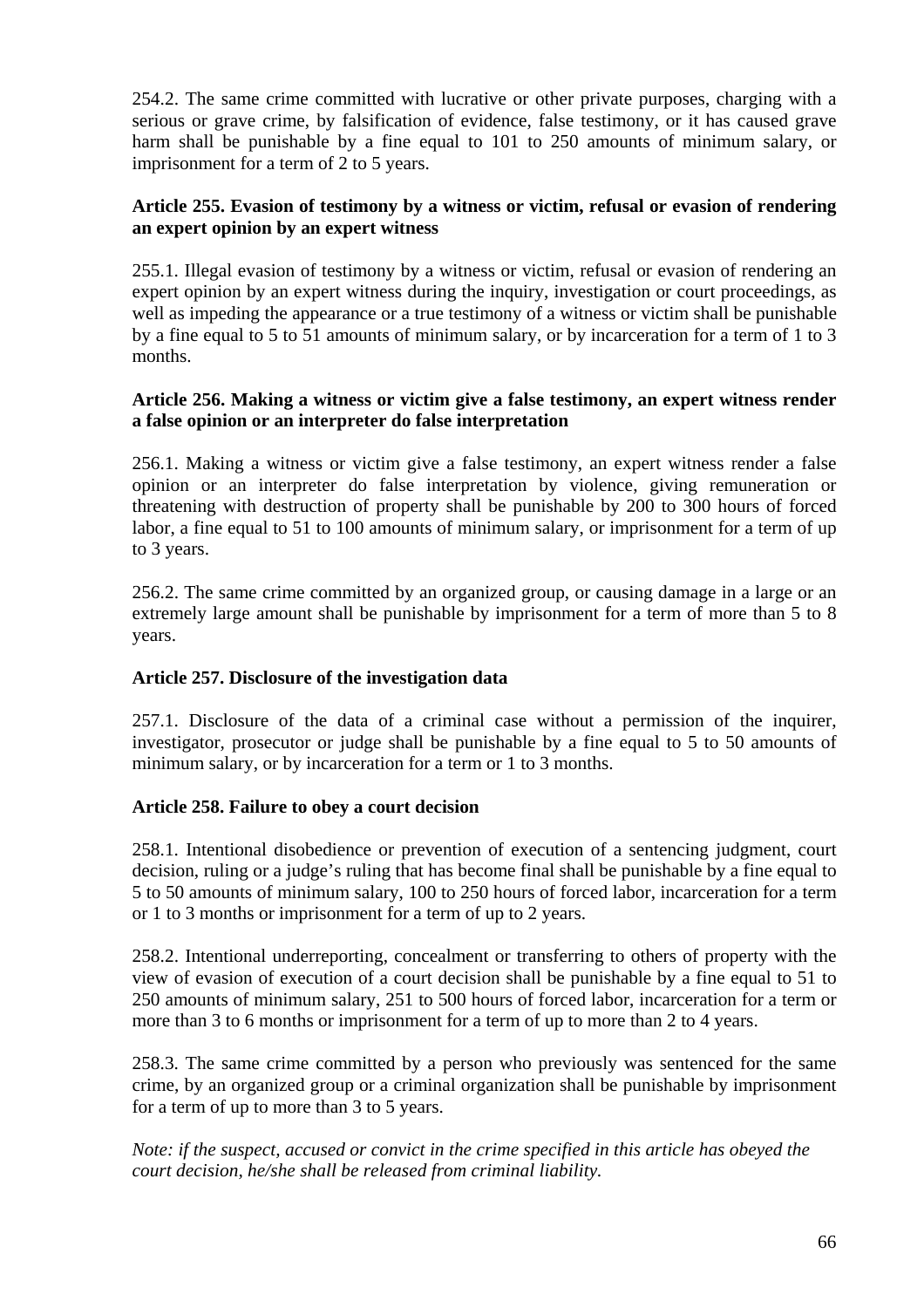254.2. The same crime committed with lucrative or other private purposes, charging with a serious or grave crime, by falsification of evidence, false testimony, or it has caused grave harm shall be punishable by a fine equal to 101 to 250 amounts of minimum salary, or imprisonment for a term of 2 to 5 years.

**Article 255. Evasion of testimony by a witness or victim, refusal or evasion of rendering an expert opinion by an expert witness**

255.1. Illegal evasion of testimony by a witness or victim, refusal or evasion of rendering an expert opinion by an expert witness during the inquiry, investigation or court proceedings, as well as impeding the appearance or a true testimony of a witness or victim shall be punishable by a fine equal to 5 to 51 amounts of minimum salary, or by incarceration for a term of 1 to 3 months.

**Article 256. Making a witness or victim give a false testimony, an expert witness render a false opinion or an interpreter do false interpretation**

256.1. Making a witness or victim give a false testimony, an expert witness render a false opinion or an interpreter do false interpretation by violence, giving remuneration or threatening with destruction of property shall be punishable by 200 to 300 hours of forced labor, a fine equal to 51 to 100 amounts of minimum salary, or imprisonment for a term of up to 3 years.

256.2. The same crime committed by an organized group, or causing damage in a large or an extremely large amount shall be punishable by imprisonment for a term of more than 5 to 8 years.

**Article 257. Disclosure of the investigation data**

257.1. Disclosure of the data of a criminal case without a permission of the inquirer, investigator, prosecutor or judge shall be punishable by a fine equal to 5 to 50 amounts of minimum salary, or by incarceration for a term or 1 to 3 months.

**Article 258. Failure to obey a court decision**

258.1. Intentional disobedience or prevention of execution of a sentencing judgment, court decision, ruling or a judge's ruling that has become final shall be punishable by a fine equal to 5 to 50 amounts of minimum salary, 100 to 250 hours of forced labor, incarceration for a term or 1 to 3 months or imprisonment for a term of up to 2 years.

258.2. Intentional underreporting, concealment or transferring to others of property with the view of evasion of execution of a court decision shall be punishable by a fine equal to 51 to 250 amounts of minimum salary, 251 to 500 hours of forced labor, incarceration for a term or more than 3 to 6 months or imprisonment for a term of up to more than 2 to 4 years.

258.3. The same crime committed by a person who previously was sentenced for the same crime, by an organized group or a criminal organization shall be punishable by imprisonment for a term of up to more than 3 to 5 years.

*Note: if the suspect, accused or convict in the crime specified in this article has obeyed the court decision, he/she shall be released from criminal liability.*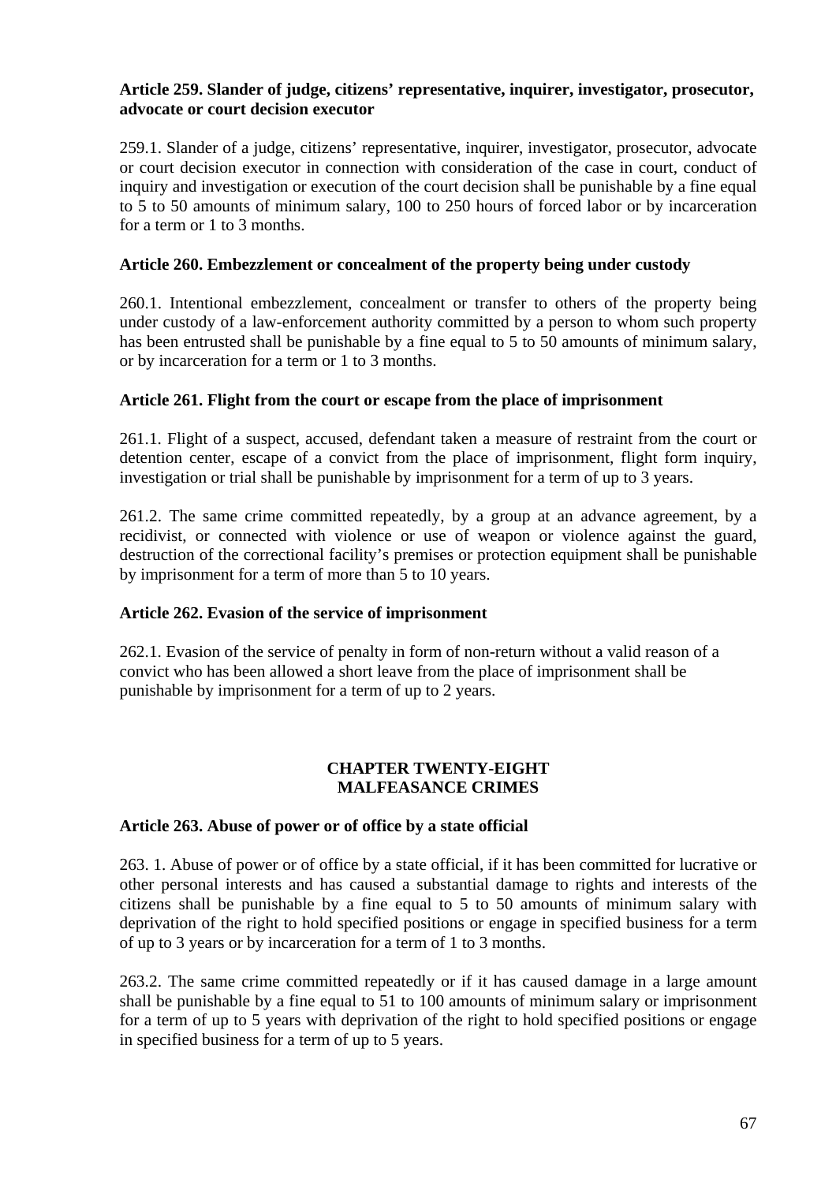**Article 259. Slander of judge, citizens' representative, inquirer, investigator, prosecutor, advocate or court decision executor**

259.1. Slander of a judge, citizens' representative, inquirer, investigator, prosecutor, advocate or court decision executor in connection with consideration of the case in court, conduct of inquiry and investigation or execution of the court decision shall be punishable by a fine equal to 5 to 50 amounts of minimum salary, 100 to 250 hours of forced labor or by incarceration for a term or 1 to 3 months.

**Article 260. Embezzlement or concealment of the property being under custody**

260.1. Intentional embezzlement, concealment or transfer to others of the property being under custody of a law-enforcement authority committed by a person to whom such property has been entrusted shall be punishable by a fine equal to 5 to 50 amounts of minimum salary, or by incarceration for a term or 1 to 3 months.

**Article 261. Flight from the court or escape from the place of imprisonment**

261.1. Flight of a suspect, accused, defendant taken a measure of restraint from the court or detention center, escape of a convict from the place of imprisonment, flight form inquiry, investigation or trial shall be punishable by imprisonment for a term of up to 3 years.

261.2. The same crime committed repeatedly, by a group at an advance agreement, by a recidivist, or connected with violence or use of weapon or violence against the guard, destruction of the correctional facility's premises or protection equipment shall be punishable by imprisonment for a term of more than 5 to 10 years.

**Article 262. Evasion of the service of imprisonment**

262.1. Evasion of the service of penalty in form of non-return without a valid reason of a convict who has been allowed a short leave from the place of imprisonment shall be punishable by imprisonment for a term of up to 2 years.

## CHAPTER TWENTY-EIGHT
## MALFEASANCE CRIMES

**Article 263. Abuse of power or of office by a state official**

263. 1. Abuse of power or of office by a state official, if it has been committed for lucrative or other personal interests and has caused a substantial damage to rights and interests of the citizens shall be punishable by a fine equal to 5 to 50 amounts of minimum salary with deprivation of the right to hold specified positions or engage in specified business for a term of up to 3 years or by incarceration for a term of 1 to 3 months.

263.2. The same crime committed repeatedly or if it has caused damage in a large amount shall be punishable by a fine equal to 51 to 100 amounts of minimum salary or imprisonment for a term of up to 5 years with deprivation of the right to hold specified positions or engage in specified business for a term of up to 5 years.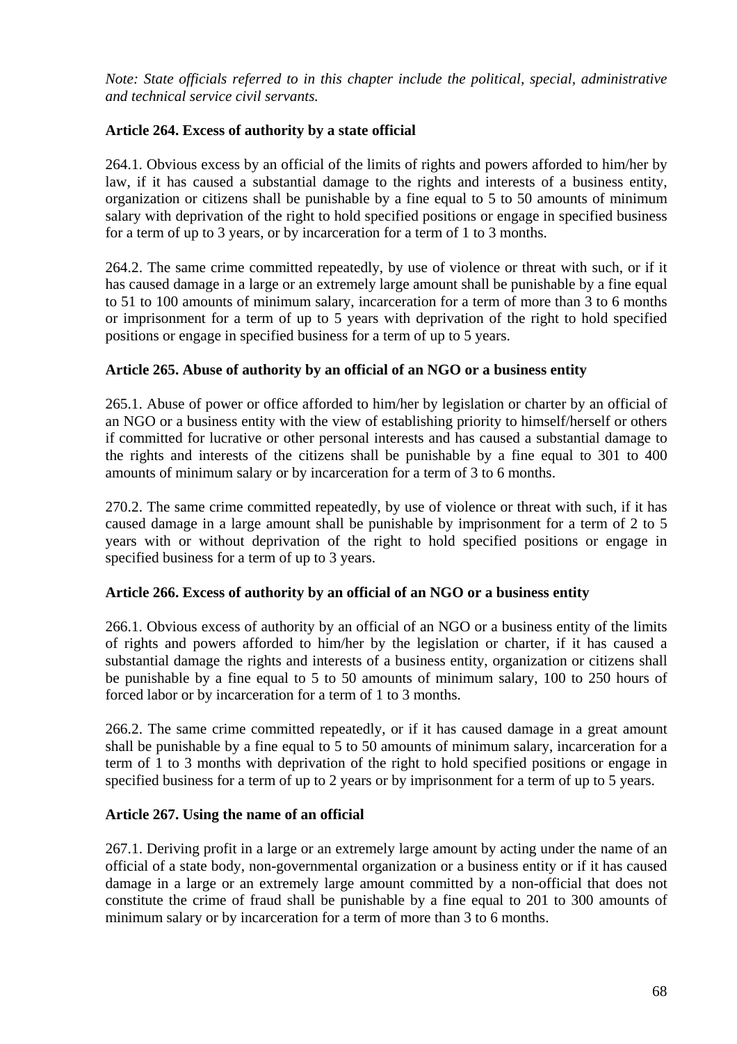*Note: State officials referred to in this chapter include the political, special, administrative and technical service civil servants.*

### Article 264. Excess of authority by a state official

264.1. Obvious excess by an official of the limits of rights and powers afforded to him/her by law, if it has caused a substantial damage to the rights and interests of a business entity, organization or citizens shall be punishable by a fine equal to 5 to 50 amounts of minimum salary with deprivation of the right to hold specified positions or engage in specified business for a term of up to 3 years, or by incarceration for a term of 1 to 3 months.

264.2. The same crime committed repeatedly, by use of violence or threat with such, or if it has caused damage in a large or an extremely large amount shall be punishable by a fine equal to 51 to 100 amounts of minimum salary, incarceration for a term of more than 3 to 6 months or imprisonment for a term of up to 5 years with deprivation of the right to hold specified positions or engage in specified business for a term of up to 5 years.

### Article 265. Abuse of authority by an official of an NGO or a business entity

265.1. Abuse of power or office afforded to him/her by legislation or charter by an official of an NGO or a business entity with the view of establishing priority to himself/herself or others if committed for lucrative or other personal interests and has caused a substantial damage to the rights and interests of the citizens shall be punishable by a fine equal to 301 to 400 amounts of minimum salary or by incarceration for a term of 3 to 6 months.

270.2. The same crime committed repeatedly, by use of violence or threat with such, if it has caused damage in a large amount shall be punishable by imprisonment for a term of 2 to 5 years with or without deprivation of the right to hold specified positions or engage in specified business for a term of up to 3 years.

### Article 266. Excess of authority by an official of an NGO or a business entity

266.1. Obvious excess of authority by an official of an NGO or a business entity of the limits of rights and powers afforded to him/her by the legislation or charter, if it has caused a substantial damage the rights and interests of a business entity, organization or citizens shall be punishable by a fine equal to 5 to 50 amounts of minimum salary, 100 to 250 hours of forced labor or by incarceration for a term of 1 to 3 months.

266.2. The same crime committed repeatedly, or if it has caused damage in a great amount shall be punishable by a fine equal to 5 to 50 amounts of minimum salary, incarceration for a term of 1 to 3 months with deprivation of the right to hold specified positions or engage in specified business for a term of up to 2 years or by imprisonment for a term of up to 5 years.

### Article 267. Using the name of an official

267.1. Deriving profit in a large or an extremely large amount by acting under the name of an official of a state body, non-governmental organization or a business entity or if it has caused damage in a large or an extremely large amount committed by a non-official that does not constitute the crime of fraud shall be punishable by a fine equal to 201 to 300 amounts of minimum salary or by incarceration for a term of more than 3 to 6 months.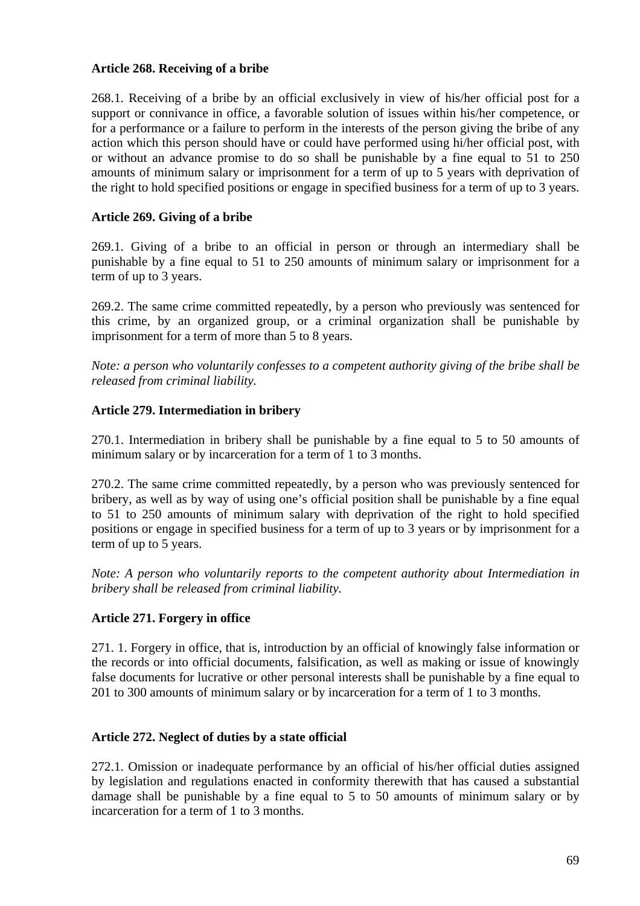**Article 268. Receiving of a bribe**

268.1. Receiving of a bribe by an official exclusively in view of his/her official post for a support or connivance in office, a favorable solution of issues within his/her competence, or for a performance or a failure to perform in the interests of the person giving the bribe of any action which this person should have or could have performed using hi/her official post, with or without an advance promise to do so shall be punishable by a fine equal to 51 to 250 amounts of minimum salary or imprisonment for a term of up to 5 years with deprivation of the right to hold specified positions or engage in specified business for a term of up to 3 years.

**Article 269. Giving of a bribe**

269.1. Giving of a bribe to an official in person or through an intermediary shall be punishable by a fine equal to 51 to 250 amounts of minimum salary or imprisonment for a term of up to 3 years.

269.2. The same crime committed repeatedly, by a person who previously was sentenced for this crime, by an organized group, or a criminal organization shall be punishable by imprisonment for a term of more than 5 to 8 years.

*Note: a person who voluntarily confesses to a competent authority giving of the bribe shall be released from criminal liability.*

**Article 279. Intermediation in bribery**

270.1. Intermediation in bribery shall be punishable by a fine equal to 5 to 50 amounts of minimum salary or by incarceration for a term of 1 to 3 months.

270.2. The same crime committed repeatedly, by a person who was previously sentenced for bribery, as well as by way of using one's official position shall be punishable by a fine equal to 51 to 250 amounts of minimum salary with deprivation of the right to hold specified positions or engage in specified business for a term of up to 3 years or by imprisonment for a term of up to 5 years.

*Note: A person who voluntarily reports to the competent authority about Intermediation in bribery shall be released from criminal liability.*

**Article 271. Forgery in office**

271. 1. Forgery in office, that is, introduction by an official of knowingly false information or the records or into official documents, falsification, as well as making or issue of knowingly false documents for lucrative or other personal interests shall be punishable by a fine equal to 201 to 300 amounts of minimum salary or by incarceration for a term of 1 to 3 months.

**Article 272. Neglect of duties by a state official**

272.1. Omission or inadequate performance by an official of his/her official duties assigned by legislation and regulations enacted in conformity therewith that has caused a substantial damage shall be punishable by a fine equal to 5 to 50 amounts of minimum salary or by incarceration for a term of 1 to 3 months.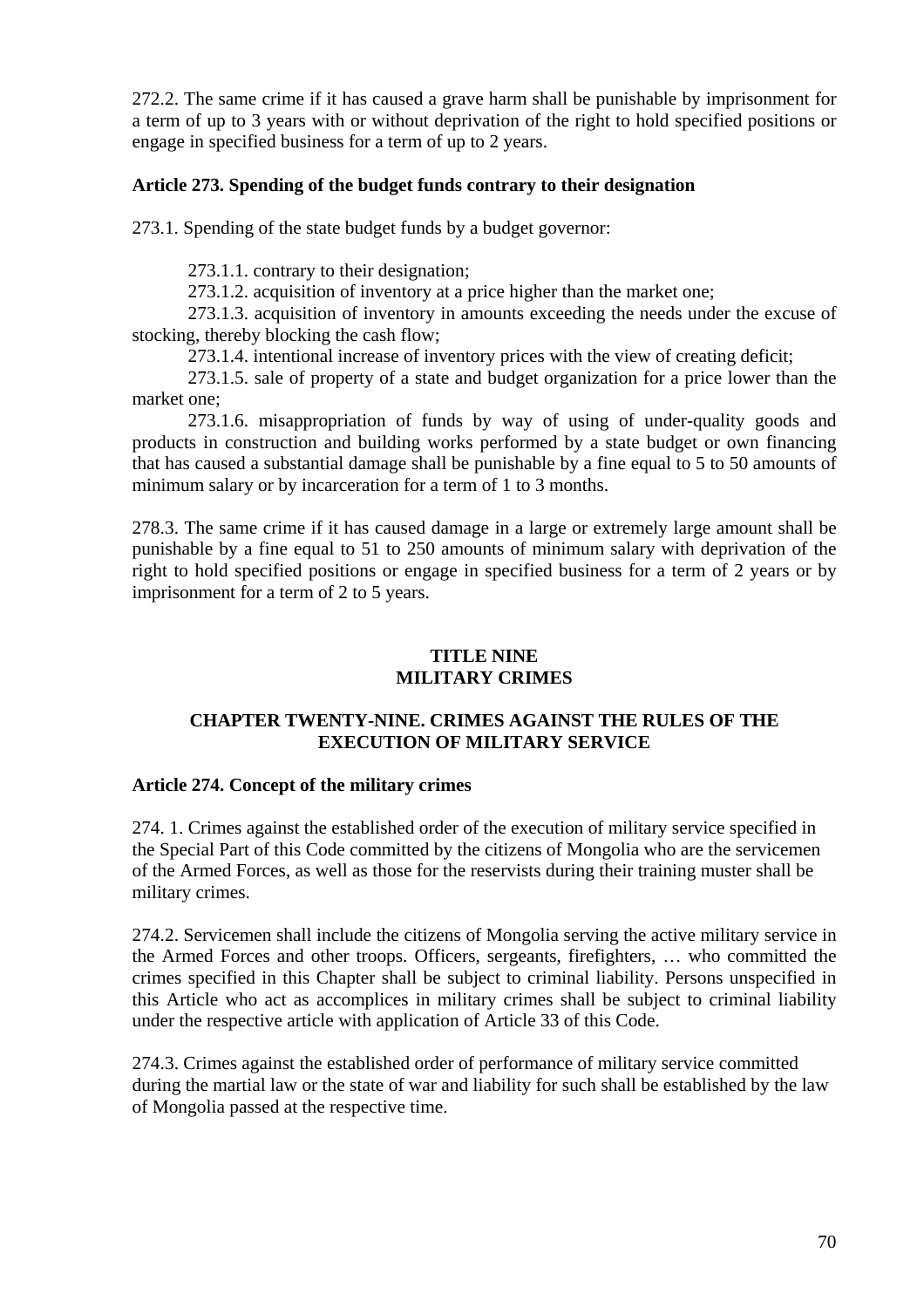272.2. The same crime if it has caused a grave harm shall be punishable by imprisonment for a term of up to 3 years with or without deprivation of the right to hold specified positions or engage in specified business for a term of up to 2 years.

### Article 273. Spending of the budget funds contrary to their designation

273.1. Spending of the state budget funds by a budget governor:

273.1.1. contrary to their designation;

273.1.2. acquisition of inventory at a price higher than the market one;

273.1.3. acquisition of inventory in amounts exceeding the needs under the excuse of stocking, thereby blocking the cash flow;

273.1.4. intentional increase of inventory prices with the view of creating deficit;

273.1.5. sale of property of a state and budget organization for a price lower than the market one;

273.1.6. misappropriation of funds by way of using of under-quality goods and products in construction and building works performed by a state budget or own financing that has caused a substantial damage shall be punishable by a fine equal to 5 to 50 amounts of minimum salary or by incarceration for a term of 1 to 3 months.

278.3. The same crime if it has caused damage in a large or extremely large amount shall be punishable by a fine equal to 51 to 250 amounts of minimum salary with deprivation of the right to hold specified positions or engage in specified business for a term of 2 years or by imprisonment for a term of 2 to 5 years.

# TITLE NINE
# MILITARY CRIMES

## CHAPTER TWENTY-NINE. CRIMES AGAINST THE RULES OF THE EXECUTION OF MILITARY SERVICE

### Article 274. Concept of the military crimes

274. 1. Crimes against the established order of the execution of military service specified in the Special Part of this Code committed by the citizens of Mongolia who are the servicemen of the Armed Forces, as well as those for the reservists during their training muster shall be military crimes.

274.2. Servicemen shall include the citizens of Mongolia serving the active military service in the Armed Forces and other troops. Officers, sergeants, firefighters, … who committed the crimes specified in this Chapter shall be subject to criminal liability. Persons unspecified in this Article who act as accomplices in military crimes shall be subject to criminal liability under the respective article with application of Article 33 of this Code.

274.3. Crimes against the established order of performance of military service committed during the martial law or the state of war and liability for such shall be established by the law of Mongolia passed at the respective time.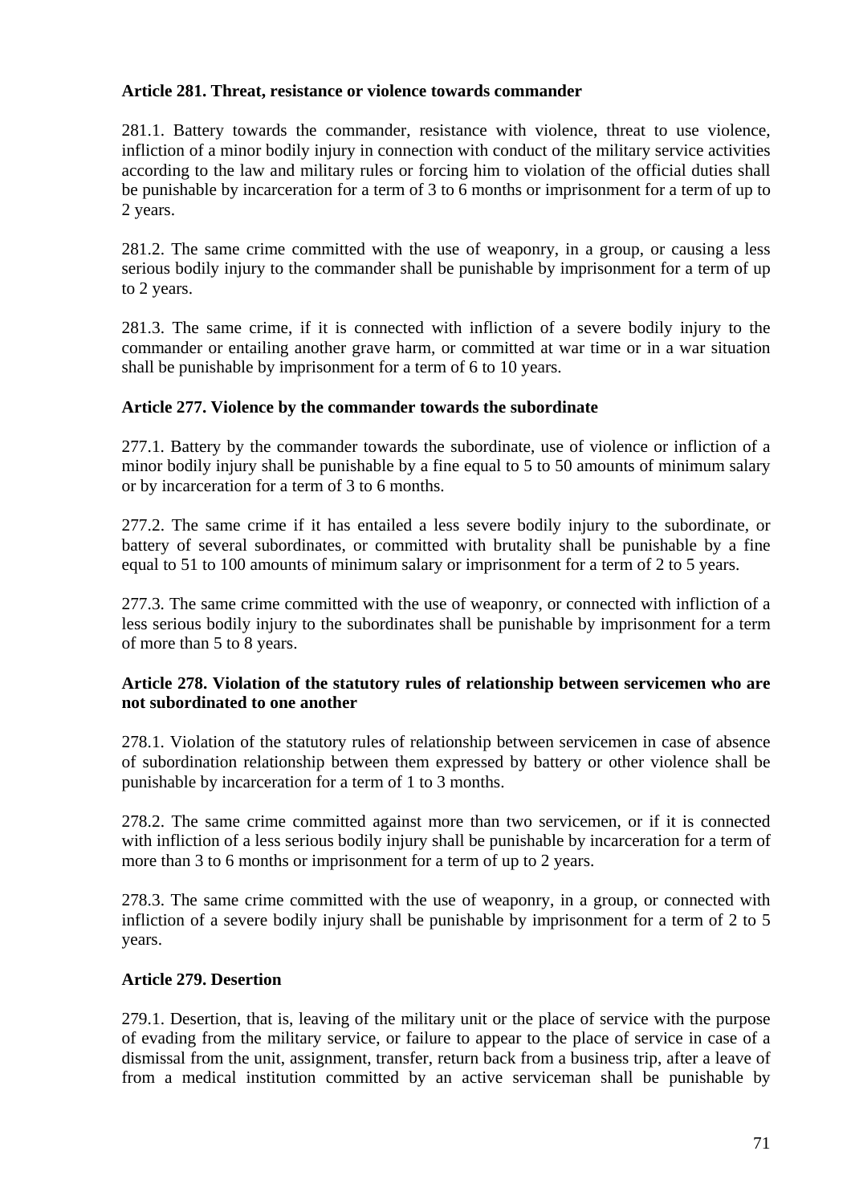**Article 281. Threat, resistance or violence towards commander**

281.1. Battery towards the commander, resistance with violence, threat to use violence, infliction of a minor bodily injury in connection with conduct of the military service activities according to the law and military rules or forcing him to violation of the official duties shall be punishable by incarceration for a term of 3 to 6 months or imprisonment for a term of up to 2 years.

281.2. The same crime committed with the use of weaponry, in a group, or causing a less serious bodily injury to the commander shall be punishable by imprisonment for a term of up to 2 years.

281.3. The same crime, if it is connected with infliction of a severe bodily injury to the commander or entailing another grave harm, or committed at war time or in a war situation shall be punishable by imprisonment for a term of 6 to 10 years.

**Article 277. Violence by the commander towards the subordinate**

277.1. Battery by the commander towards the subordinate, use of violence or infliction of a minor bodily injury shall be punishable by a fine equal to 5 to 50 amounts of minimum salary or by incarceration for a term of 3 to 6 months.

277.2. The same crime if it has entailed a less severe bodily injury to the subordinate, or battery of several subordinates, or committed with brutality shall be punishable by a fine equal to 51 to 100 amounts of minimum salary or imprisonment for a term of 2 to 5 years.

277.3. The same crime committed with the use of weaponry, or connected with infliction of a less serious bodily injury to the subordinates shall be punishable by imprisonment for a term of more than 5 to 8 years.

**Article 278. Violation of the statutory rules of relationship between servicemen who are not subordinated to one another**

278.1. Violation of the statutory rules of relationship between servicemen in case of absence of subordination relationship between them expressed by battery or other violence shall be punishable by incarceration for a term of 1 to 3 months.

278.2. The same crime committed against more than two servicemen, or if it is connected with infliction of a less serious bodily injury shall be punishable by incarceration for a term of more than 3 to 6 months or imprisonment for a term of up to 2 years.

278.3. The same crime committed with the use of weaponry, in a group, or connected with infliction of a severe bodily injury shall be punishable by imprisonment for a term of 2 to 5 years.

**Article 279. Desertion**

279.1. Desertion, that is, leaving of the military unit or the place of service with the purpose of evading from the military service, or failure to appear to the place of service in case of a dismissal from the unit, assignment, transfer, return back from a business trip, after a leave of from a medical institution committed by an active serviceman shall be punishable by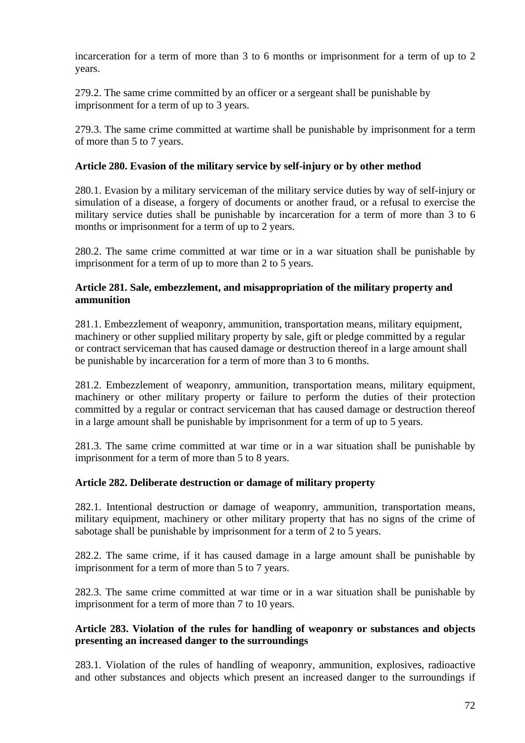incarceration for a term of more than 3 to 6 months or imprisonment for a term of up to 2 years.

279.2. The same crime committed by an officer or a sergeant shall be punishable by imprisonment for a term of up to 3 years.

279.3. The same crime committed at wartime shall be punishable by imprisonment for a term of more than 5 to 7 years.

**Article 280. Evasion of the military service by self-injury or by other method**

280.1. Evasion by a military serviceman of the military service duties by way of self-injury or simulation of a disease, a forgery of documents or another fraud, or a refusal to exercise the military service duties shall be punishable by incarceration for a term of more than 3 to 6 months or imprisonment for a term of up to 2 years.

280.2. The same crime committed at war time or in a war situation shall be punishable by imprisonment for a term of up to more than 2 to 5 years.

**Article 281. Sale, embezzlement, and misappropriation of the military property and ammunition**

281.1. Embezzlement of weaponry, ammunition, transportation means, military equipment, machinery or other supplied military property by sale, gift or pledge committed by a regular or contract serviceman that has caused damage or destruction thereof in a large amount shall be punishable by incarceration for a term of more than 3 to 6 months.

281.2. Embezzlement of weaponry, ammunition, transportation means, military equipment, machinery or other military property or failure to perform the duties of their protection committed by a regular or contract serviceman that has caused damage or destruction thereof in a large amount shall be punishable by imprisonment for a term of up to 5 years.

281.3. The same crime committed at war time or in a war situation shall be punishable by imprisonment for a term of more than 5 to 8 years.

**Article 282. Deliberate destruction or damage of military property**

282.1. Intentional destruction or damage of weaponry, ammunition, transportation means, military equipment, machinery or other military property that has no signs of the crime of sabotage shall be punishable by imprisonment for a term of 2 to 5 years.

282.2. The same crime, if it has caused damage in a large amount shall be punishable by imprisonment for a term of more than 5 to 7 years.

282.3. The same crime committed at war time or in a war situation shall be punishable by imprisonment for a term of more than 7 to 10 years.

**Article 283. Violation of the rules for handling of weaponry or substances and objects presenting an increased danger to the surroundings**

283.1. Violation of the rules of handling of weaponry, ammunition, explosives, radioactive and other substances and objects which present an increased danger to the surroundings if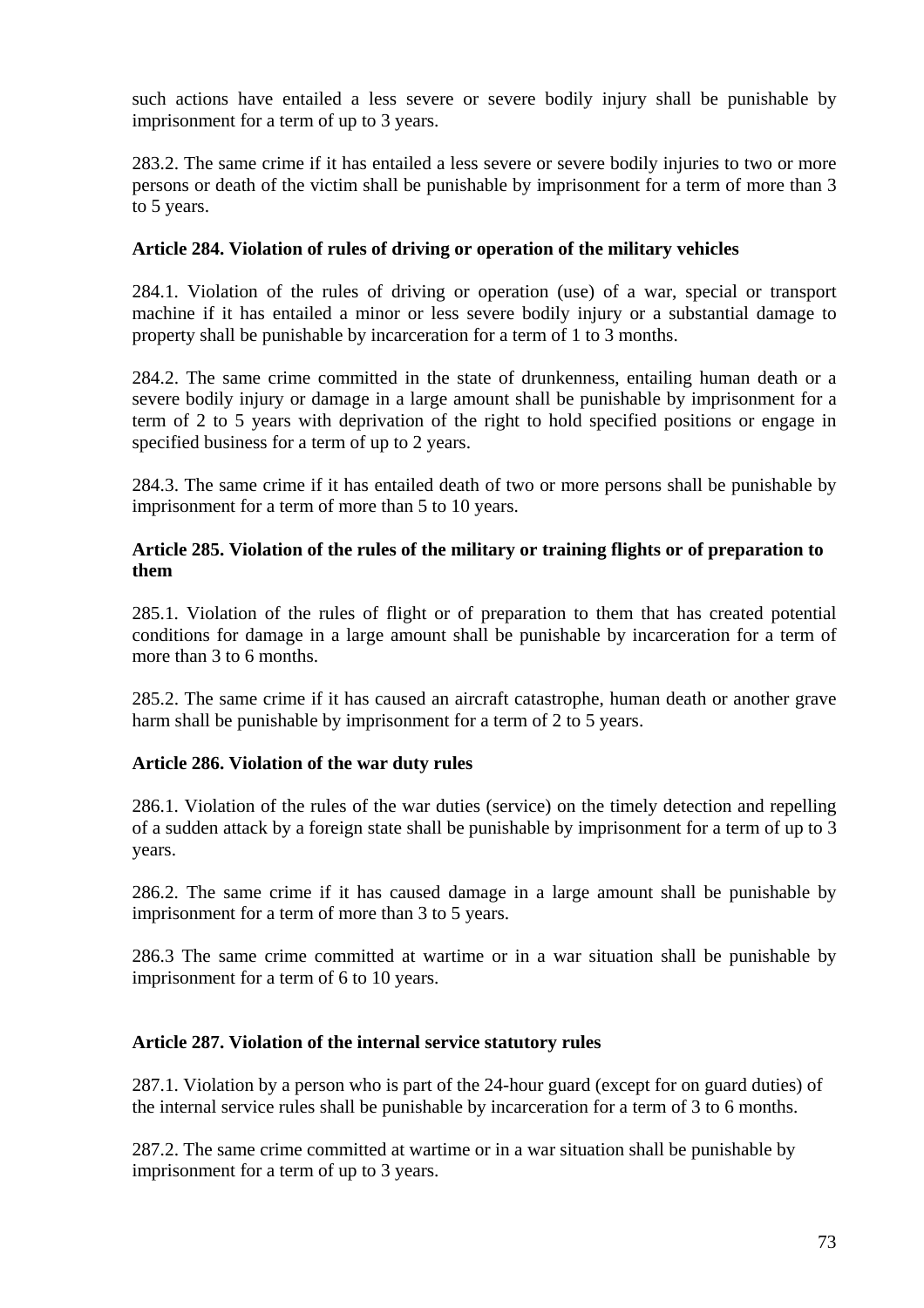such actions have entailed a less severe or severe bodily injury shall be punishable by imprisonment for a term of up to 3 years.

283.2. The same crime if it has entailed a less severe or severe bodily injuries to two or more persons or death of the victim shall be punishable by imprisonment for a term of more than 3 to 5 years.

**Article 284. Violation of rules of driving or operation of the military vehicles**

284.1. Violation of the rules of driving or operation (use) of a war, special or transport machine if it has entailed a minor or less severe bodily injury or a substantial damage to property shall be punishable by incarceration for a term of 1 to 3 months.

284.2. The same crime committed in the state of drunkenness, entailing human death or a severe bodily injury or damage in a large amount shall be punishable by imprisonment for a term of 2 to 5 years with deprivation of the right to hold specified positions or engage in specified business for a term of up to 2 years.

284.3. The same crime if it has entailed death of two or more persons shall be punishable by imprisonment for a term of more than 5 to 10 years.

**Article 285. Violation of the rules of the military or training flights or of preparation to them**

285.1. Violation of the rules of flight or of preparation to them that has created potential conditions for damage in a large amount shall be punishable by incarceration for a term of more than 3 to 6 months.

285.2. The same crime if it has caused an aircraft catastrophe, human death or another grave harm shall be punishable by imprisonment for a term of 2 to 5 years.

**Article 286. Violation of the war duty rules**

286.1. Violation of the rules of the war duties (service) on the timely detection and repelling of a sudden attack by a foreign state shall be punishable by imprisonment for a term of up to 3 years.

286.2. The same crime if it has caused damage in a large amount shall be punishable by imprisonment for a term of more than 3 to 5 years.

286.3 The same crime committed at wartime or in a war situation shall be punishable by imprisonment for a term of 6 to 10 years.

**Article 287. Violation of the internal service statutory rules**

287.1. Violation by a person who is part of the 24-hour guard (except for on guard duties) of the internal service rules shall be punishable by incarceration for a term of 3 to 6 months.

287.2. The same crime committed at wartime or in a war situation shall be punishable by imprisonment for a term of up to 3 years.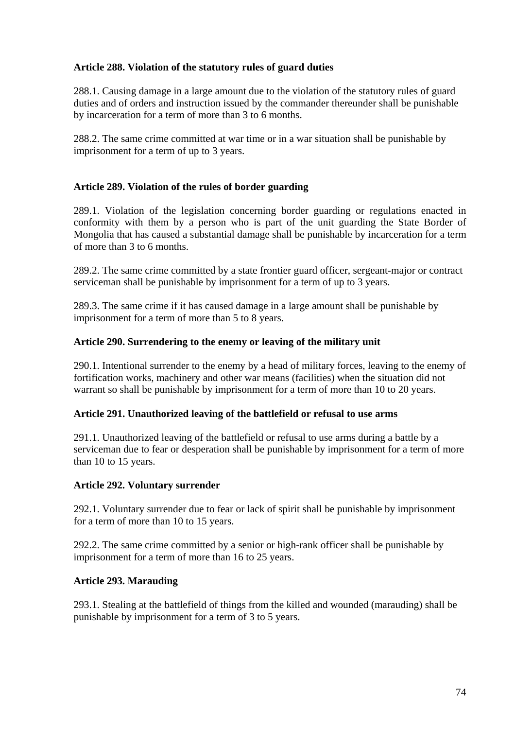**Article 288. Violation of the statutory rules of guard duties**

288.1. Causing damage in a large amount due to the violation of the statutory rules of guard duties and of orders and instruction issued by the commander thereunder shall be punishable by incarceration for a term of more than 3 to 6 months.

288.2. The same crime committed at war time or in a war situation shall be punishable by imprisonment for a term of up to 3 years.

**Article 289. Violation of the rules of border guarding**

289.1. Violation of the legislation concerning border guarding or regulations enacted in conformity with them by a person who is part of the unit guarding the State Border of Mongolia that has caused a substantial damage shall be punishable by incarceration for a term of more than 3 to 6 months.

289.2. The same crime committed by a state frontier guard officer, sergeant-major or contract serviceman shall be punishable by imprisonment for a term of up to 3 years.

289.3. The same crime if it has caused damage in a large amount shall be punishable by imprisonment for a term of more than 5 to 8 years.

**Article 290. Surrendering to the enemy or leaving of the military unit**

290.1. Intentional surrender to the enemy by a head of military forces, leaving to the enemy of fortification works, machinery and other war means (facilities) when the situation did not warrant so shall be punishable by imprisonment for a term of more than 10 to 20 years.

**Article 291. Unauthorized leaving of the battlefield or refusal to use arms**

291.1. Unauthorized leaving of the battlefield or refusal to use arms during a battle by a serviceman due to fear or desperation shall be punishable by imprisonment for a term of more than 10 to 15 years.

**Article 292. Voluntary surrender**

292.1. Voluntary surrender due to fear or lack of spirit shall be punishable by imprisonment for a term of more than 10 to 15 years.

292.2. The same crime committed by a senior or high-rank officer shall be punishable by imprisonment for a term of more than 16 to 25 years.

**Article 293. Marauding**

293.1. Stealing at the battlefield of things from the killed and wounded (marauding) shall be punishable by imprisonment for a term of 3 to 5 years.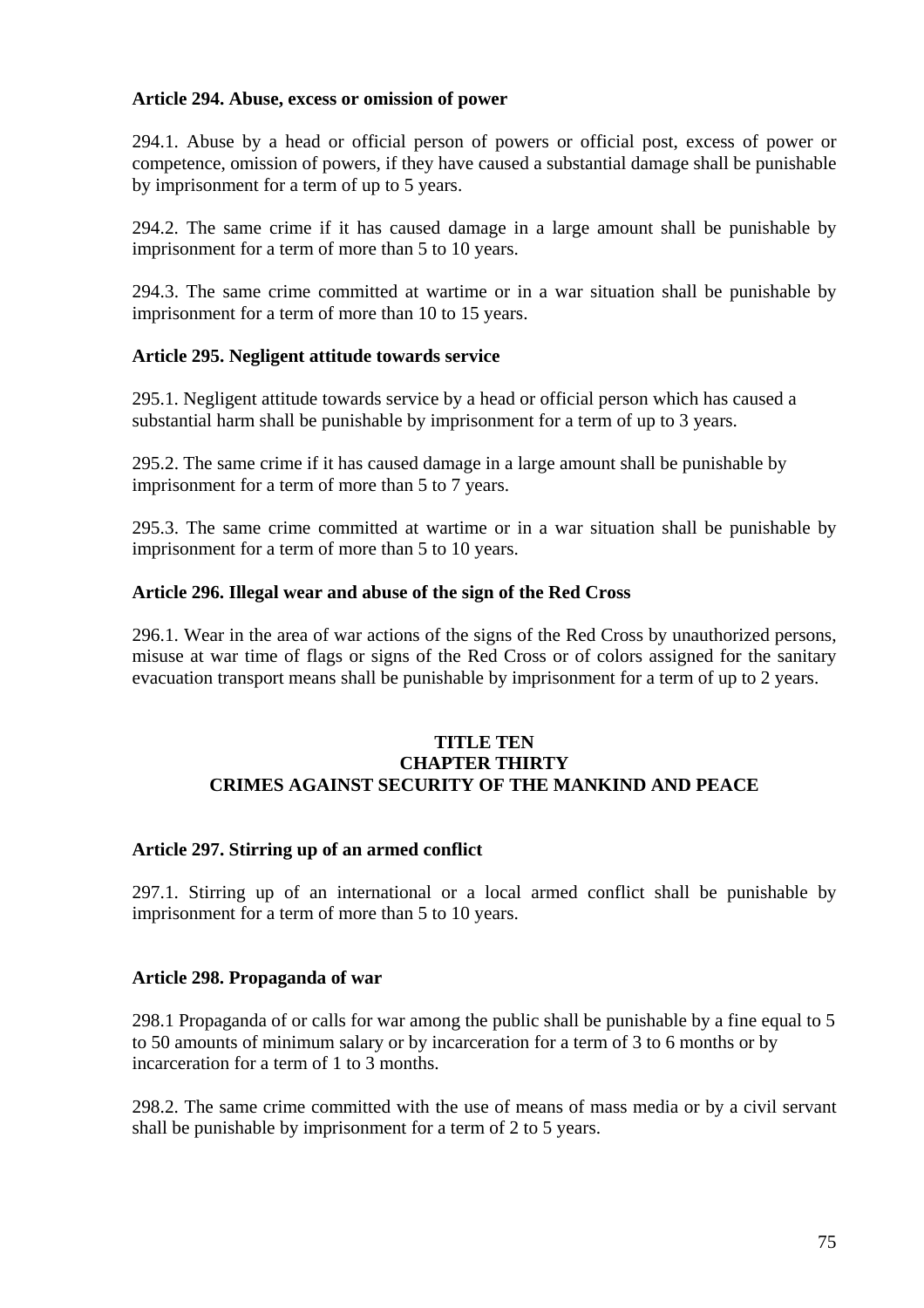### Article 294. Abuse, excess or omission of power

294.1. Abuse by a head or official person of powers or official post, excess of power or competence, omission of powers, if they have caused a substantial damage shall be punishable by imprisonment for a term of up to 5 years.

294.2. The same crime if it has caused damage in a large amount shall be punishable by imprisonment for a term of more than 5 to 10 years.

294.3. The same crime committed at wartime or in a war situation shall be punishable by imprisonment for a term of more than 10 to 15 years.

### Article 295. Negligent attitude towards service

295.1. Negligent attitude towards service by a head or official person which has caused a substantial harm shall be punishable by imprisonment for a term of up to 3 years.

295.2. The same crime if it has caused damage in a large amount shall be punishable by imprisonment for a term of more than 5 to 7 years.

295.3. The same crime committed at wartime or in a war situation shall be punishable by imprisonment for a term of more than 5 to 10 years.

### Article 296. Illegal wear and abuse of the sign of the Red Cross

296.1. Wear in the area of war actions of the signs of the Red Cross by unauthorized persons, misuse at war time of flags or signs of the Red Cross or of colors assigned for the sanitary evacuation transport means shall be punishable by imprisonment for a term of up to 2 years.

## TITLE TEN
## CHAPTER THIRTY
## CRIMES AGAINST SECURITY OF THE MANKIND AND PEACE

### Article 297. Stirring up of an armed conflict

297.1. Stirring up of an international or a local armed conflict shall be punishable by imprisonment for a term of more than 5 to 10 years.

### Article 298. Propaganda of war

298.1 Propaganda of or calls for war among the public shall be punishable by a fine equal to 5 to 50 amounts of minimum salary or by incarceration for a term of 3 to 6 months or by incarceration for a term of 1 to 3 months.

298.2. The same crime committed with the use of means of mass media or by a civil servant shall be punishable by imprisonment for a term of 2 to 5 years.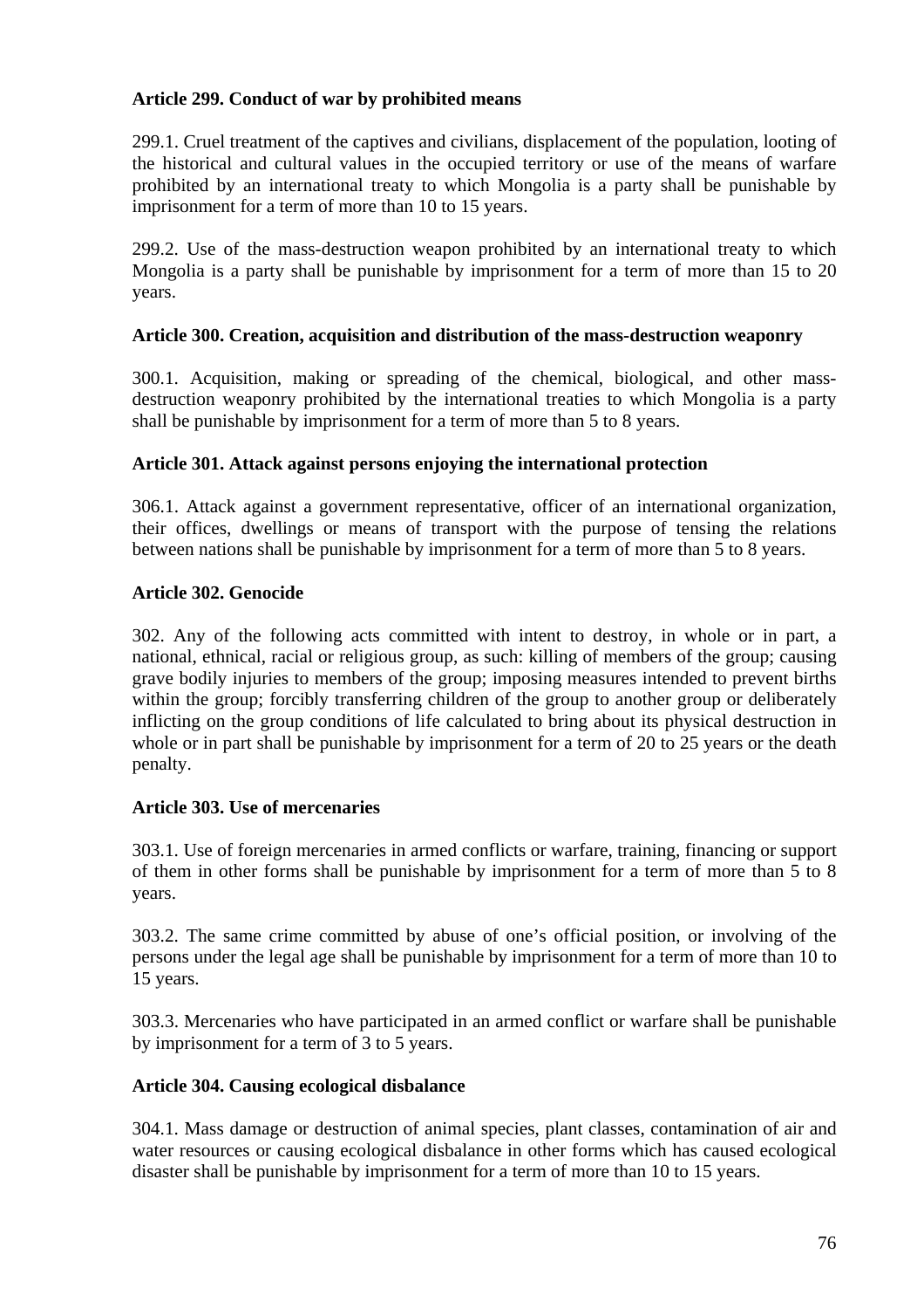**Article 299. Conduct of war by prohibited means**

299.1. Cruel treatment of the captives and civilians, displacement of the population, looting of the historical and cultural values in the occupied territory or use of the means of warfare prohibited by an international treaty to which Mongolia is a party shall be punishable by imprisonment for a term of more than 10 to 15 years.

299.2. Use of the mass-destruction weapon prohibited by an international treaty to which Mongolia is a party shall be punishable by imprisonment for a term of more than 15 to 20 years.

**Article 300. Creation, acquisition and distribution of the mass-destruction weaponry**

300.1. Acquisition, making or spreading of the chemical, biological, and other mass-destruction weaponry prohibited by the international treaties to which Mongolia is a party shall be punishable by imprisonment for a term of more than 5 to 8 years.

**Article 301. Attack against persons enjoying the international protection**

306.1. Attack against a government representative, officer of an international organization, their offices, dwellings or means of transport with the purpose of tensing the relations between nations shall be punishable by imprisonment for a term of more than 5 to 8 years.

**Article 302. Genocide**

302. Any of the following acts committed with intent to destroy, in whole or in part, a national, ethnical, racial or religious group, as such: killing of members of the group; causing grave bodily injuries to members of the group; imposing measures intended to prevent births within the group; forcibly transferring children of the group to another group or deliberately inflicting on the group conditions of life calculated to bring about its physical destruction in whole or in part shall be punishable by imprisonment for a term of 20 to 25 years or the death penalty.

**Article 303. Use of mercenaries**

303.1. Use of foreign mercenaries in armed conflicts or warfare, training, financing or support of them in other forms shall be punishable by imprisonment for a term of more than 5 to 8 years.

303.2. The same crime committed by abuse of one's official position, or involving of the persons under the legal age shall be punishable by imprisonment for a term of more than 10 to 15 years.

303.3. Mercenaries who have participated in an armed conflict or warfare shall be punishable by imprisonment for a term of 3 to 5 years.

**Article 304. Causing ecological disbalance**

304.1. Mass damage or destruction of animal species, plant classes, contamination of air and water resources or causing ecological disbalance in other forms which has caused ecological disaster shall be punishable by imprisonment for a term of more than 10 to 15 years.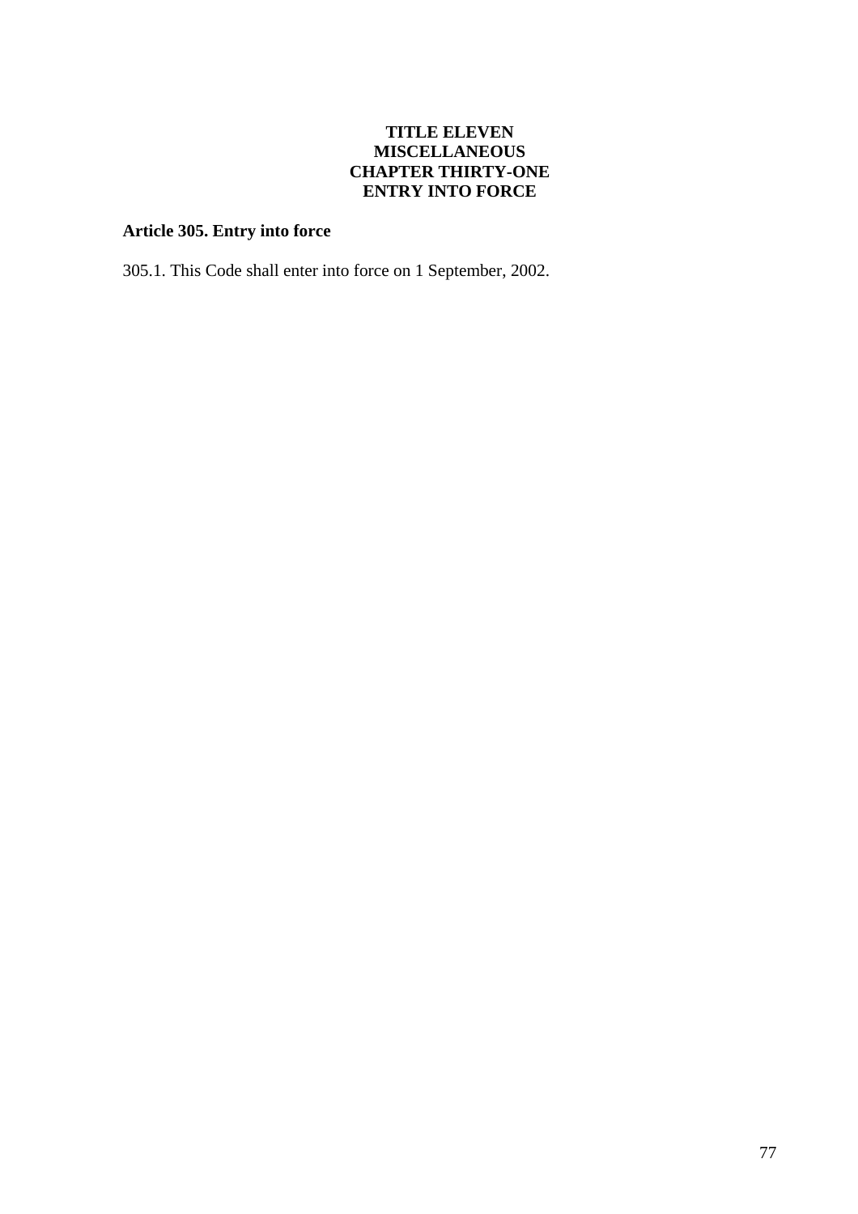# TITLE ELEVEN
# MISCELLANEOUS
## CHAPTER THIRTY-ONE
## ENTRY INTO FORCE

### Article 305. Entry into force

305.1. This Code shall enter into force on 1 September, 2002.